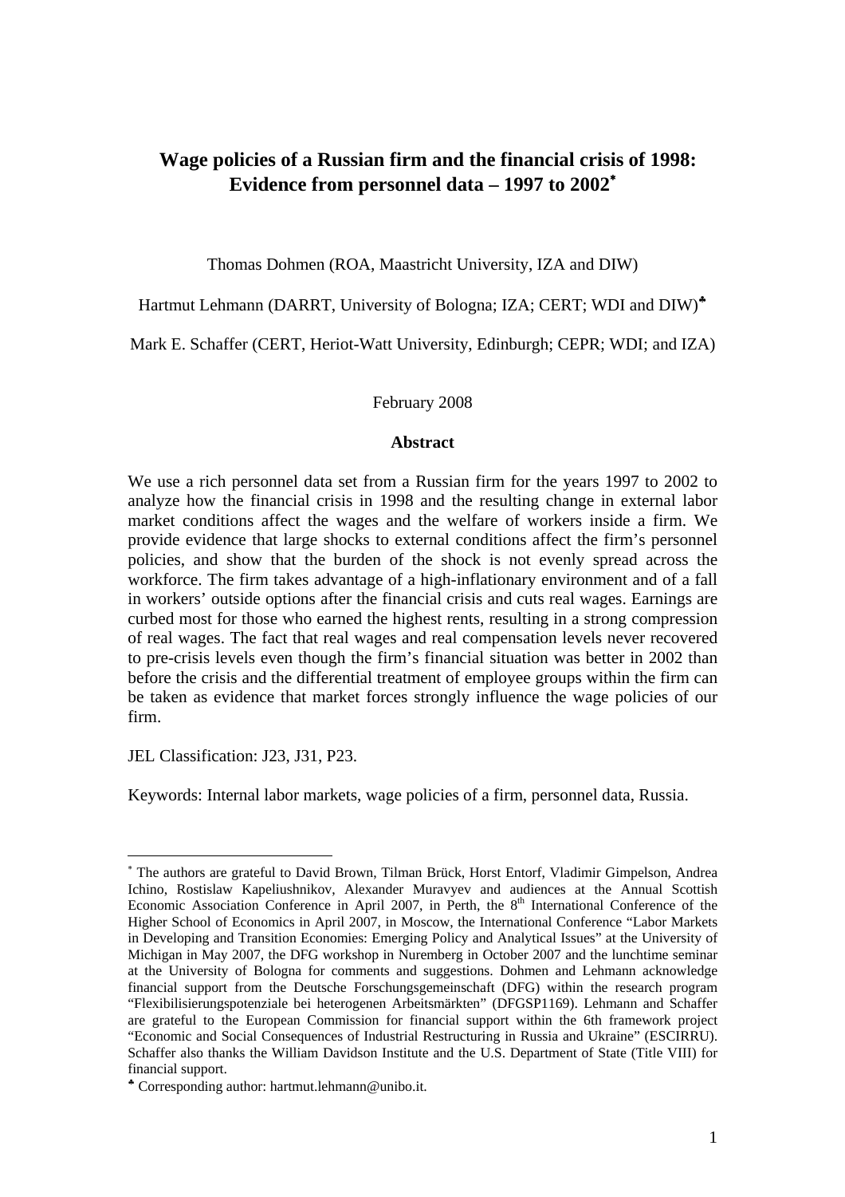# Wage policies of a Russian firm and the financial crisis of 1998: Evidence from personnel data – 1997 to 2002[*]

Thomas Dohmen (ROA, Maastricht University, IZA and DIW)

Hartmut Lehmann (DARRT, University of Bologna; IZA; CERT; WDI and DIW)[♣]

Mark E. Schaffer (CERT, Heriot-Watt University, Edinburgh; CEPR; WDI; and IZA)

February 2008

**Abstract**

We use a rich personnel data set from a Russian firm for the years 1997 to 2002 to analyze how the financial crisis in 1998 and the resulting change in external labor market conditions affect the wages and the welfare of workers inside a firm. We provide evidence that large shocks to external conditions affect the firm's personnel policies, and show that the burden of the shock is not evenly spread across the workforce. The firm takes advantage of a high-inflationary environment and of a fall in workers' outside options after the financial crisis and cuts real wages. Earnings are curbed most for those who earned the highest rents, resulting in a strong compression of real wages. The fact that real wages and real compensation levels never recovered to pre-crisis levels even though the firm's financial situation was better in 2002 than before the crisis and the differential treatment of employee groups within the firm can be taken as evidence that market forces strongly influence the wage policies of our firm.

JEL Classification: J23, J31, P23.

Keywords: Internal labor markets, wage policies of a firm, personnel data, Russia.

---

[*] The authors are grateful to David Brown, Tilman Brück, Horst Entorf, Vladimir Gimpelson, Andrea Ichino, Rostislaw Kapeliushnikov, Alexander Muravyev and audiences at the Annual Scottish Economic Association Conference in April 2007, in Perth, the 8[th] International Conference of the Higher School of Economics in April 2007, in Moscow, the International Conference "Labor Markets in Developing and Transition Economies: Emerging Policy and Analytical Issues" at the University of Michigan in May 2007, the DFG workshop in Nuremberg in October 2007 and the lunchtime seminar at the University of Bologna for comments and suggestions. Dohmen and Lehmann acknowledge financial support from the Deutsche Forschungsgemeinschaft (DFG) within the research program "Flexibilisierungspotenziale bei heterogenen Arbeitsmärkten" (DFGSP1169). Lehmann and Schaffer are grateful to the European Commission for financial support within the 6th framework project "Economic and Social Consequences of Industrial Restructuring in Russia and Ukraine" (ESCIRRU). Schaffer also thanks the William Davidson Institute and the U.S. Department of State (Title VIII) for financial support.

[♣] Corresponding author: hartmut.lehmann@unibo.it.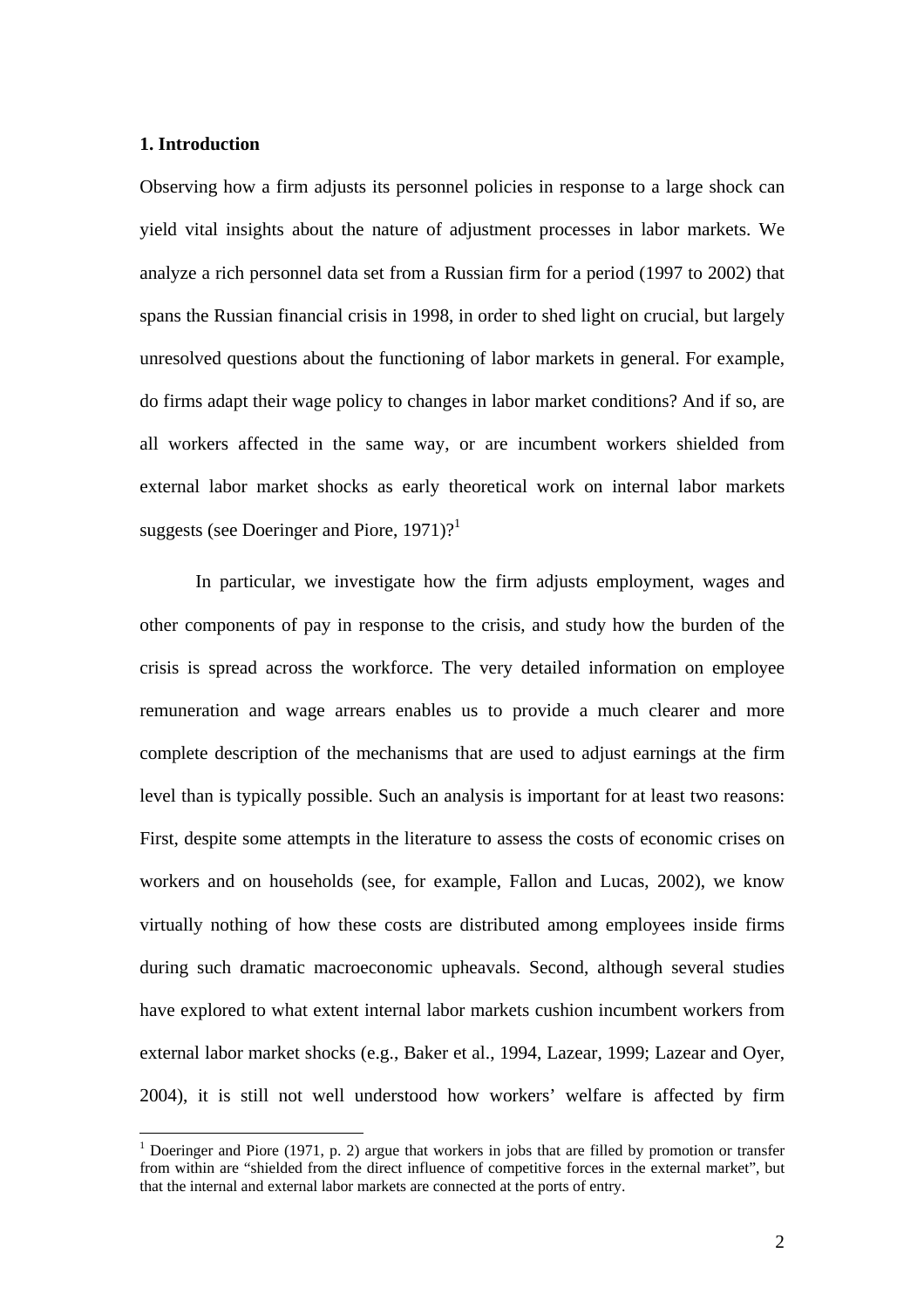## 1. Introduction

Observing how a firm adjusts its personnel policies in response to a large shock can yield vital insights about the nature of adjustment processes in labor markets. We analyze a rich personnel data set from a Russian firm for a period (1997 to 2002) that spans the Russian financial crisis in 1998, in order to shed light on crucial, but largely unresolved questions about the functioning of labor markets in general. For example, do firms adapt their wage policy to changes in labor market conditions? And if so, are all workers affected in the same way, or are incumbent workers shielded from external labor market shocks as early theoretical work on internal labor markets suggests (see Doeringer and Piore, 1971)?[1]

In particular, we investigate how the firm adjusts employment, wages and other components of pay in response to the crisis, and study how the burden of the crisis is spread across the workforce. The very detailed information on employee remuneration and wage arrears enables us to provide a much clearer and more complete description of the mechanisms that are used to adjust earnings at the firm level than is typically possible. Such an analysis is important for at least two reasons: First, despite some attempts in the literature to assess the costs of economic crises on workers and on households (see, for example, Fallon and Lucas, 2002), we know virtually nothing of how these costs are distributed among employees inside firms during such dramatic macroeconomic upheavals. Second, although several studies have explored to what extent internal labor markets cushion incumbent workers from external labor market shocks (e.g., Baker et al., 1994, Lazear, 1999; Lazear and Oyer, 2004), it is still not well understood how workers' welfare is affected by firm

[1] Doeringer and Piore (1971, p. 2) argue that workers in jobs that are filled by promotion or transfer from within are "shielded from the direct influence of competitive forces in the external market", but that the internal and external labor markets are connected at the ports of entry.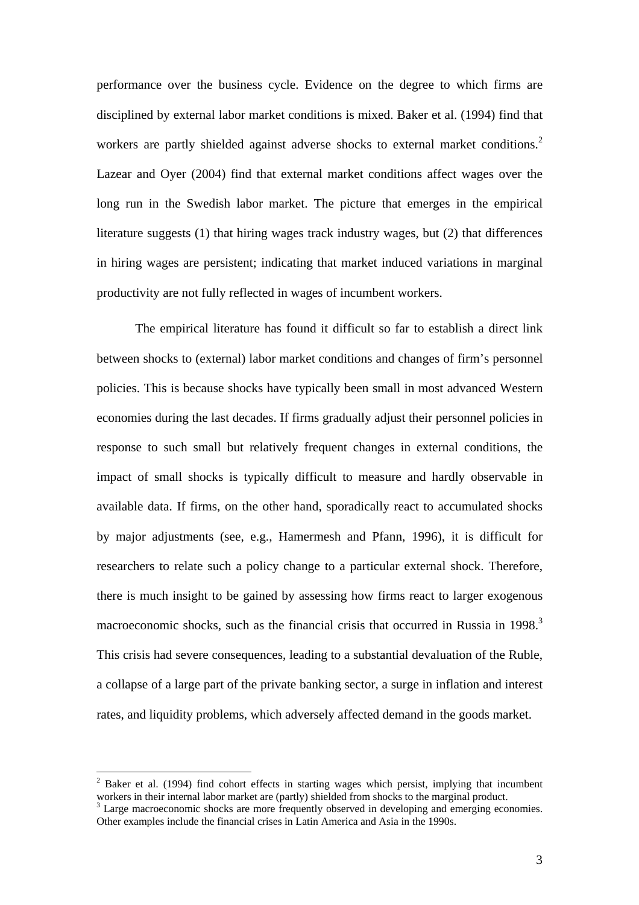performance over the business cycle. Evidence on the degree to which firms are disciplined by external labor market conditions is mixed. Baker et al. (1994) find that workers are partly shielded against adverse shocks to external market conditions.[2] Lazear and Oyer (2004) find that external market conditions affect wages over the long run in the Swedish labor market. The picture that emerges in the empirical literature suggests (1) that hiring wages track industry wages, but (2) that differences in hiring wages are persistent; indicating that market induced variations in marginal productivity are not fully reflected in wages of incumbent workers.

The empirical literature has found it difficult so far to establish a direct link between shocks to (external) labor market conditions and changes of firm's personnel policies. This is because shocks have typically been small in most advanced Western economies during the last decades. If firms gradually adjust their personnel policies in response to such small but relatively frequent changes in external conditions, the impact of small shocks is typically difficult to measure and hardly observable in available data. If firms, on the other hand, sporadically react to accumulated shocks by major adjustments (see, e.g., Hamermesh and Pfann, 1996), it is difficult for researchers to relate such a policy change to a particular external shock. Therefore, there is much insight to be gained by assessing how firms react to larger exogenous macroeconomic shocks, such as the financial crisis that occurred in Russia in 1998.[3] This crisis had severe consequences, leading to a substantial devaluation of the Ruble, a collapse of a large part of the private banking sector, a surge in inflation and interest rates, and liquidity problems, which adversely affected demand in the goods market.

---

[2] Baker et al. (1994) find cohort effects in starting wages which persist, implying that incumbent workers in their internal labor market are (partly) shielded from shocks to the marginal product.

[3] Large macroeconomic shocks are more frequently observed in developing and emerging economies. Other examples include the financial crises in Latin America and Asia in the 1990s.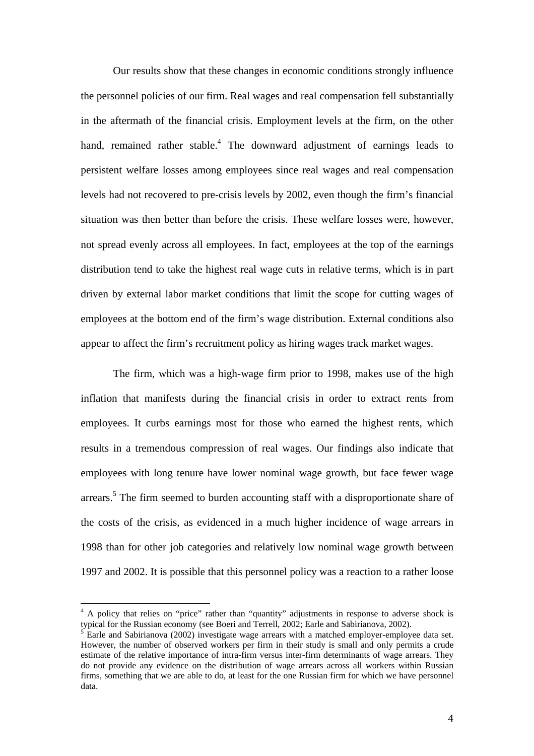Our results show that these changes in economic conditions strongly influence the personnel policies of our firm. Real wages and real compensation fell substantially in the aftermath of the financial crisis. Employment levels at the firm, on the other hand, remained rather stable.[4] The downward adjustment of earnings leads to persistent welfare losses among employees since real wages and real compensation levels had not recovered to pre-crisis levels by 2002, even though the firm's financial situation was then better than before the crisis. These welfare losses were, however, not spread evenly across all employees. In fact, employees at the top of the earnings distribution tend to take the highest real wage cuts in relative terms, which is in part driven by external labor market conditions that limit the scope for cutting wages of employees at the bottom end of the firm's wage distribution. External conditions also appear to affect the firm's recruitment policy as hiring wages track market wages.

The firm, which was a high-wage firm prior to 1998, makes use of the high inflation that manifests during the financial crisis in order to extract rents from employees. It curbs earnings most for those who earned the highest rents, which results in a tremendous compression of real wages. Our findings also indicate that employees with long tenure have lower nominal wage growth, but face fewer wage arrears.[5] The firm seemed to burden accounting staff with a disproportionate share of the costs of the crisis, as evidenced in a much higher incidence of wage arrears in 1998 than for other job categories and relatively low nominal wage growth between 1997 and 2002. It is possible that this personnel policy was a reaction to a rather loose

---

[4] A policy that relies on "price" rather than "quantity" adjustments in response to adverse shock is typical for the Russian economy (see Boeri and Terrell, 2002; Earle and Sabirianova, 2002).

[5] Earle and Sabirianova (2002) investigate wage arrears with a matched employer-employee data set. However, the number of observed workers per firm in their study is small and only permits a crude estimate of the relative importance of intra-firm versus inter-firm determinants of wage arrears. They do not provide any evidence on the distribution of wage arrears across all workers within Russian firms, something that we are able to do, at least for the one Russian firm for which we have personnel data.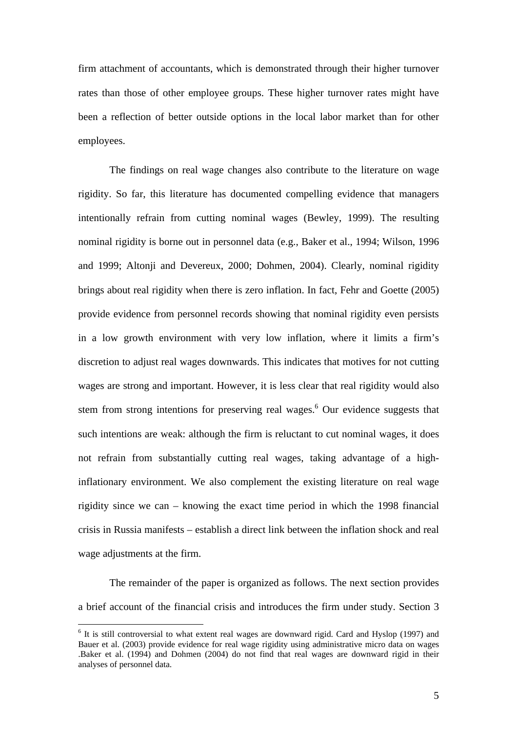firm attachment of accountants, which is demonstrated through their higher turnover rates than those of other employee groups. These higher turnover rates might have been a reflection of better outside options in the local labor market than for other employees.

The findings on real wage changes also contribute to the literature on wage rigidity. So far, this literature has documented compelling evidence that managers intentionally refrain from cutting nominal wages (Bewley, 1999). The resulting nominal rigidity is borne out in personnel data (e.g., Baker et al., 1994; Wilson, 1996 and 1999; Altonji and Devereux, 2000; Dohmen, 2004). Clearly, nominal rigidity brings about real rigidity when there is zero inflation. In fact, Fehr and Goette (2005) provide evidence from personnel records showing that nominal rigidity even persists in a low growth environment with very low inflation, where it limits a firm's discretion to adjust real wages downwards. This indicates that motives for not cutting wages are strong and important. However, it is less clear that real rigidity would also stem from strong intentions for preserving real wages.[6] Our evidence suggests that such intentions are weak: although the firm is reluctant to cut nominal wages, it does not refrain from substantially cutting real wages, taking advantage of a high-inflationary environment. We also complement the existing literature on real wage rigidity since we can – knowing the exact time period in which the 1998 financial crisis in Russia manifests – establish a direct link between the inflation shock and real wage adjustments at the firm.

The remainder of the paper is organized as follows. The next section provides a brief account of the financial crisis and introduces the firm under study. Section 3

---

[6] It is still controversial to what extent real wages are downward rigid. Card and Hyslop (1997) and Bauer et al. (2003) provide evidence for real wage rigidity using administrative micro data on wages .Baker et al. (1994) and Dohmen (2004) do not find that real wages are downward rigid in their analyses of personnel data.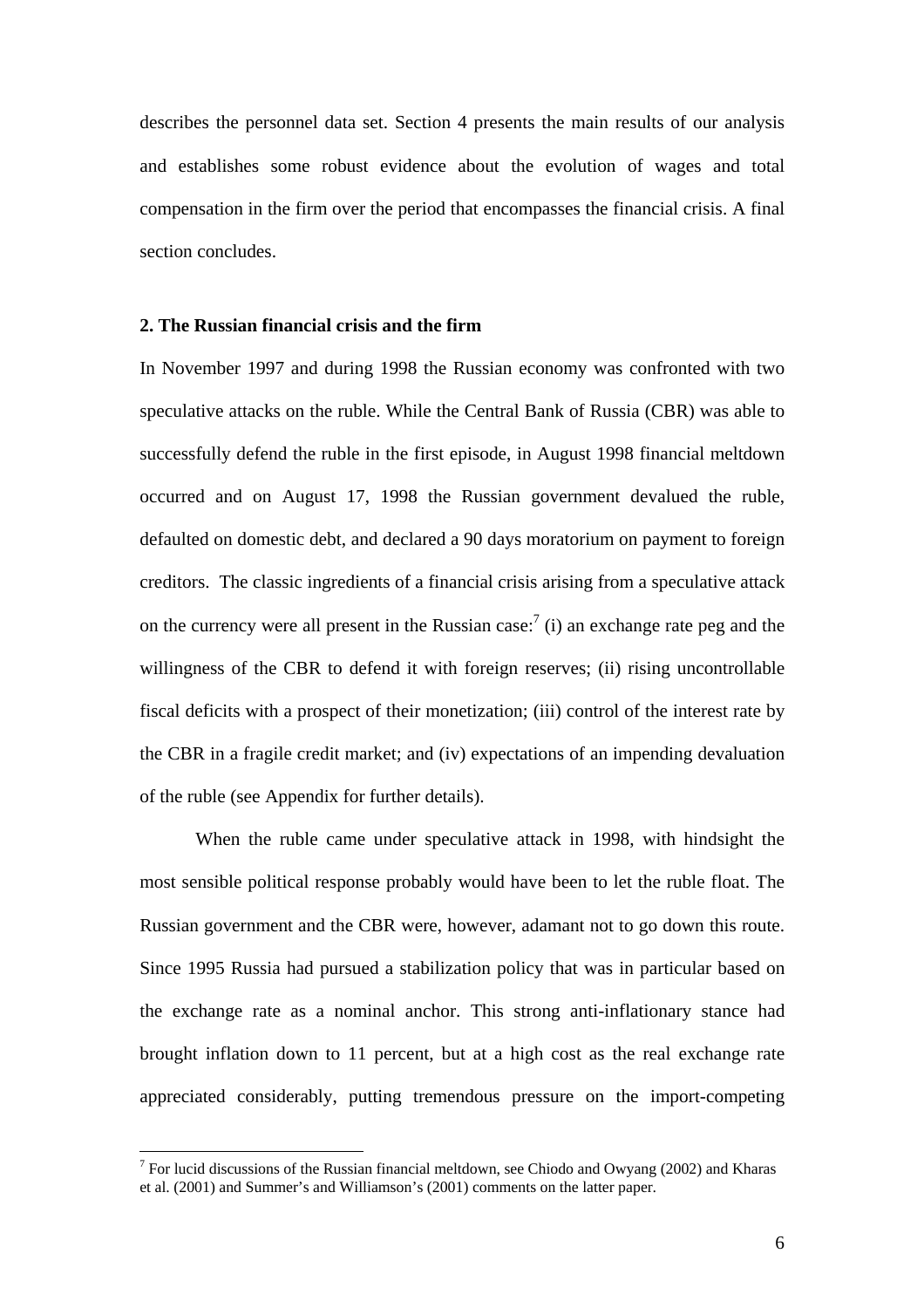describes the personnel data set. Section 4 presents the main results of our analysis and establishes some robust evidence about the evolution of wages and total compensation in the firm over the period that encompasses the financial crisis. A final section concludes.

## 2. The Russian financial crisis and the firm

In November 1997 and during 1998 the Russian economy was confronted with two speculative attacks on the ruble. While the Central Bank of Russia (CBR) was able to successfully defend the ruble in the first episode, in August 1998 financial meltdown occurred and on August 17, 1998 the Russian government devalued the ruble, defaulted on domestic debt, and declared a 90 days moratorium on payment to foreign creditors. The classic ingredients of a financial crisis arising from a speculative attack on the currency were all present in the Russian case:[7] (i) an exchange rate peg and the willingness of the CBR to defend it with foreign reserves; (ii) rising uncontrollable fiscal deficits with a prospect of their monetization; (iii) control of the interest rate by the CBR in a fragile credit market; and (iv) expectations of an impending devaluation of the ruble (see Appendix for further details).

When the ruble came under speculative attack in 1998, with hindsight the most sensible political response probably would have been to let the ruble float. The Russian government and the CBR were, however, adamant not to go down this route. Since 1995 Russia had pursued a stabilization policy that was in particular based on the exchange rate as a nominal anchor. This strong anti-inflationary stance had brought inflation down to 11 percent, but at a high cost as the real exchange rate appreciated considerably, putting tremendous pressure on the import-competing

[7] For lucid discussions of the Russian financial meltdown, see Chiodo and Owyang (2002) and Kharas et al. (2001) and Summer's and Williamson's (2001) comments on the latter paper.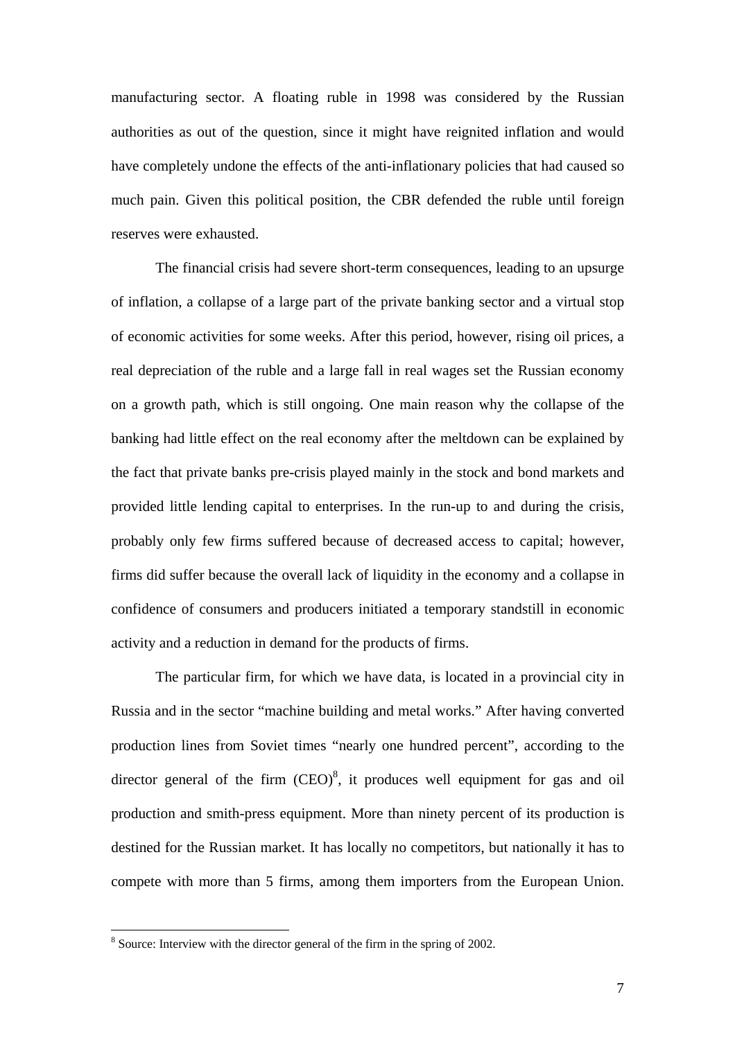manufacturing sector. A floating ruble in 1998 was considered by the Russian authorities as out of the question, since it might have reignited inflation and would have completely undone the effects of the anti-inflationary policies that had caused so much pain. Given this political position, the CBR defended the ruble until foreign reserves were exhausted.

The financial crisis had severe short-term consequences, leading to an upsurge of inflation, a collapse of a large part of the private banking sector and a virtual stop of economic activities for some weeks. After this period, however, rising oil prices, a real depreciation of the ruble and a large fall in real wages set the Russian economy on a growth path, which is still ongoing. One main reason why the collapse of the banking had little effect on the real economy after the meltdown can be explained by the fact that private banks pre-crisis played mainly in the stock and bond markets and provided little lending capital to enterprises. In the run-up to and during the crisis, probably only few firms suffered because of decreased access to capital; however, firms did suffer because the overall lack of liquidity in the economy and a collapse in confidence of consumers and producers initiated a temporary standstill in economic activity and a reduction in demand for the products of firms.

The particular firm, for which we have data, is located in a provincial city in Russia and in the sector "machine building and metal works." After having converted production lines from Soviet times "nearly one hundred percent", according to the director general of the firm (CEO)[8], it produces well equipment for gas and oil production and smith-press equipment. More than ninety percent of its production is destined for the Russian market. It has locally no competitors, but nationally it has to compete with more than 5 firms, among them importers from the European Union.

[8] Source: Interview with the director general of the firm in the spring of 2002.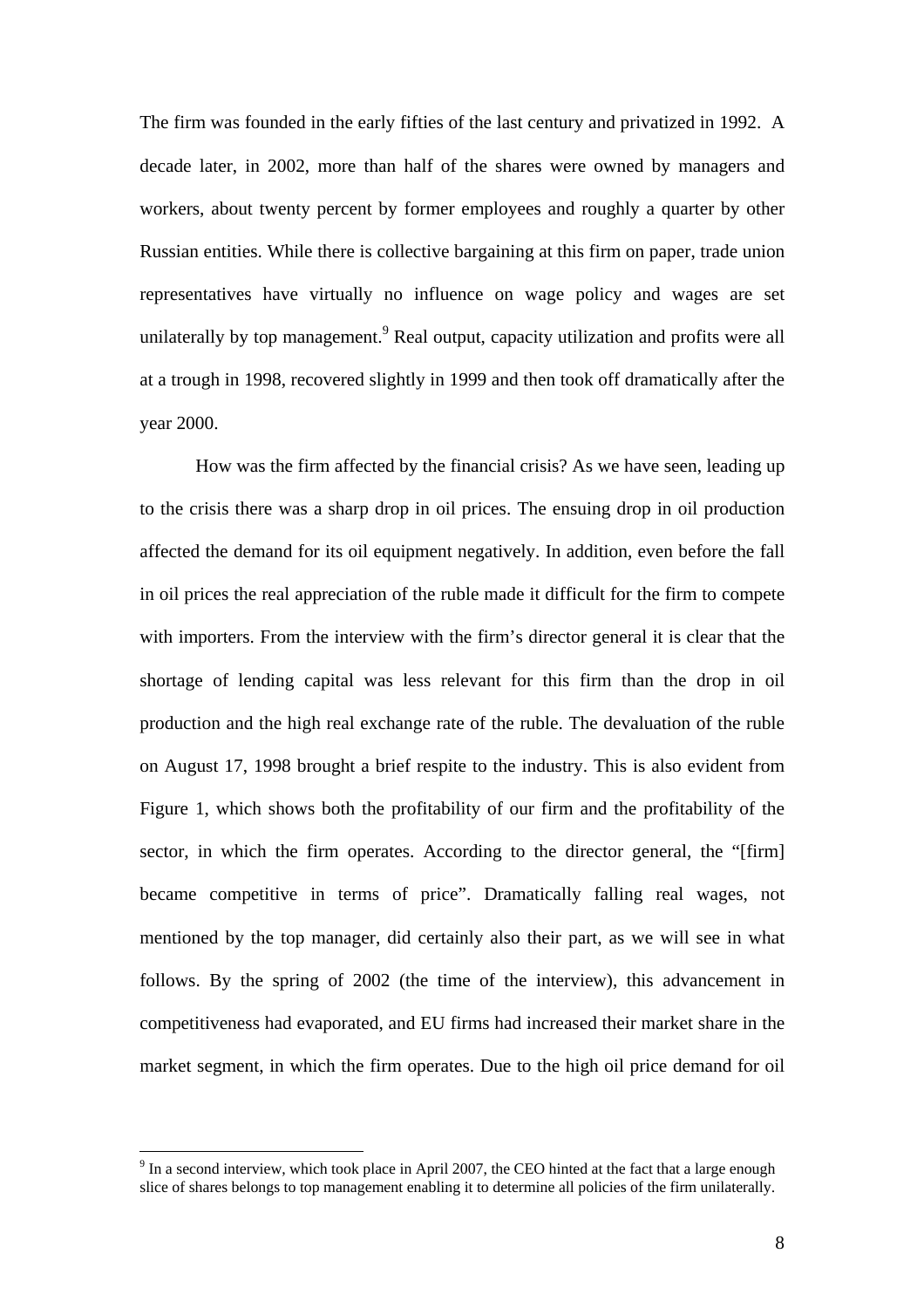The firm was founded in the early fifties of the last century and privatized in 1992. A decade later, in 2002, more than half of the shares were owned by managers and workers, about twenty percent by former employees and roughly a quarter by other Russian entities. While there is collective bargaining at this firm on paper, trade union representatives have virtually no influence on wage policy and wages are set unilaterally by top management.[9] Real output, capacity utilization and profits were all at a trough in 1998, recovered slightly in 1999 and then took off dramatically after the year 2000.

How was the firm affected by the financial crisis? As we have seen, leading up to the crisis there was a sharp drop in oil prices. The ensuing drop in oil production affected the demand for its oil equipment negatively. In addition, even before the fall in oil prices the real appreciation of the ruble made it difficult for the firm to compete with importers. From the interview with the firm's director general it is clear that the shortage of lending capital was less relevant for this firm than the drop in oil production and the high real exchange rate of the ruble. The devaluation of the ruble on August 17, 1998 brought a brief respite to the industry. This is also evident from Figure 1, which shows both the profitability of our firm and the profitability of the sector, in which the firm operates. According to the director general, the "[firm] became competitive in terms of price". Dramatically falling real wages, not mentioned by the top manager, did certainly also their part, as we will see in what follows. By the spring of 2002 (the time of the interview), this advancement in competitiveness had evaporated, and EU firms had increased their market share in the market segment, in which the firm operates. Due to the high oil price demand for oil

[9] In a second interview, which took place in April 2007, the CEO hinted at the fact that a large enough slice of shares belongs to top management enabling it to determine all policies of the firm unilaterally.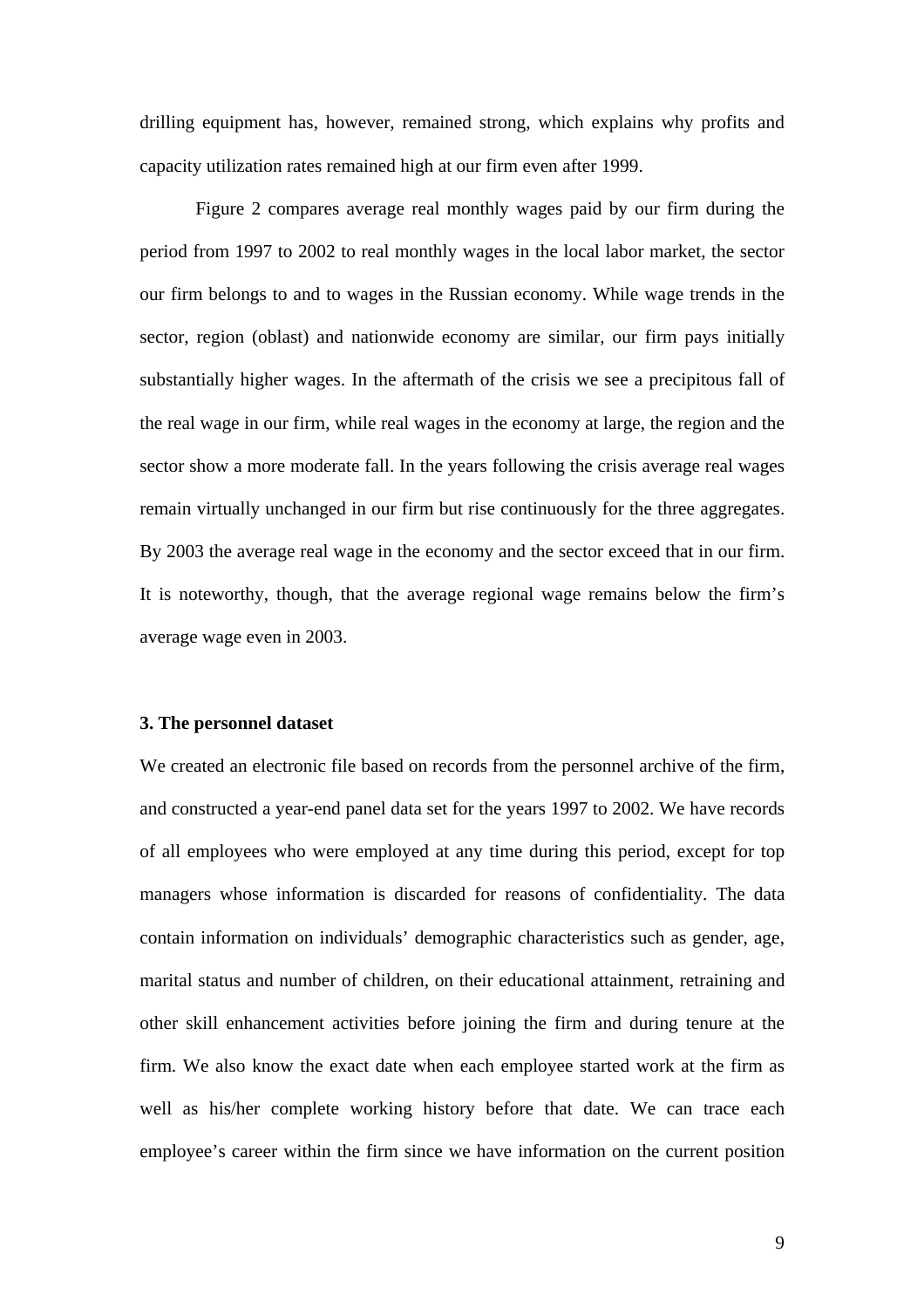drilling equipment has, however, remained strong, which explains why profits and capacity utilization rates remained high at our firm even after 1999.

Figure 2 compares average real monthly wages paid by our firm during the period from 1997 to 2002 to real monthly wages in the local labor market, the sector our firm belongs to and to wages in the Russian economy. While wage trends in the sector, region (oblast) and nationwide economy are similar, our firm pays initially substantially higher wages. In the aftermath of the crisis we see a precipitous fall of the real wage in our firm, while real wages in the economy at large, the region and the sector show a more moderate fall. In the years following the crisis average real wages remain virtually unchanged in our firm but rise continuously for the three aggregates. By 2003 the average real wage in the economy and the sector exceed that in our firm. It is noteworthy, though, that the average regional wage remains below the firm's average wage even in 2003.

### 3. The personnel dataset

We created an electronic file based on records from the personnel archive of the firm, and constructed a year-end panel data set for the years 1997 to 2002. We have records of all employees who were employed at any time during this period, except for top managers whose information is discarded for reasons of confidentiality. The data contain information on individuals' demographic characteristics such as gender, age, marital status and number of children, on their educational attainment, retraining and other skill enhancement activities before joining the firm and during tenure at the firm. We also know the exact date when each employee started work at the firm as well as his/her complete working history before that date. We can trace each employee's career within the firm since we have information on the current position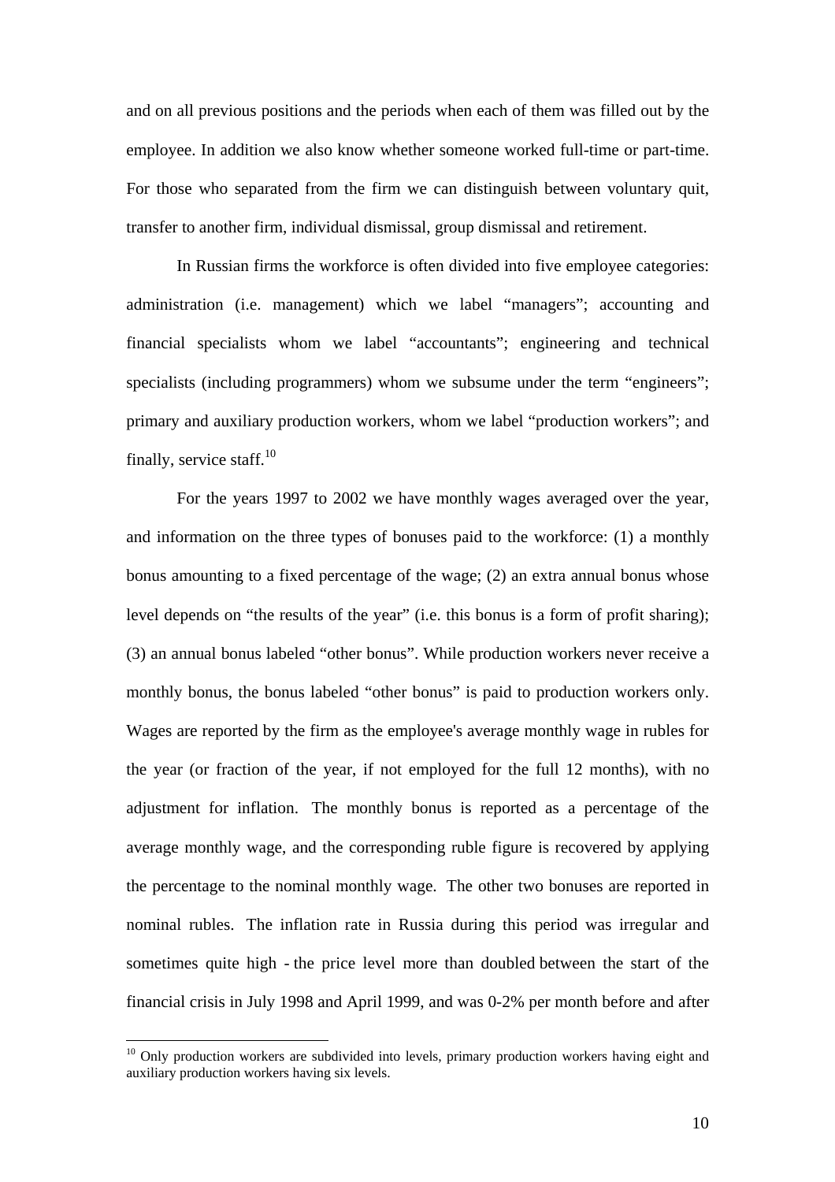and on all previous positions and the periods when each of them was filled out by the employee. In addition we also know whether someone worked full-time or part-time. For those who separated from the firm we can distinguish between voluntary quit, transfer to another firm, individual dismissal, group dismissal and retirement.

In Russian firms the workforce is often divided into five employee categories: administration (i.e. management) which we label "managers"; accounting and financial specialists whom we label "accountants"; engineering and technical specialists (including programmers) whom we subsume under the term "engineers"; primary and auxiliary production workers, whom we label "production workers"; and finally, service staff.[10]

For the years 1997 to 2002 we have monthly wages averaged over the year, and information on the three types of bonuses paid to the workforce: (1) a monthly bonus amounting to a fixed percentage of the wage; (2) an extra annual bonus whose level depends on "the results of the year" (i.e. this bonus is a form of profit sharing); (3) an annual bonus labeled "other bonus". While production workers never receive a monthly bonus, the bonus labeled "other bonus" is paid to production workers only. Wages are reported by the firm as the employee's average monthly wage in rubles for the year (or fraction of the year, if not employed for the full 12 months), with no adjustment for inflation. The monthly bonus is reported as a percentage of the average monthly wage, and the corresponding ruble figure is recovered by applying the percentage to the nominal monthly wage. The other two bonuses are reported in nominal rubles. The inflation rate in Russia during this period was irregular and sometimes quite high - the price level more than doubled between the start of the financial crisis in July 1998 and April 1999, and was 0-2% per month before and after

[10] Only production workers are subdivided into levels, primary production workers having eight and auxiliary production workers having six levels.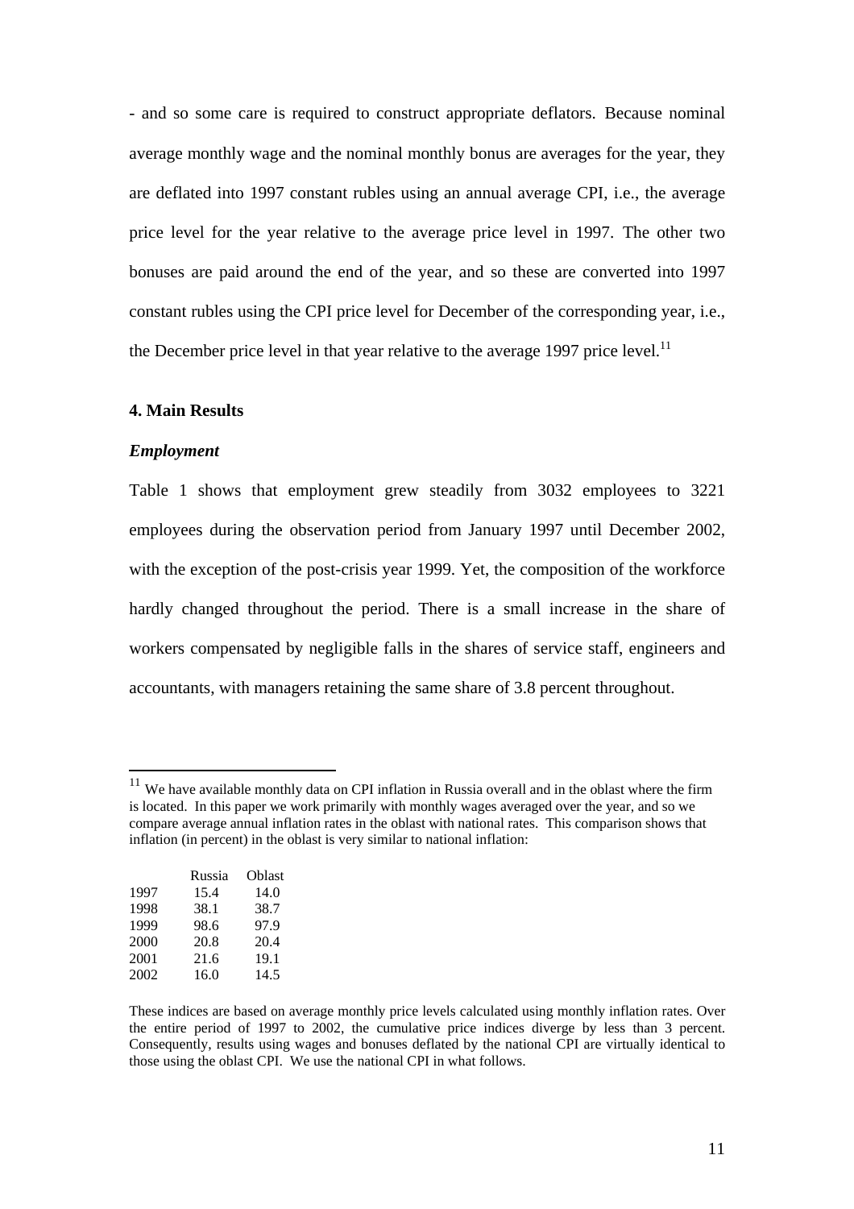- and so some care is required to construct appropriate deflators. Because nominal average monthly wage and the nominal monthly bonus are averages for the year, they are deflated into 1997 constant rubles using an annual average CPI, i.e., the average price level for the year relative to the average price level in 1997. The other two bonuses are paid around the end of the year, and so these are converted into 1997 constant rubles using the CPI price level for December of the corresponding year, i.e., the December price level in that year relative to the average 1997 price level.[11]

## 4. Main Results

### *Employment*

Table 1 shows that employment grew steadily from 3032 employees to 3221 employees during the observation period from January 1997 until December 2002, with the exception of the post-crisis year 1999. Yet, the composition of the workforce hardly changed throughout the period. There is a small increase in the share of workers compensated by negligible falls in the shares of service staff, engineers and accountants, with managers retaining the same share of 3.8 percent throughout.

---

[11] We have available monthly data on CPI inflation in Russia overall and in the oblast where the firm is located. In this paper we work primarily with monthly wages averaged over the year, and so we compare average annual inflation rates in the oblast with national rates. This comparison shows that inflation (in percent) in the oblast is very similar to national inflation:

| | Russia | Oblast |
|---|---|---|
| 1997 | 15.4 | 14.0 |
| 1998 | 38.1 | 38.7 |
| 1999 | 98.6 | 97.9 |
| 2000 | 20.8 | 20.4 |
| 2001 | 21.6 | 19.1 |
| 2002 | 16.0 | 14.5 |

These indices are based on average monthly price levels calculated using monthly inflation rates. Over the entire period of 1997 to 2002, the cumulative price indices diverge by less than 3 percent. Consequently, results using wages and bonuses deflated by the national CPI are virtually identical to those using the oblast CPI. We use the national CPI in what follows.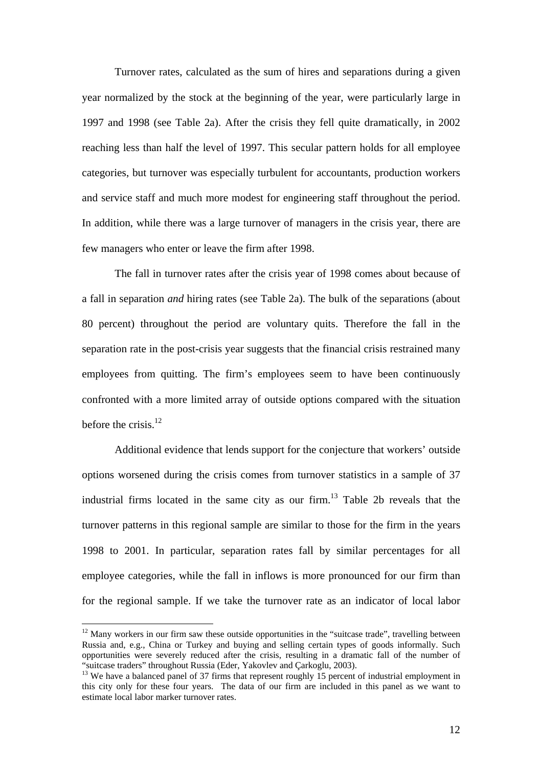Turnover rates, calculated as the sum of hires and separations during a given year normalized by the stock at the beginning of the year, were particularly large in 1997 and 1998 (see Table 2a). After the crisis they fell quite dramatically, in 2002 reaching less than half the level of 1997. This secular pattern holds for all employee categories, but turnover was especially turbulent for accountants, production workers and service staff and much more modest for engineering staff throughout the period. In addition, while there was a large turnover of managers in the crisis year, there are few managers who enter or leave the firm after 1998.

The fall in turnover rates after the crisis year of 1998 comes about because of a fall in separation *and* hiring rates (see Table 2a). The bulk of the separations (about 80 percent) throughout the period are voluntary quits. Therefore the fall in the separation rate in the post-crisis year suggests that the financial crisis restrained many employees from quitting. The firm's employees seem to have been continuously confronted with a more limited array of outside options compared with the situation before the crisis.[12]

Additional evidence that lends support for the conjecture that workers' outside options worsened during the crisis comes from turnover statistics in a sample of 37 industrial firms located in the same city as our firm.[13] Table 2b reveals that the turnover patterns in this regional sample are similar to those for the firm in the years 1998 to 2001. In particular, separation rates fall by similar percentages for all employee categories, while the fall in inflows is more pronounced for our firm than for the regional sample. If we take the turnover rate as an indicator of local labor

---

[12] Many workers in our firm saw these outside opportunities in the "suitcase trade", travelling between Russia and, e.g., China or Turkey and buying and selling certain types of goods informally. Such opportunities were severely reduced after the crisis, resulting in a dramatic fall of the number of "suitcase traders" throughout Russia (Eder, Yakovlev and Çarkoglu, 2003).

[13] We have a balanced panel of 37 firms that represent roughly 15 percent of industrial employment in this city only for these four years. The data of our firm are included in this panel as we want to estimate local labor marker turnover rates.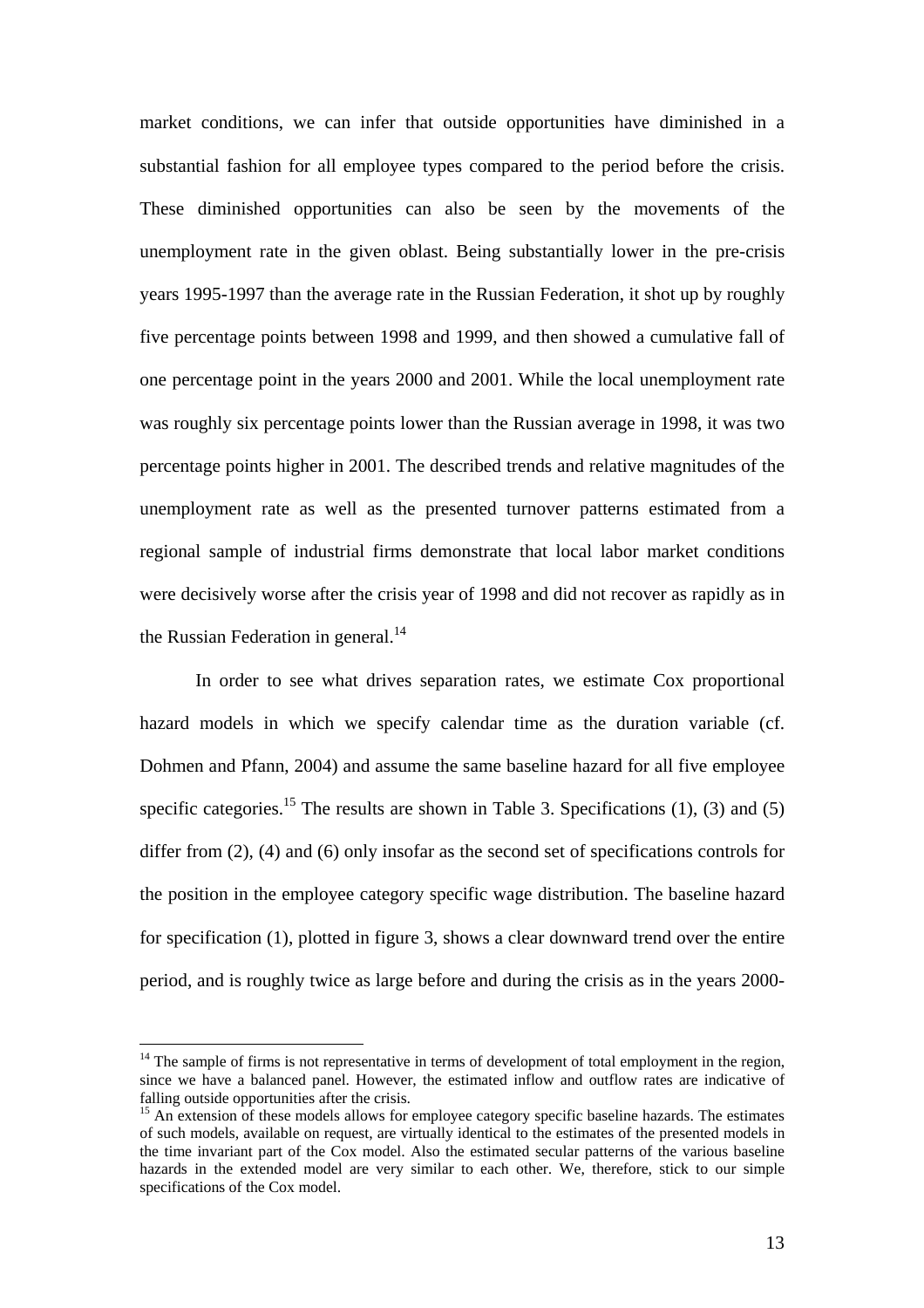market conditions, we can infer that outside opportunities have diminished in a substantial fashion for all employee types compared to the period before the crisis. These diminished opportunities can also be seen by the movements of the unemployment rate in the given oblast. Being substantially lower in the pre-crisis years 1995-1997 than the average rate in the Russian Federation, it shot up by roughly five percentage points between 1998 and 1999, and then showed a cumulative fall of one percentage point in the years 2000 and 2001. While the local unemployment rate was roughly six percentage points lower than the Russian average in 1998, it was two percentage points higher in 2001. The described trends and relative magnitudes of the unemployment rate as well as the presented turnover patterns estimated from a regional sample of industrial firms demonstrate that local labor market conditions were decisively worse after the crisis year of 1998 and did not recover as rapidly as in the Russian Federation in general.[14]

In order to see what drives separation rates, we estimate Cox proportional hazard models in which we specify calendar time as the duration variable (cf. Dohmen and Pfann, 2004) and assume the same baseline hazard for all five employee specific categories.[15] The results are shown in Table 3. Specifications (1), (3) and (5) differ from (2), (4) and (6) only insofar as the second set of specifications controls for the position in the employee category specific wage distribution. The baseline hazard for specification (1), plotted in figure 3, shows a clear downward trend over the entire period, and is roughly twice as large before and during the crisis as in the years 2000-

---

[14] The sample of firms is not representative in terms of development of total employment in the region, since we have a balanced panel. However, the estimated inflow and outflow rates are indicative of falling outside opportunities after the crisis.

[15] An extension of these models allows for employee category specific baseline hazards. The estimates of such models, available on request, are virtually identical to the estimates of the presented models in the time invariant part of the Cox model. Also the estimated secular patterns of the various baseline hazards in the extended model are very similar to each other. We, therefore, stick to our simple specifications of the Cox model.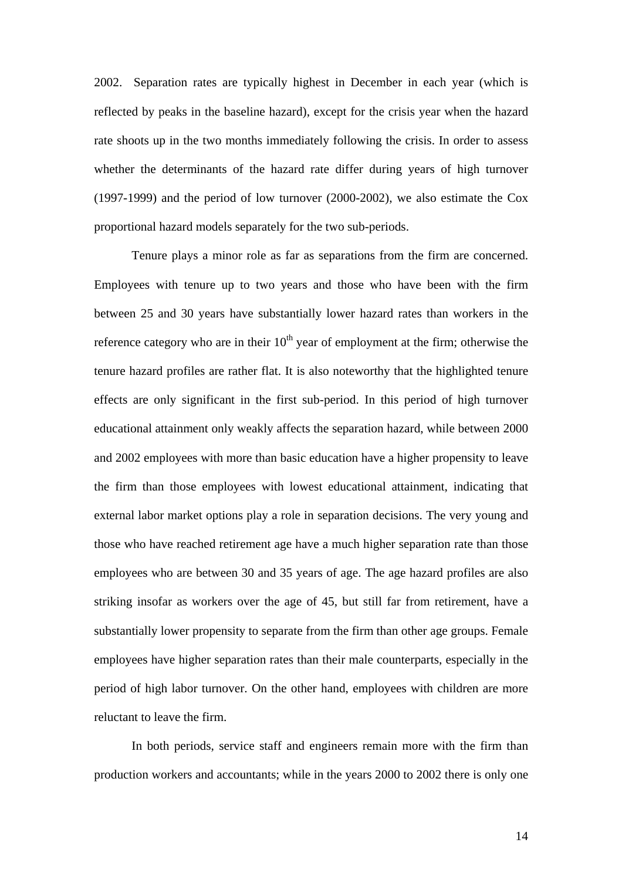2002. Separation rates are typically highest in December in each year (which is reflected by peaks in the baseline hazard), except for the crisis year when the hazard rate shoots up in the two months immediately following the crisis. In order to assess whether the determinants of the hazard rate differ during years of high turnover (1997-1999) and the period of low turnover (2000-2002), we also estimate the Cox proportional hazard models separately for the two sub-periods.

Tenure plays a minor role as far as separations from the firm are concerned. Employees with tenure up to two years and those who have been with the firm between 25 and 30 years have substantially lower hazard rates than workers in the reference category who are in their 10th year of employment at the firm; otherwise the tenure hazard profiles are rather flat. It is also noteworthy that the highlighted tenure effects are only significant in the first sub-period. In this period of high turnover educational attainment only weakly affects the separation hazard, while between 2000 and 2002 employees with more than basic education have a higher propensity to leave the firm than those employees with lowest educational attainment, indicating that external labor market options play a role in separation decisions. The very young and those who have reached retirement age have a much higher separation rate than those employees who are between 30 and 35 years of age. The age hazard profiles are also striking insofar as workers over the age of 45, but still far from retirement, have a substantially lower propensity to separate from the firm than other age groups. Female employees have higher separation rates than their male counterparts, especially in the period of high labor turnover. On the other hand, employees with children are more reluctant to leave the firm.

In both periods, service staff and engineers remain more with the firm than production workers and accountants; while in the years 2000 to 2002 there is only one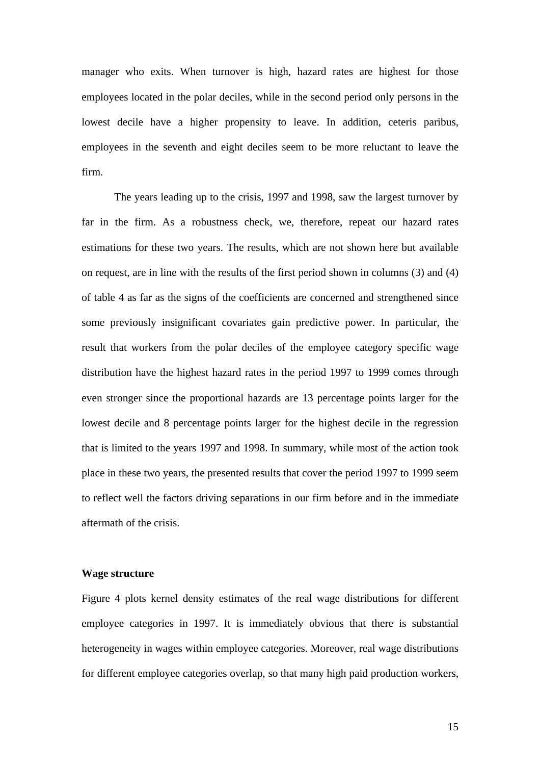manager who exits. When turnover is high, hazard rates are highest for those employees located in the polar deciles, while in the second period only persons in the lowest decile have a higher propensity to leave. In addition, ceteris paribus, employees in the seventh and eight deciles seem to be more reluctant to leave the firm.

The years leading up to the crisis, 1997 and 1998, saw the largest turnover by far in the firm. As a robustness check, we, therefore, repeat our hazard rates estimations for these two years. The results, which are not shown here but available on request, are in line with the results of the first period shown in columns (3) and (4) of table 4 as far as the signs of the coefficients are concerned and strengthened since some previously insignificant covariates gain predictive power. In particular, the result that workers from the polar deciles of the employee category specific wage distribution have the highest hazard rates in the period 1997 to 1999 comes through even stronger since the proportional hazards are 13 percentage points larger for the lowest decile and 8 percentage points larger for the highest decile in the regression that is limited to the years 1997 and 1998. In summary, while most of the action took place in these two years, the presented results that cover the period 1997 to 1999 seem to reflect well the factors driving separations in our firm before and in the immediate aftermath of the crisis.

**Wage structure**

Figure 4 plots kernel density estimates of the real wage distributions for different employee categories in 1997. It is immediately obvious that there is substantial heterogeneity in wages within employee categories. Moreover, real wage distributions for different employee categories overlap, so that many high paid production workers,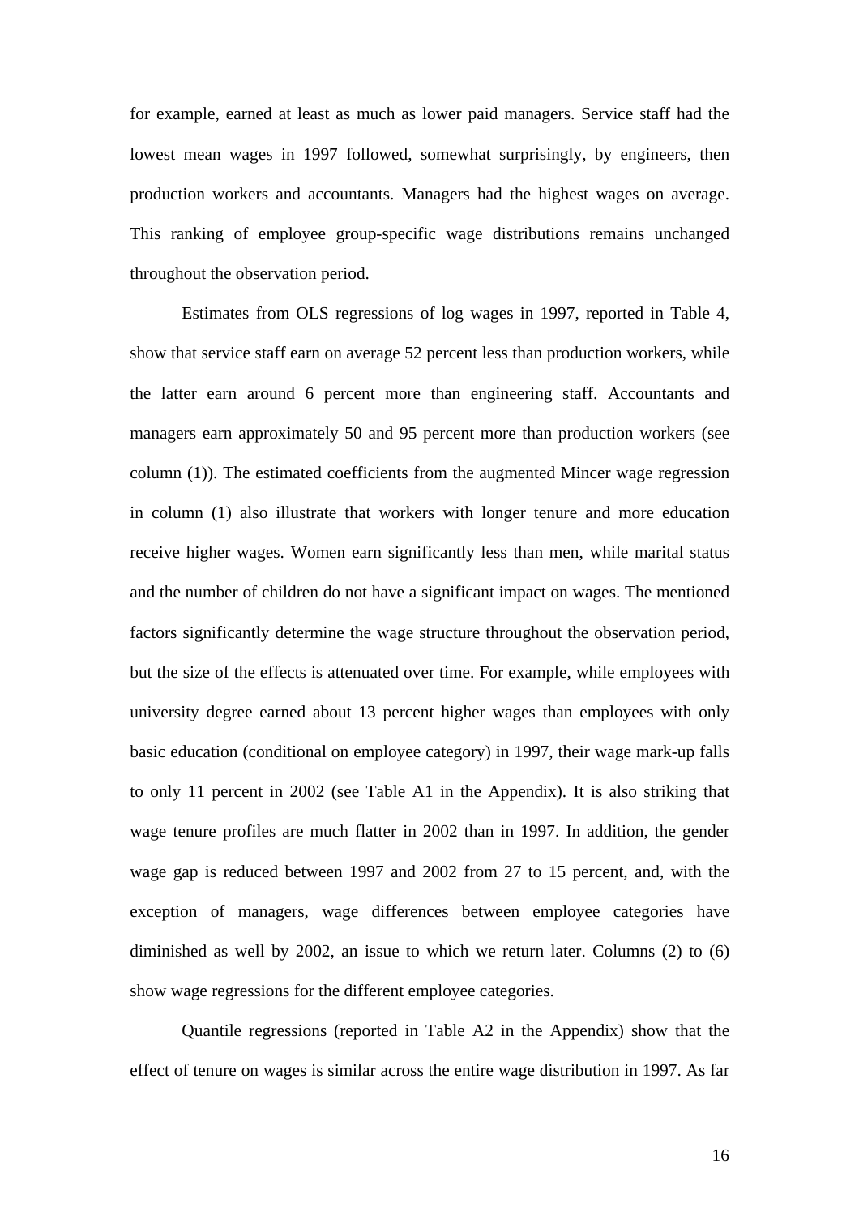for example, earned at least as much as lower paid managers. Service staff had the lowest mean wages in 1997 followed, somewhat surprisingly, by engineers, then production workers and accountants. Managers had the highest wages on average. This ranking of employee group-specific wage distributions remains unchanged throughout the observation period.

Estimates from OLS regressions of log wages in 1997, reported in Table 4, show that service staff earn on average 52 percent less than production workers, while the latter earn around 6 percent more than engineering staff. Accountants and managers earn approximately 50 and 95 percent more than production workers (see column (1)). The estimated coefficients from the augmented Mincer wage regression in column (1) also illustrate that workers with longer tenure and more education receive higher wages. Women earn significantly less than men, while marital status and the number of children do not have a significant impact on wages. The mentioned factors significantly determine the wage structure throughout the observation period, but the size of the effects is attenuated over time. For example, while employees with university degree earned about 13 percent higher wages than employees with only basic education (conditional on employee category) in 1997, their wage mark-up falls to only 11 percent in 2002 (see Table A1 in the Appendix). It is also striking that wage tenure profiles are much flatter in 2002 than in 1997. In addition, the gender wage gap is reduced between 1997 and 2002 from 27 to 15 percent, and, with the exception of managers, wage differences between employee categories have diminished as well by 2002, an issue to which we return later. Columns (2) to (6) show wage regressions for the different employee categories.

Quantile regressions (reported in Table A2 in the Appendix) show that the effect of tenure on wages is similar across the entire wage distribution in 1997. As far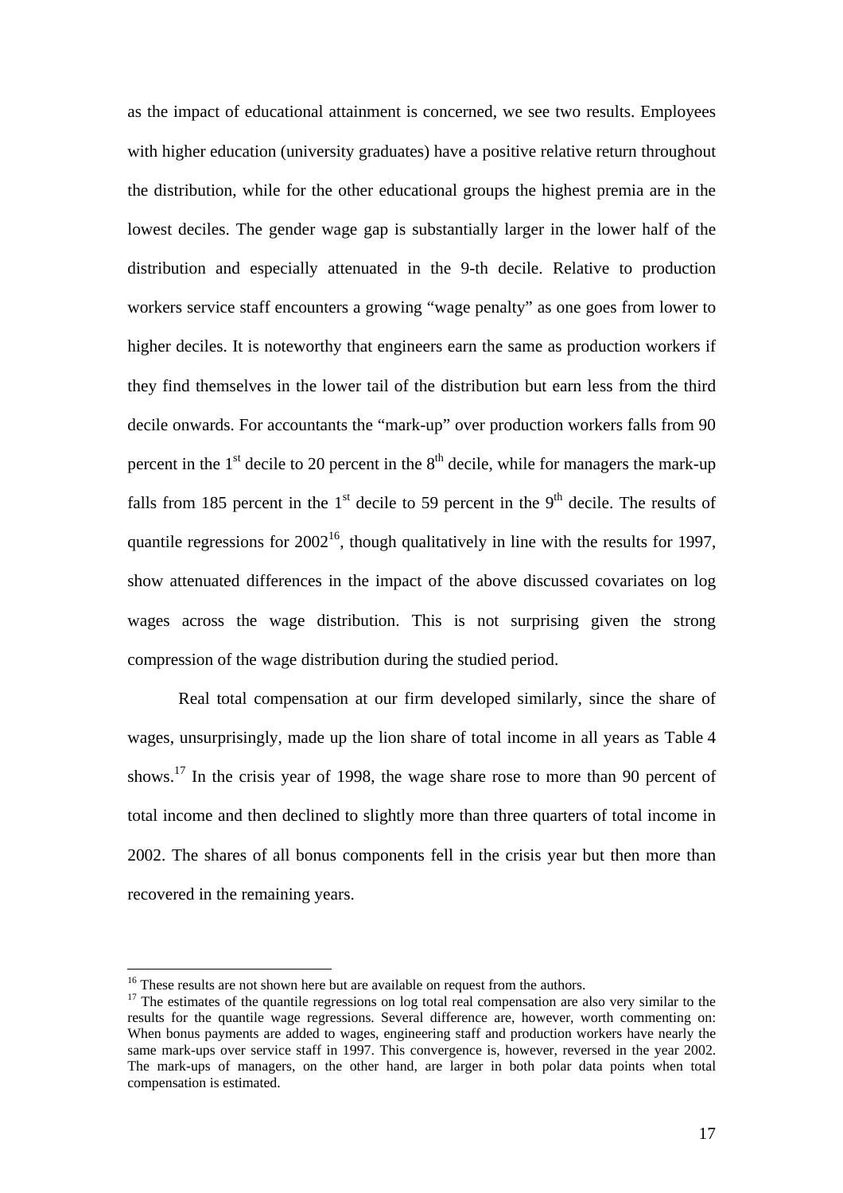as the impact of educational attainment is concerned, we see two results. Employees with higher education (university graduates) have a positive relative return throughout the distribution, while for the other educational groups the highest premia are in the lowest deciles. The gender wage gap is substantially larger in the lower half of the distribution and especially attenuated in the 9-th decile. Relative to production workers service staff encounters a growing "wage penalty" as one goes from lower to higher deciles. It is noteworthy that engineers earn the same as production workers if they find themselves in the lower tail of the distribution but earn less from the third decile onwards. For accountants the "mark-up" over production workers falls from 90 percent in the 1st decile to 20 percent in the 8th decile, while for managers the mark-up falls from 185 percent in the 1st decile to 59 percent in the 9th decile. The results of quantile regressions for 2002[16], though qualitatively in line with the results for 1997, show attenuated differences in the impact of the above discussed covariates on log wages across the wage distribution. This is not surprising given the strong compression of the wage distribution during the studied period.

Real total compensation at our firm developed similarly, since the share of wages, unsurprisingly, made up the lion share of total income in all years as Table 4 shows.[17] In the crisis year of 1998, the wage share rose to more than 90 percent of total income and then declined to slightly more than three quarters of total income in 2002. The shares of all bonus components fell in the crisis year but then more than recovered in the remaining years.

---

[16] These results are not shown here but are available on request from the authors.

[17] The estimates of the quantile regressions on log total real compensation are also very similar to the results for the quantile wage regressions. Several difference are, however, worth commenting on: When bonus payments are added to wages, engineering staff and production workers have nearly the same mark-ups over service staff in 1997. This convergence is, however, reversed in the year 2002. The mark-ups of managers, on the other hand, are larger in both polar data points when total compensation is estimated.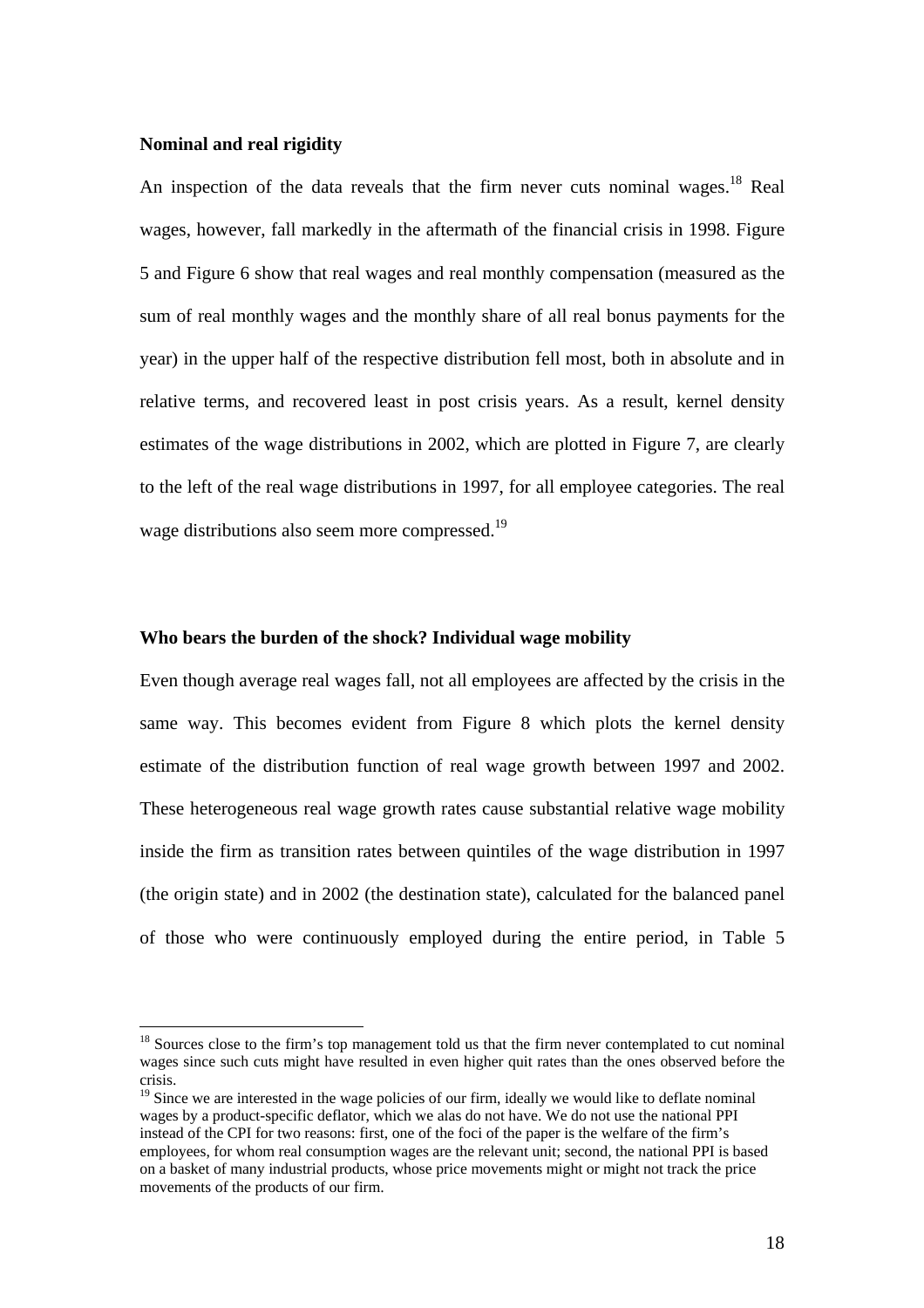**Nominal and real rigidity**

An inspection of the data reveals that the firm never cuts nominal wages.[18] Real wages, however, fall markedly in the aftermath of the financial crisis in 1998. Figure 5 and Figure 6 show that real wages and real monthly compensation (measured as the sum of real monthly wages and the monthly share of all real bonus payments for the year) in the upper half of the respective distribution fell most, both in absolute and in relative terms, and recovered least in post crisis years. As a result, kernel density estimates of the wage distributions in 2002, which are plotted in Figure 7, are clearly to the left of the real wage distributions in 1997, for all employee categories. The real wage distributions also seem more compressed.[19]

**Who bears the burden of the shock? Individual wage mobility**

Even though average real wages fall, not all employees are affected by the crisis in the same way. This becomes evident from Figure 8 which plots the kernel density estimate of the distribution function of real wage growth between 1997 and 2002. These heterogeneous real wage growth rates cause substantial relative wage mobility inside the firm as transition rates between quintiles of the wage distribution in 1997 (the origin state) and in 2002 (the destination state), calculated for the balanced panel of those who were continuously employed during the entire period, in Table 5

[18] Sources close to the firm's top management told us that the firm never contemplated to cut nominal wages since such cuts might have resulted in even higher quit rates than the ones observed before the crisis.

[19] Since we are interested in the wage policies of our firm, ideally we would like to deflate nominal wages by a product-specific deflator, which we alas do not have. We do not use the national PPI instead of the CPI for two reasons: first, one of the foci of the paper is the welfare of the firm's employees, for whom real consumption wages are the relevant unit; second, the national PPI is based on a basket of many industrial products, whose price movements might or might not track the price movements of the products of our firm.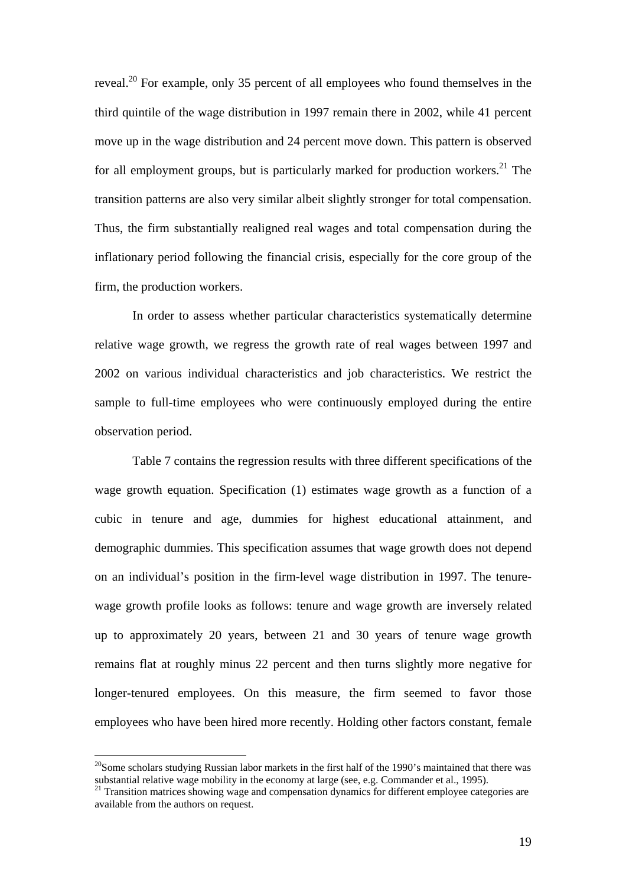reveal.[20] For example, only 35 percent of all employees who found themselves in the third quintile of the wage distribution in 1997 remain there in 2002, while 41 percent move up in the wage distribution and 24 percent move down. This pattern is observed for all employment groups, but is particularly marked for production workers.[21] The transition patterns are also very similar albeit slightly stronger for total compensation. Thus, the firm substantially realigned real wages and total compensation during the inflationary period following the financial crisis, especially for the core group of the firm, the production workers.

In order to assess whether particular characteristics systematically determine relative wage growth, we regress the growth rate of real wages between 1997 and 2002 on various individual characteristics and job characteristics. We restrict the sample to full-time employees who were continuously employed during the entire observation period.

Table 7 contains the regression results with three different specifications of the wage growth equation. Specification (1) estimates wage growth as a function of a cubic in tenure and age, dummies for highest educational attainment, and demographic dummies. This specification assumes that wage growth does not depend on an individual's position in the firm-level wage distribution in 1997. The tenure-wage growth profile looks as follows: tenure and wage growth are inversely related up to approximately 20 years, between 21 and 30 years of tenure wage growth remains flat at roughly minus 22 percent and then turns slightly more negative for longer-tenured employees. On this measure, the firm seemed to favor those employees who have been hired more recently. Holding other factors constant, female

[20] Some scholars studying Russian labor markets in the first half of the 1990's maintained that there was substantial relative wage mobility in the economy at large (see, e.g. Commander et al., 1995).

[21] Transition matrices showing wage and compensation dynamics for different employee categories are available from the authors on request.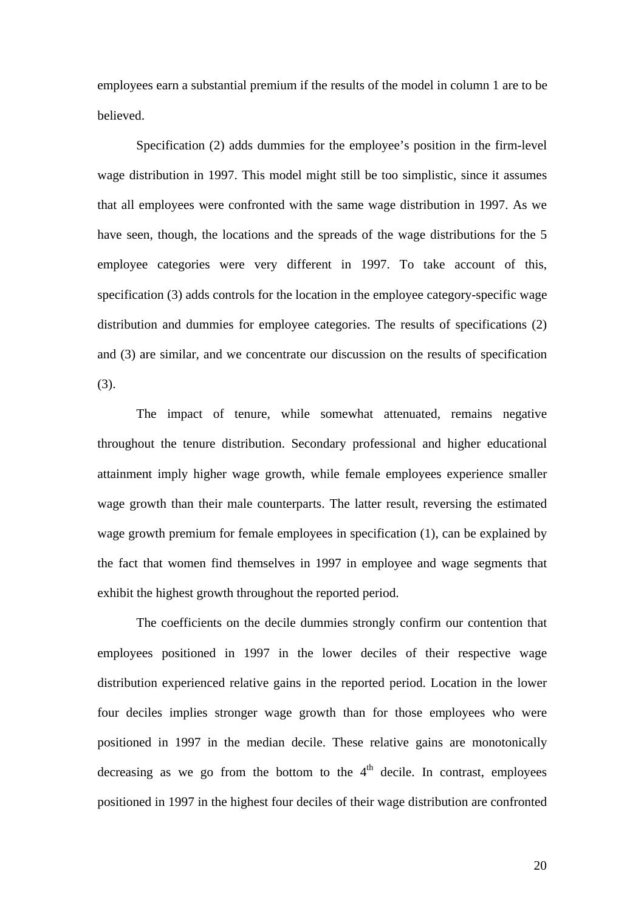employees earn a substantial premium if the results of the model in column 1 are to be believed.

Specification (2) adds dummies for the employee's position in the firm-level wage distribution in 1997. This model might still be too simplistic, since it assumes that all employees were confronted with the same wage distribution in 1997. As we have seen, though, the locations and the spreads of the wage distributions for the 5 employee categories were very different in 1997. To take account of this, specification (3) adds controls for the location in the employee category-specific wage distribution and dummies for employee categories. The results of specifications (2) and (3) are similar, and we concentrate our discussion on the results of specification (3).

The impact of tenure, while somewhat attenuated, remains negative throughout the tenure distribution. Secondary professional and higher educational attainment imply higher wage growth, while female employees experience smaller wage growth than their male counterparts. The latter result, reversing the estimated wage growth premium for female employees in specification (1), can be explained by the fact that women find themselves in 1997 in employee and wage segments that exhibit the highest growth throughout the reported period.

The coefficients on the decile dummies strongly confirm our contention that employees positioned in 1997 in the lower deciles of their respective wage distribution experienced relative gains in the reported period. Location in the lower four deciles implies stronger wage growth than for those employees who were positioned in 1997 in the median decile. These relative gains are monotonically decreasing as we go from the bottom to the 4th decile. In contrast, employees positioned in 1997 in the highest four deciles of their wage distribution are confronted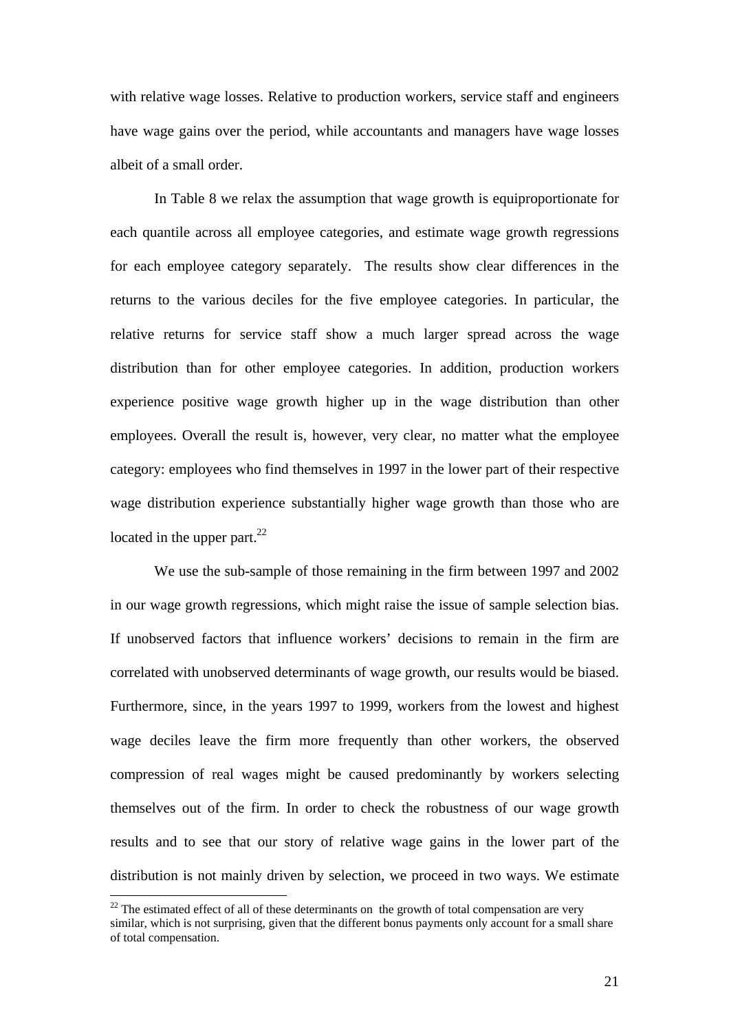with relative wage losses. Relative to production workers, service staff and engineers have wage gains over the period, while accountants and managers have wage losses albeit of a small order.

In Table 8 we relax the assumption that wage growth is equiproportionate for each quantile across all employee categories, and estimate wage growth regressions for each employee category separately. The results show clear differences in the returns to the various deciles for the five employee categories. In particular, the relative returns for service staff show a much larger spread across the wage distribution than for other employee categories. In addition, production workers experience positive wage growth higher up in the wage distribution than other employees. Overall the result is, however, very clear, no matter what the employee category: employees who find themselves in 1997 in the lower part of their respective wage distribution experience substantially higher wage growth than those who are located in the upper part.[22]

We use the sub-sample of those remaining in the firm between 1997 and 2002 in our wage growth regressions, which might raise the issue of sample selection bias. If unobserved factors that influence workers' decisions to remain in the firm are correlated with unobserved determinants of wage growth, our results would be biased. Furthermore, since, in the years 1997 to 1999, workers from the lowest and highest wage deciles leave the firm more frequently than other workers, the observed compression of real wages might be caused predominantly by workers selecting themselves out of the firm. In order to check the robustness of our wage growth results and to see that our story of relative wage gains in the lower part of the distribution is not mainly driven by selection, we proceed in two ways. We estimate

---

[22] The estimated effect of all of these determinants on the growth of total compensation are very similar, which is not surprising, given that the different bonus payments only account for a small share of total compensation.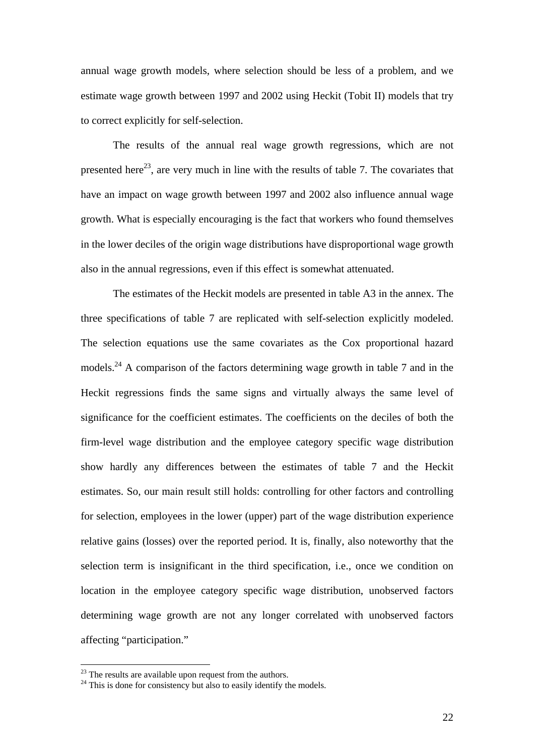annual wage growth models, where selection should be less of a problem, and we estimate wage growth between 1997 and 2002 using Heckit (Tobit II) models that try to correct explicitly for self-selection.

The results of the annual real wage growth regressions, which are not presented here[23], are very much in line with the results of table 7. The covariates that have an impact on wage growth between 1997 and 2002 also influence annual wage growth. What is especially encouraging is the fact that workers who found themselves in the lower deciles of the origin wage distributions have disproportional wage growth also in the annual regressions, even if this effect is somewhat attenuated.

The estimates of the Heckit models are presented in table A3 in the annex. The three specifications of table 7 are replicated with self-selection explicitly modeled. The selection equations use the same covariates as the Cox proportional hazard models.[24] A comparison of the factors determining wage growth in table 7 and in the Heckit regressions finds the same signs and virtually always the same level of significance for the coefficient estimates. The coefficients on the deciles of both the firm-level wage distribution and the employee category specific wage distribution show hardly any differences between the estimates of table 7 and the Heckit estimates. So, our main result still holds: controlling for other factors and controlling for selection, employees in the lower (upper) part of the wage distribution experience relative gains (losses) over the reported period. It is, finally, also noteworthy that the selection term is insignificant in the third specification, i.e., once we condition on location in the employee category specific wage distribution, unobserved factors determining wage growth are not any longer correlated with unobserved factors affecting "participation."

[23] The results are available upon request from the authors.

[24] This is done for consistency but also to easily identify the models.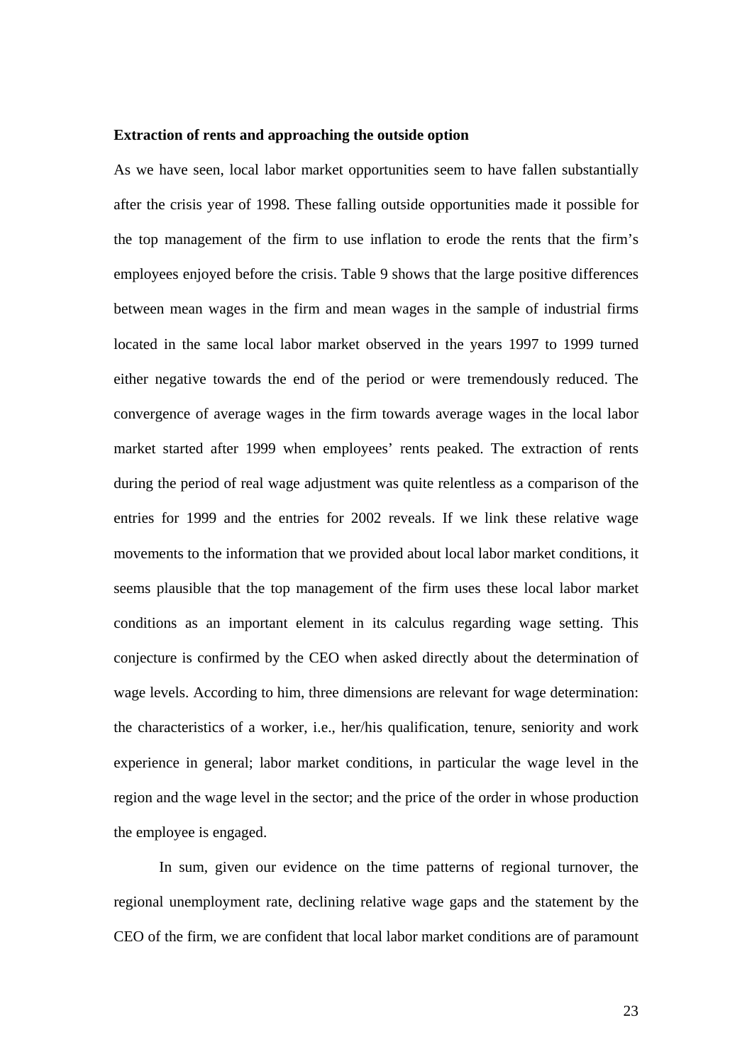**Extraction of rents and approaching the outside option**

As we have seen, local labor market opportunities seem to have fallen substantially after the crisis year of 1998. These falling outside opportunities made it possible for the top management of the firm to use inflation to erode the rents that the firm's employees enjoyed before the crisis. Table 9 shows that the large positive differences between mean wages in the firm and mean wages in the sample of industrial firms located in the same local labor market observed in the years 1997 to 1999 turned either negative towards the end of the period or were tremendously reduced. The convergence of average wages in the firm towards average wages in the local labor market started after 1999 when employees' rents peaked. The extraction of rents during the period of real wage adjustment was quite relentless as a comparison of the entries for 1999 and the entries for 2002 reveals. If we link these relative wage movements to the information that we provided about local labor market conditions, it seems plausible that the top management of the firm uses these local labor market conditions as an important element in its calculus regarding wage setting. This conjecture is confirmed by the CEO when asked directly about the determination of wage levels. According to him, three dimensions are relevant for wage determination: the characteristics of a worker, i.e., her/his qualification, tenure, seniority and work experience in general; labor market conditions, in particular the wage level in the region and the wage level in the sector; and the price of the order in whose production the employee is engaged.

In sum, given our evidence on the time patterns of regional turnover, the regional unemployment rate, declining relative wage gaps and the statement by the CEO of the firm, we are confident that local labor market conditions are of paramount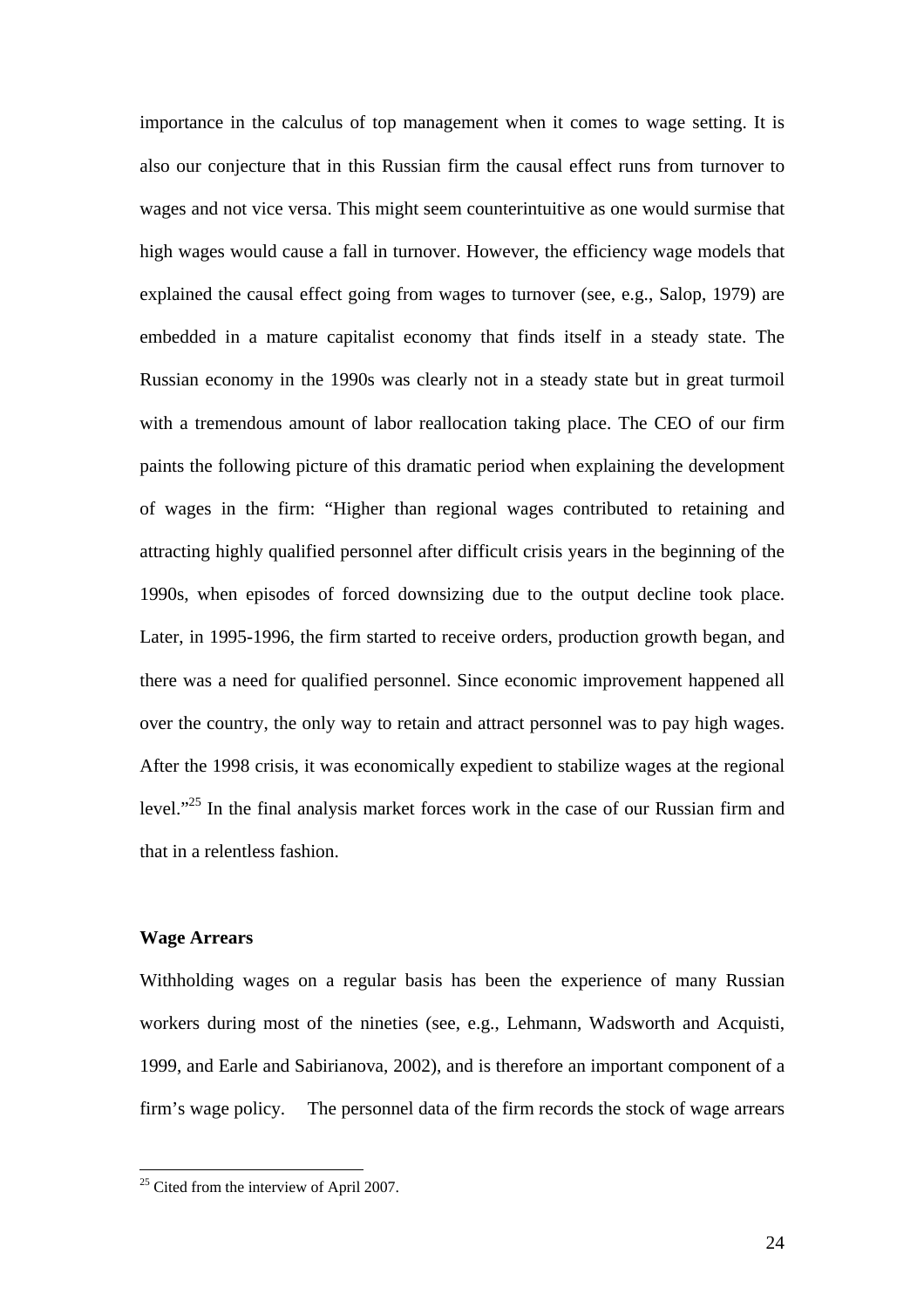importance in the calculus of top management when it comes to wage setting. It is also our conjecture that in this Russian firm the causal effect runs from turnover to wages and not vice versa. This might seem counterintuitive as one would surmise that high wages would cause a fall in turnover. However, the efficiency wage models that explained the causal effect going from wages to turnover (see, e.g., Salop, 1979) are embedded in a mature capitalist economy that finds itself in a steady state. The Russian economy in the 1990s was clearly not in a steady state but in great turmoil with a tremendous amount of labor reallocation taking place. The CEO of our firm paints the following picture of this dramatic period when explaining the development of wages in the firm: "Higher than regional wages contributed to retaining and attracting highly qualified personnel after difficult crisis years in the beginning of the 1990s, when episodes of forced downsizing due to the output decline took place. Later, in 1995-1996, the firm started to receive orders, production growth began, and there was a need for qualified personnel. Since economic improvement happened all over the country, the only way to retain and attract personnel was to pay high wages. After the 1998 crisis, it was economically expedient to stabilize wages at the regional level."[25] In the final analysis market forces work in the case of our Russian firm and that in a relentless fashion.

**Wage Arrears**

Withholding wages on a regular basis has been the experience of many Russian workers during most of the nineties (see, e.g., Lehmann, Wadsworth and Acquisti, 1999, and Earle and Sabirianova, 2002), and is therefore an important component of a firm's wage policy. The personnel data of the firm records the stock of wage arrears

[25] Cited from the interview of April 2007.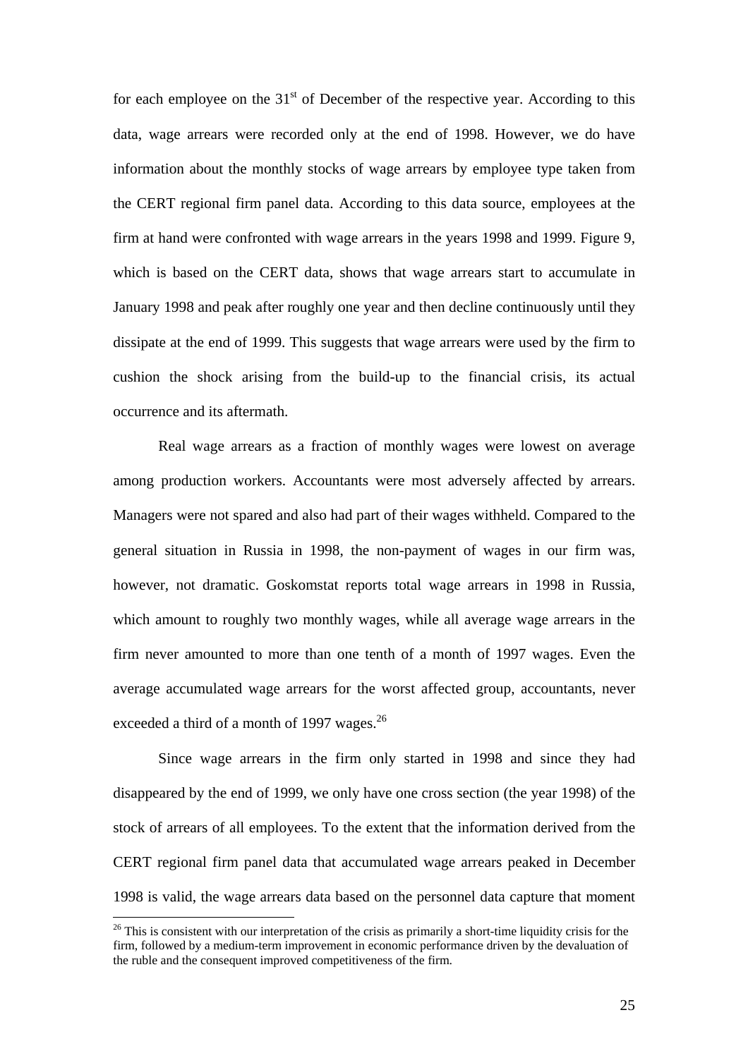for each employee on the 31st of December of the respective year. According to this data, wage arrears were recorded only at the end of 1998. However, we do have information about the monthly stocks of wage arrears by employee type taken from the CERT regional firm panel data. According to this data source, employees at the firm at hand were confronted with wage arrears in the years 1998 and 1999. Figure 9, which is based on the CERT data, shows that wage arrears start to accumulate in January 1998 and peak after roughly one year and then decline continuously until they dissipate at the end of 1999. This suggests that wage arrears were used by the firm to cushion the shock arising from the build-up to the financial crisis, its actual occurrence and its aftermath.

Real wage arrears as a fraction of monthly wages were lowest on average among production workers. Accountants were most adversely affected by arrears. Managers were not spared and also had part of their wages withheld. Compared to the general situation in Russia in 1998, the non-payment of wages in our firm was, however, not dramatic. Goskomstat reports total wage arrears in 1998 in Russia, which amount to roughly two monthly wages, while all average wage arrears in the firm never amounted to more than one tenth of a month of 1997 wages. Even the average accumulated wage arrears for the worst affected group, accountants, never exceeded a third of a month of 1997 wages.[26]

Since wage arrears in the firm only started in 1998 and since they had disappeared by the end of 1999, we only have one cross section (the year 1998) of the stock of arrears of all employees. To the extent that the information derived from the CERT regional firm panel data that accumulated wage arrears peaked in December 1998 is valid, the wage arrears data based on the personnel data capture that moment

[26] This is consistent with our interpretation of the crisis as primarily a short-time liquidity crisis for the firm, followed by a medium-term improvement in economic performance driven by the devaluation of the ruble and the consequent improved competitiveness of the firm.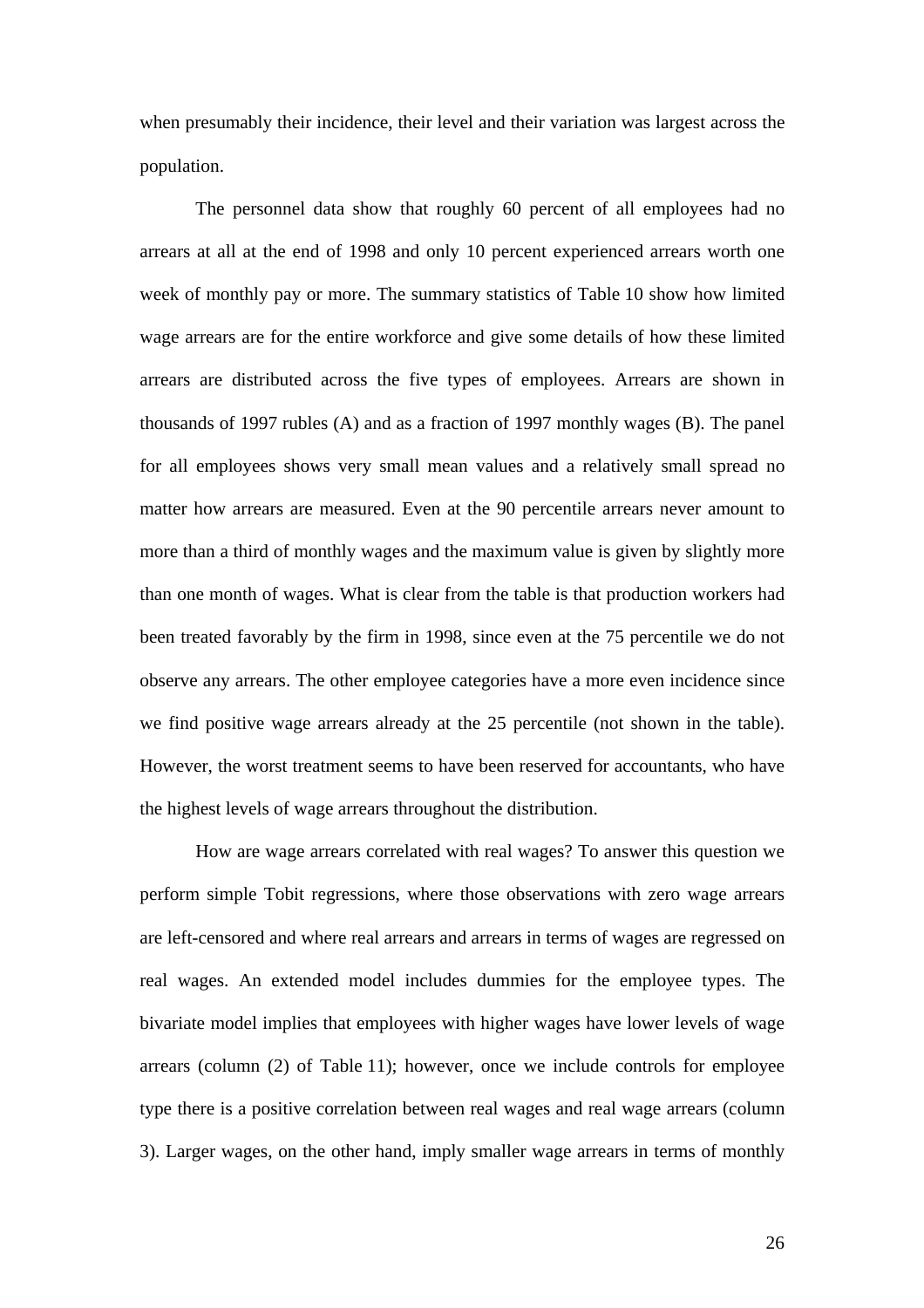when presumably their incidence, their level and their variation was largest across the population.

The personnel data show that roughly 60 percent of all employees had no arrears at all at the end of 1998 and only 10 percent experienced arrears worth one week of monthly pay or more. The summary statistics of Table 10 show how limited wage arrears are for the entire workforce and give some details of how these limited arrears are distributed across the five types of employees. Arrears are shown in thousands of 1997 rubles (A) and as a fraction of 1997 monthly wages (B). The panel for all employees shows very small mean values and a relatively small spread no matter how arrears are measured. Even at the 90 percentile arrears never amount to more than a third of monthly wages and the maximum value is given by slightly more than one month of wages. What is clear from the table is that production workers had been treated favorably by the firm in 1998, since even at the 75 percentile we do not observe any arrears. The other employee categories have a more even incidence since we find positive wage arrears already at the 25 percentile (not shown in the table). However, the worst treatment seems to have been reserved for accountants, who have the highest levels of wage arrears throughout the distribution.

How are wage arrears correlated with real wages? To answer this question we perform simple Tobit regressions, where those observations with zero wage arrears are left-censored and where real arrears and arrears in terms of wages are regressed on real wages. An extended model includes dummies for the employee types. The bivariate model implies that employees with higher wages have lower levels of wage arrears (column (2) of Table 11); however, once we include controls for employee type there is a positive correlation between real wages and real wage arrears (column 3). Larger wages, on the other hand, imply smaller wage arrears in terms of monthly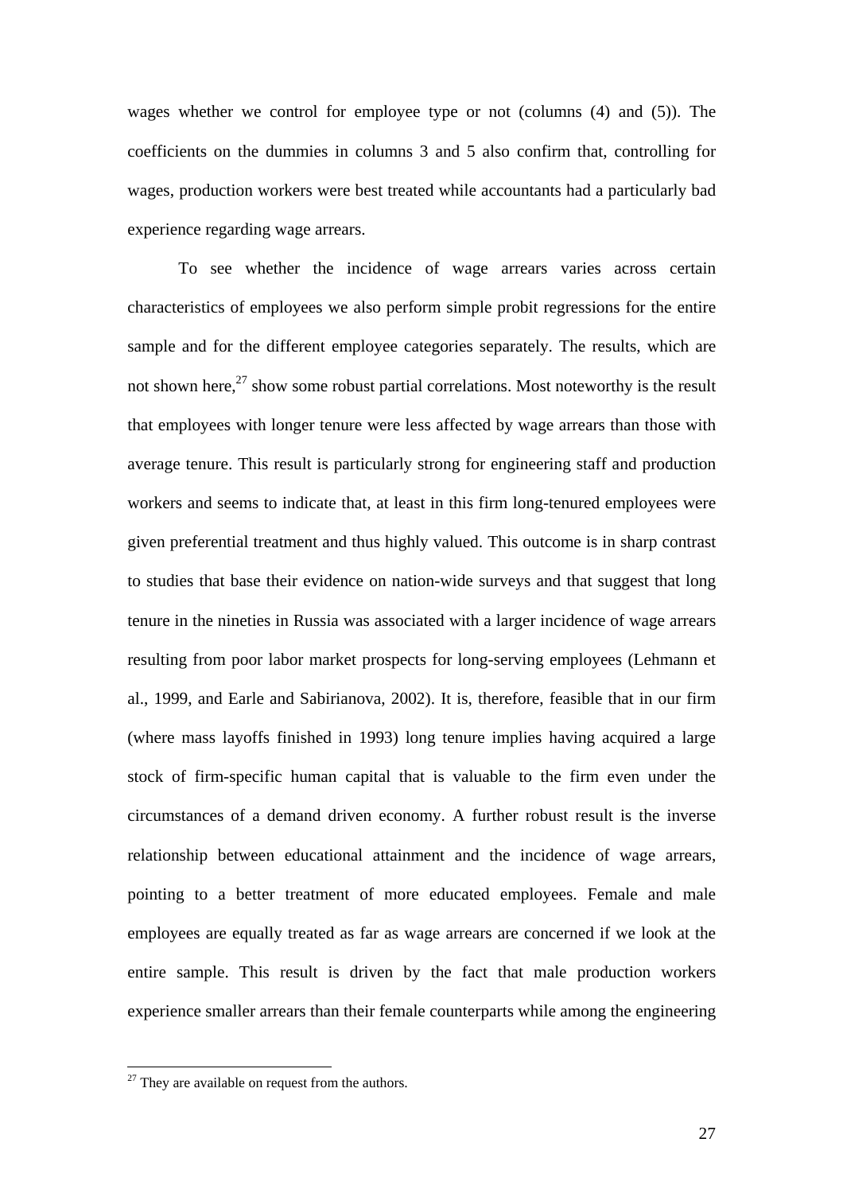wages whether we control for employee type or not (columns (4) and (5)). The coefficients on the dummies in columns 3 and 5 also confirm that, controlling for wages, production workers were best treated while accountants had a particularly bad experience regarding wage arrears.

To see whether the incidence of wage arrears varies across certain characteristics of employees we also perform simple probit regressions for the entire sample and for the different employee categories separately. The results, which are not shown here,[27] show some robust partial correlations. Most noteworthy is the result that employees with longer tenure were less affected by wage arrears than those with average tenure. This result is particularly strong for engineering staff and production workers and seems to indicate that, at least in this firm long-tenured employees were given preferential treatment and thus highly valued. This outcome is in sharp contrast to studies that base their evidence on nation-wide surveys and that suggest that long tenure in the nineties in Russia was associated with a larger incidence of wage arrears resulting from poor labor market prospects for long-serving employees (Lehmann et al., 1999, and Earle and Sabirianova, 2002). It is, therefore, feasible that in our firm (where mass layoffs finished in 1993) long tenure implies having acquired a large stock of firm-specific human capital that is valuable to the firm even under the circumstances of a demand driven economy. A further robust result is the inverse relationship between educational attainment and the incidence of wage arrears, pointing to a better treatment of more educated employees. Female and male employees are equally treated as far as wage arrears are concerned if we look at the entire sample. This result is driven by the fact that male production workers experience smaller arrears than their female counterparts while among the engineering

[27] They are available on request from the authors.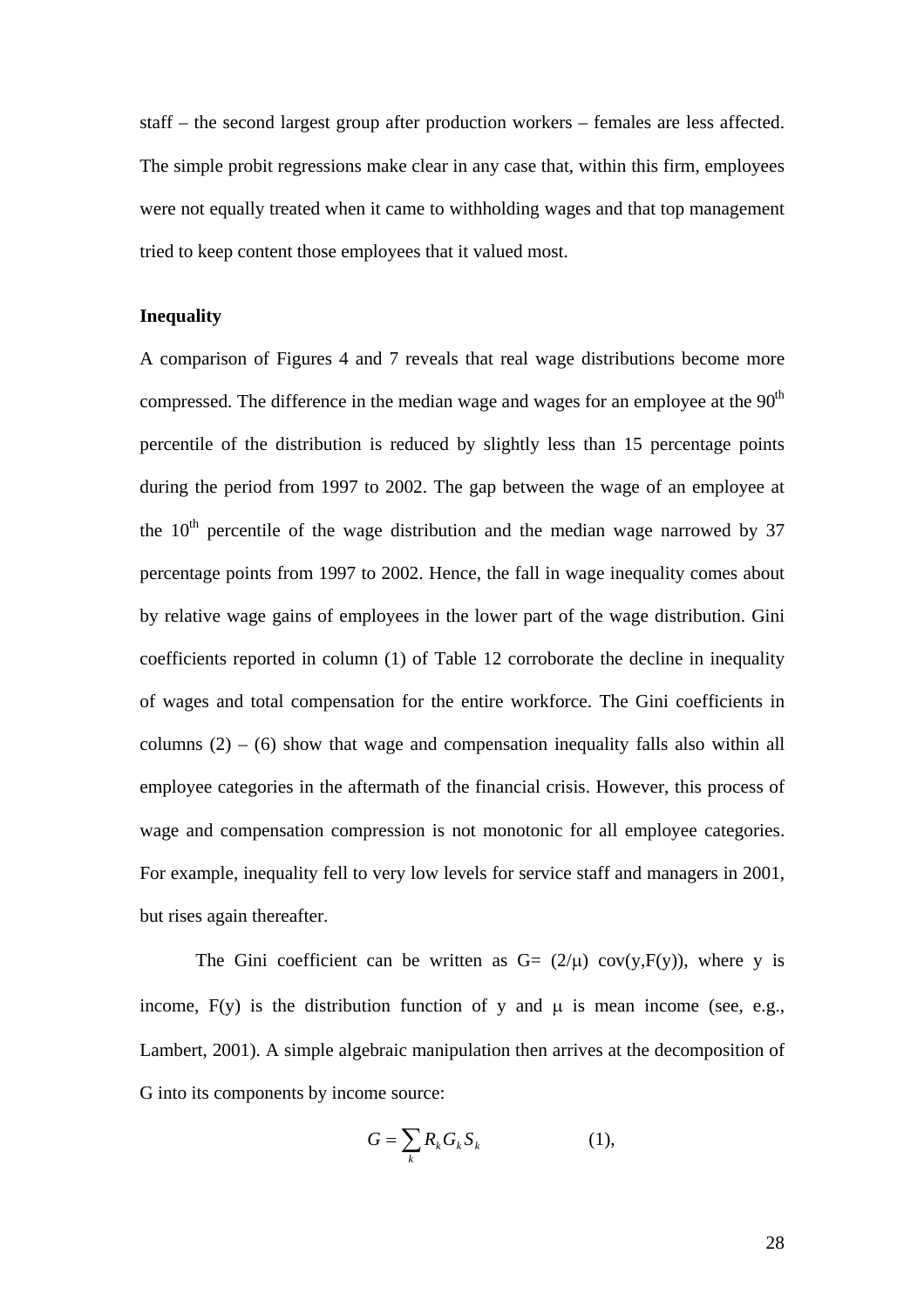staff – the second largest group after production workers – females are less affected. The simple probit regressions make clear in any case that, within this firm, employees were not equally treated when it came to withholding wages and that top management tried to keep content those employees that it valued most.

**Inequality**

A comparison of Figures 4 and 7 reveals that real wage distributions become more compressed. The difference in the median wage and wages for an employee at the 90th percentile of the distribution is reduced by slightly less than 15 percentage points during the period from 1997 to 2002. The gap between the wage of an employee at the 10th percentile of the wage distribution and the median wage narrowed by 37 percentage points from 1997 to 2002. Hence, the fall in wage inequality comes about by relative wage gains of employees in the lower part of the wage distribution. Gini coefficients reported in column (1) of Table 12 corroborate the decline in inequality of wages and total compensation for the entire workforce. The Gini coefficients in columns (2) – (6) show that wage and compensation inequality falls also within all employee categories in the aftermath of the financial crisis. However, this process of wage and compensation compression is not monotonic for all employee categories. For example, inequality fell to very low levels for service staff and managers in 2001, but rises again thereafter.

The Gini coefficient can be written as $G= (2/\mu)\ \mathrm{cov}(y,F(y))$, where y is income, F(y) is the distribution function of y and $\mu$ is mean income (see, e.g., Lambert, 2001). A simple algebraic manipulation then arrives at the decomposition of G into its components by income source:

$$G = \sum_{k} R_k G_k S_k \qquad (1),$$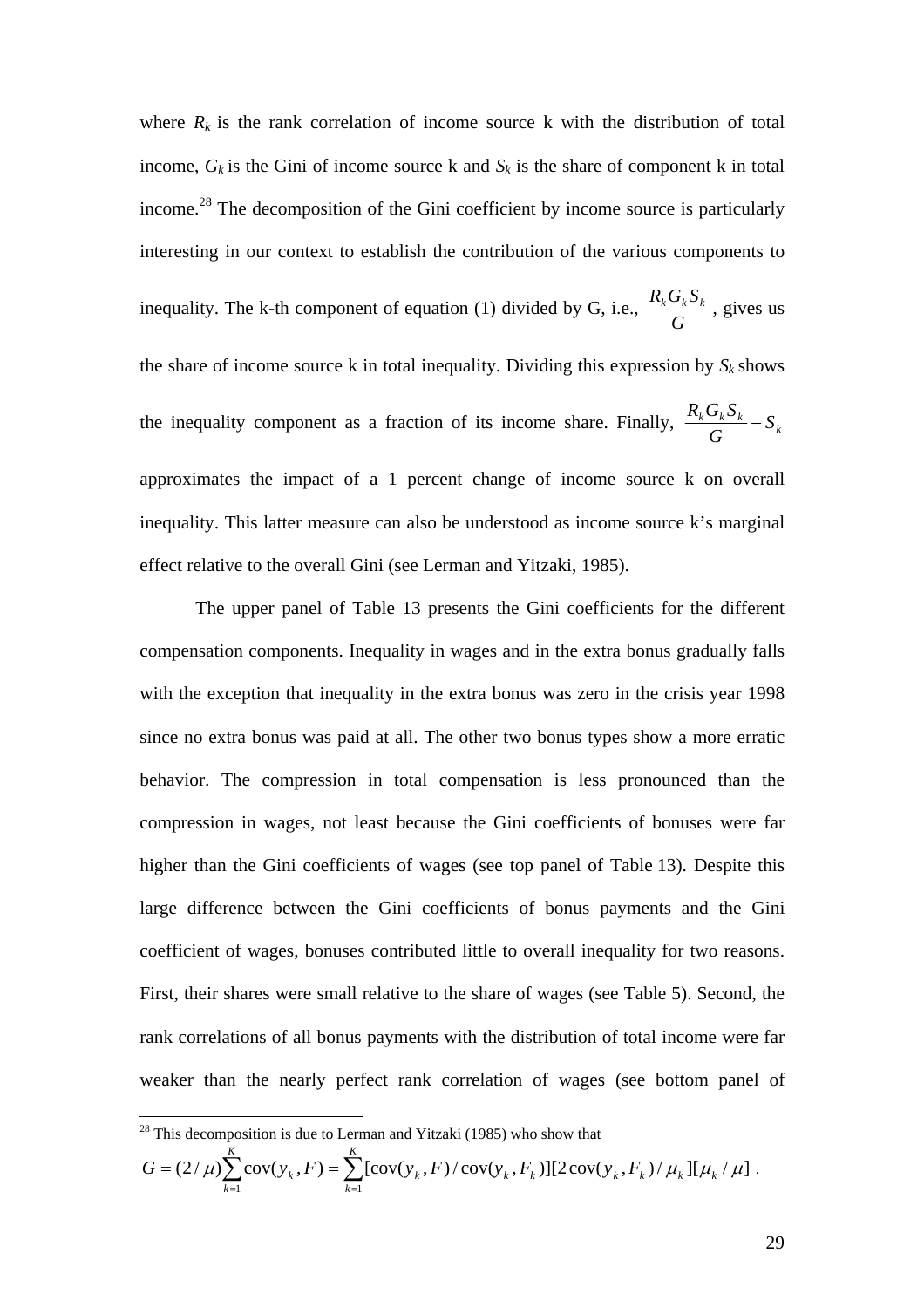where $R_k$ is the rank correlation of income source k with the distribution of total income, $G_k$ is the Gini of income source k and $S_k$ is the share of component k in total income.[28] The decomposition of the Gini coefficient by income source is particularly interesting in our context to establish the contribution of the various components to inequality. The k-th component of equation (1) divided by G, i.e., $\frac{R_k G_k S_k}{G}$, gives us the share of income source k in total inequality. Dividing this expression by $S_k$ shows the inequality component as a fraction of its income share. Finally, $\frac{R_k G_k S_k}{G} - S_k$ approximates the impact of a 1 percent change of income source k on overall inequality. This latter measure can also be understood as income source k's marginal effect relative to the overall Gini (see Lerman and Yitzaki, 1985).

The upper panel of Table 13 presents the Gini coefficients for the different compensation components. Inequality in wages and in the extra bonus gradually falls with the exception that inequality in the extra bonus was zero in the crisis year 1998 since no extra bonus was paid at all. The other two bonus types show a more erratic behavior. The compression in total compensation is less pronounced than the compression in wages, not least because the Gini coefficients of bonuses were far higher than the Gini coefficients of wages (see top panel of Table 13). Despite this large difference between the Gini coefficients of bonus payments and the Gini coefficient of wages, bonuses contributed little to overall inequality for two reasons. First, their shares were small relative to the share of wages (see Table 5). Second, the rank correlations of all bonus payments with the distribution of total income were far weaker than the nearly perfect rank correlation of wages (see bottom panel of

[28] This decomposition is due to Lerman and Yitzaki (1985) who show that

$$G = (2/\mu)\sum_{k=1}^{K}\text{cov}(y_k, F) = \sum_{k=1}^{K}[\text{cov}(y_k, F)/\text{cov}(y_k, F_k)][2\,\text{cov}(y_k, F_k)/\mu_k][\mu_k/\mu] .$$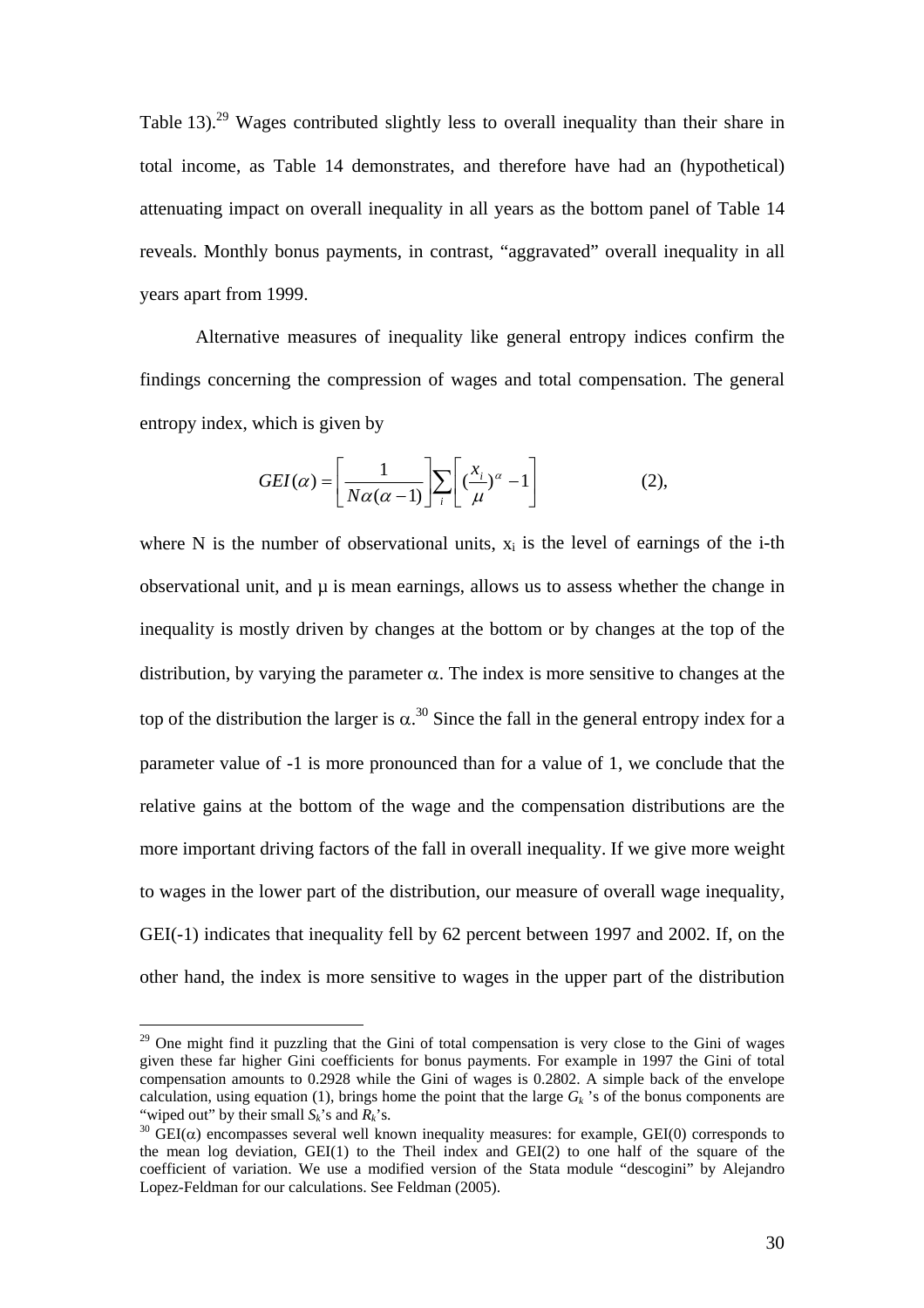Table 13).[29] Wages contributed slightly less to overall inequality than their share in total income, as Table 14 demonstrates, and therefore have had an (hypothetical) attenuating impact on overall inequality in all years as the bottom panel of Table 14 reveals. Monthly bonus payments, in contrast, "aggravated" overall inequality in all years apart from 1999.

Alternative measures of inequality like general entropy indices confirm the findings concerning the compression of wages and total compensation. The general entropy index, which is given by

$$GEI(\alpha) = \left[\frac{1}{N\alpha(\alpha-1)}\right]\sum_{i}\left[\left(\frac{x_i}{\mu}\right)^{\alpha} - 1\right] \qquad (2),$$

where N is the number of observational units, $x_i$ is the level of earnings of the i-th observational unit, and μ is mean earnings, allows us to assess whether the change in inequality is mostly driven by changes at the bottom or by changes at the top of the distribution, by varying the parameter α. The index is more sensitive to changes at the top of the distribution the larger is α.[30] Since the fall in the general entropy index for a parameter value of -1 is more pronounced than for a value of 1, we conclude that the relative gains at the bottom of the wage and the compensation distributions are the more important driving factors of the fall in overall inequality. If we give more weight to wages in the lower part of the distribution, our measure of overall wage inequality, GEI(-1) indicates that inequality fell by 62 percent between 1997 and 2002. If, on the other hand, the index is more sensitive to wages in the upper part of the distribution

---

[29] One might find it puzzling that the Gini of total compensation is very close to the Gini of wages given these far higher Gini coefficients for bonus payments. For example in 1997 the Gini of total compensation amounts to 0.2928 while the Gini of wages is 0.2802. A simple back of the envelope calculation, using equation (1), brings home the point that the large $G_k$ 's of the bonus components are "wiped out" by their small $S_k$'s and $R_k$'s.

[30] GEI(α) encompasses several well known inequality measures: for example, GEI(0) corresponds to the mean log deviation, GEI(1) to the Theil index and GEI(2) to one half of the square of the coefficient of variation. We use a modified version of the Stata module "descogini" by Alejandro Lopez-Feldman for our calculations. See Feldman (2005).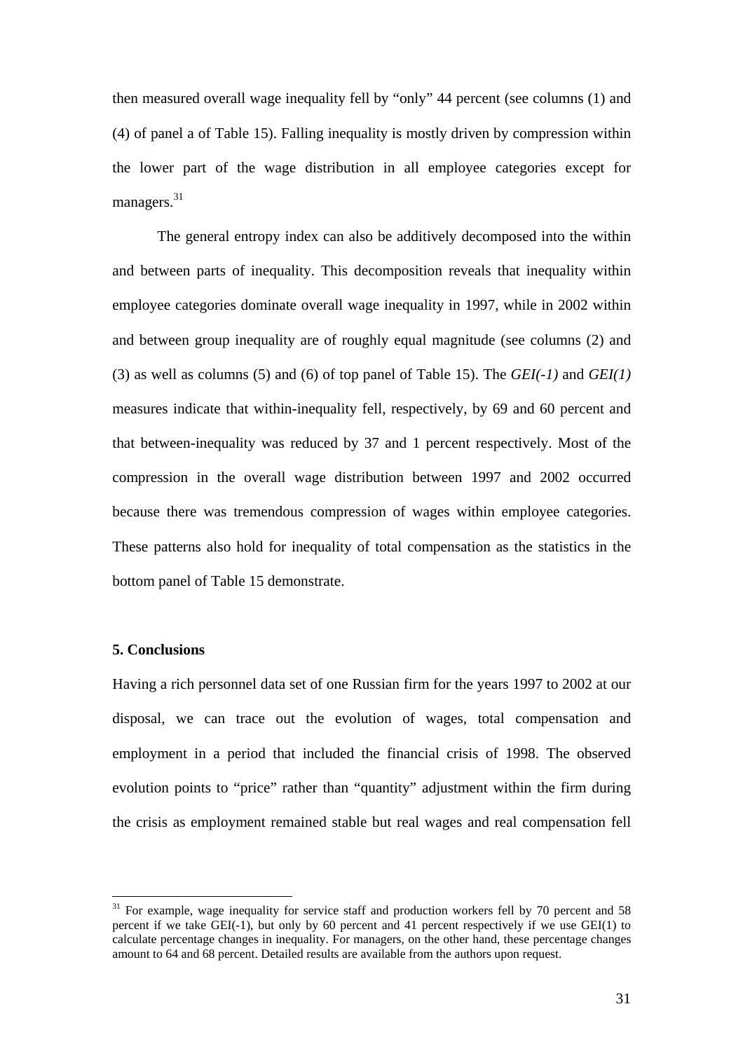then measured overall wage inequality fell by "only" 44 percent (see columns (1) and (4) of panel a of Table 15). Falling inequality is mostly driven by compression within the lower part of the wage distribution in all employee categories except for managers.[31]

The general entropy index can also be additively decomposed into the within and between parts of inequality. This decomposition reveals that inequality within employee categories dominate overall wage inequality in 1997, while in 2002 within and between group inequality are of roughly equal magnitude (see columns (2) and (3) as well as columns (5) and (6) of top panel of Table 15). The *GEI(-1)* and *GEI(1)* measures indicate that within-inequality fell, respectively, by 69 and 60 percent and that between-inequality was reduced by 37 and 1 percent respectively. Most of the compression in the overall wage distribution between 1997 and 2002 occurred because there was tremendous compression of wages within employee categories. These patterns also hold for inequality of total compensation as the statistics in the bottom panel of Table 15 demonstrate.

**5. Conclusions**

Having a rich personnel data set of one Russian firm for the years 1997 to 2002 at our disposal, we can trace out the evolution of wages, total compensation and employment in a period that included the financial crisis of 1998. The observed evolution points to "price" rather than "quantity" adjustment within the firm during the crisis as employment remained stable but real wages and real compensation fell

---

[31] For example, wage inequality for service staff and production workers fell by 70 percent and 58 percent if we take GEI(-1), but only by 60 percent and 41 percent respectively if we use GEI(1) to calculate percentage changes in inequality. For managers, on the other hand, these percentage changes amount to 64 and 68 percent. Detailed results are available from the authors upon request.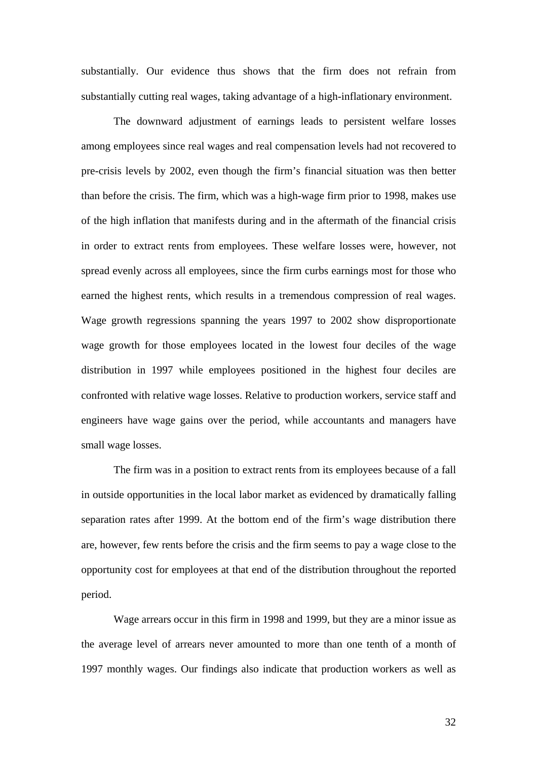substantially. Our evidence thus shows that the firm does not refrain from substantially cutting real wages, taking advantage of a high-inflationary environment.

The downward adjustment of earnings leads to persistent welfare losses among employees since real wages and real compensation levels had not recovered to pre-crisis levels by 2002, even though the firm's financial situation was then better than before the crisis. The firm, which was a high-wage firm prior to 1998, makes use of the high inflation that manifests during and in the aftermath of the financial crisis in order to extract rents from employees. These welfare losses were, however, not spread evenly across all employees, since the firm curbs earnings most for those who earned the highest rents, which results in a tremendous compression of real wages. Wage growth regressions spanning the years 1997 to 2002 show disproportionate wage growth for those employees located in the lowest four deciles of the wage distribution in 1997 while employees positioned in the highest four deciles are confronted with relative wage losses. Relative to production workers, service staff and engineers have wage gains over the period, while accountants and managers have small wage losses.

The firm was in a position to extract rents from its employees because of a fall in outside opportunities in the local labor market as evidenced by dramatically falling separation rates after 1999. At the bottom end of the firm's wage distribution there are, however, few rents before the crisis and the firm seems to pay a wage close to the opportunity cost for employees at that end of the distribution throughout the reported period.

Wage arrears occur in this firm in 1998 and 1999, but they are a minor issue as the average level of arrears never amounted to more than one tenth of a month of 1997 monthly wages. Our findings also indicate that production workers as well as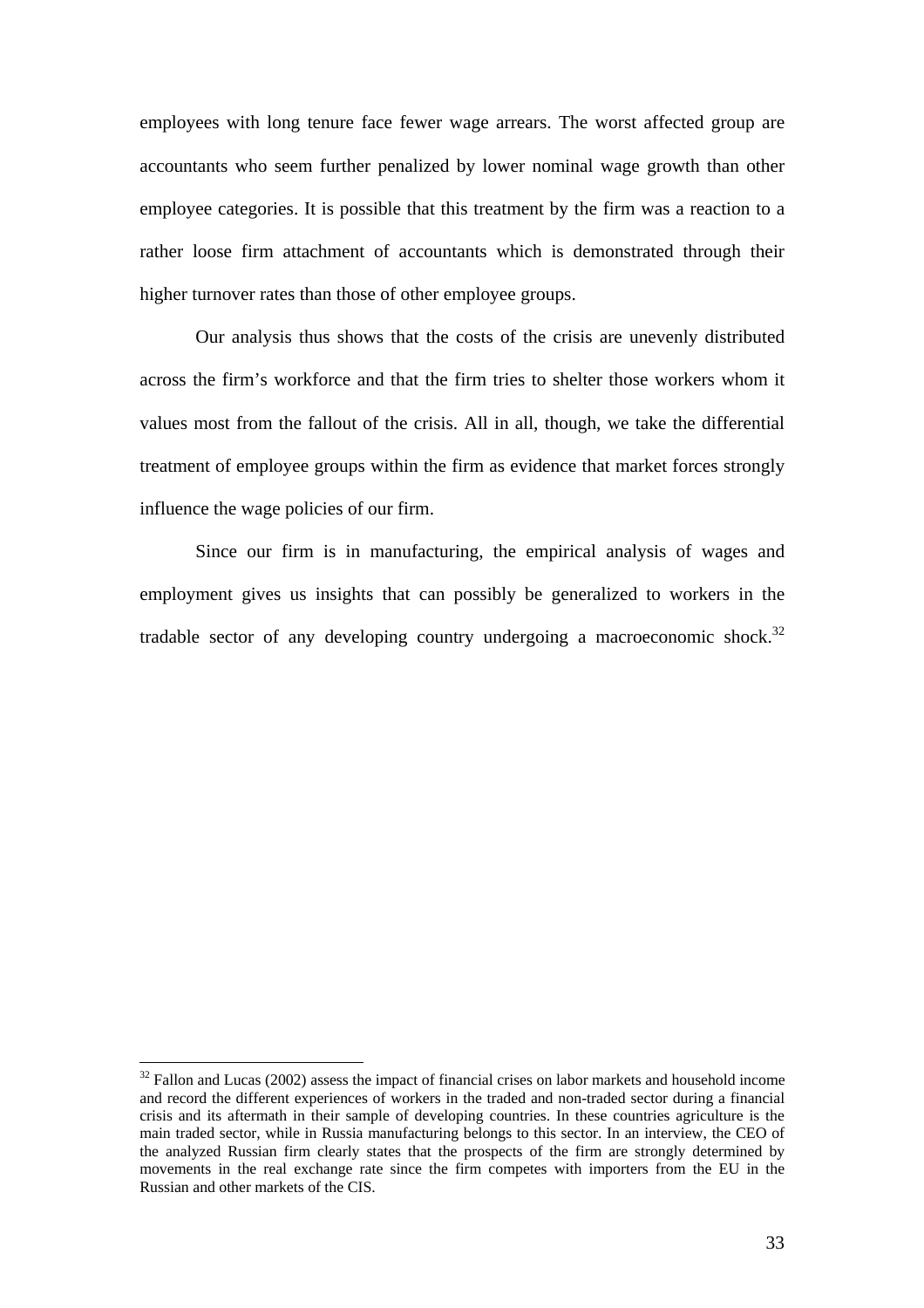employees with long tenure face fewer wage arrears. The worst affected group are accountants who seem further penalized by lower nominal wage growth than other employee categories. It is possible that this treatment by the firm was a reaction to a rather loose firm attachment of accountants which is demonstrated through their higher turnover rates than those of other employee groups.

Our analysis thus shows that the costs of the crisis are unevenly distributed across the firm's workforce and that the firm tries to shelter those workers whom it values most from the fallout of the crisis. All in all, though, we take the differential treatment of employee groups within the firm as evidence that market forces strongly influence the wage policies of our firm.

Since our firm is in manufacturing, the empirical analysis of wages and employment gives us insights that can possibly be generalized to workers in the tradable sector of any developing country undergoing a macroeconomic shock.[32]

[32] Fallon and Lucas (2002) assess the impact of financial crises on labor markets and household income and record the different experiences of workers in the traded and non-traded sector during a financial crisis and its aftermath in their sample of developing countries. In these countries agriculture is the main traded sector, while in Russia manufacturing belongs to this sector. In an interview, the CEO of the analyzed Russian firm clearly states that the prospects of the firm are strongly determined by movements in the real exchange rate since the firm competes with importers from the EU in the Russian and other markets of the CIS.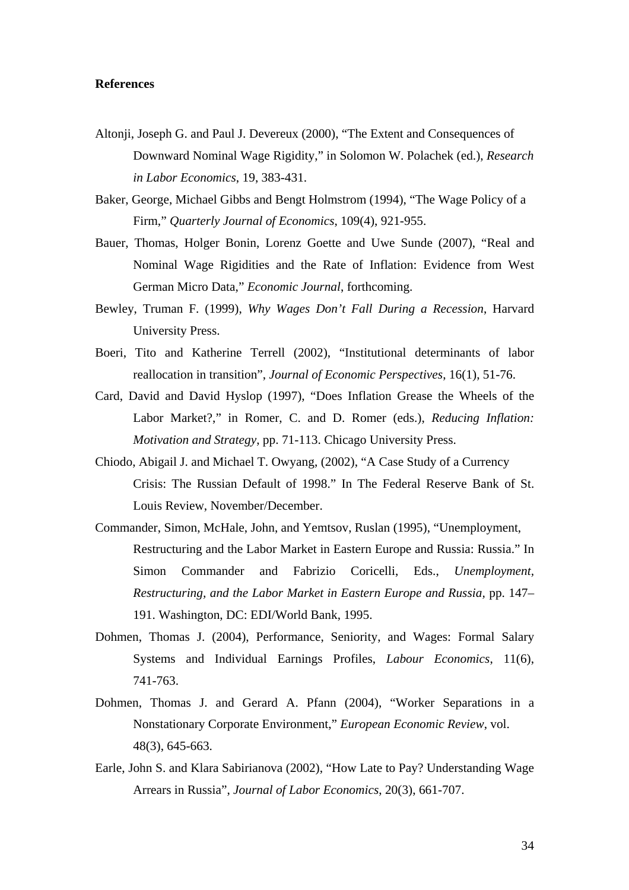**References**

Altonji, Joseph G. and Paul J. Devereux (2000), "The Extent and Consequences of Downward Nominal Wage Rigidity," in Solomon W. Polachek (ed.), *Research in Labor Economics*, 19, 383-431.

Baker, George, Michael Gibbs and Bengt Holmstrom (1994), "The Wage Policy of a Firm," *Quarterly Journal of Economics*, 109(4), 921-955.

Bauer, Thomas, Holger Bonin, Lorenz Goette and Uwe Sunde (2007), "Real and Nominal Wage Rigidities and the Rate of Inflation: Evidence from West German Micro Data," *Economic Journal*, forthcoming.

Bewley, Truman F. (1999), *Why Wages Don't Fall During a Recession*, Harvard University Press.

Boeri, Tito and Katherine Terrell (2002), "Institutional determinants of labor reallocation in transition", *Journal of Economic Perspectives*, 16(1), 51-76.

Card, David and David Hyslop (1997), "Does Inflation Grease the Wheels of the Labor Market?," in Romer, C. and D. Romer (eds.), *Reducing Inflation: Motivation and Strategy*, pp. 71-113. Chicago University Press.

Chiodo, Abigail J. and Michael T. Owyang, (2002), "A Case Study of a Currency Crisis: The Russian Default of 1998." In The Federal Reserve Bank of St. Louis Review, November/December.

Commander, Simon, McHale, John, and Yemtsov, Ruslan (1995), "Unemployment, Restructuring and the Labor Market in Eastern Europe and Russia: Russia." In Simon Commander and Fabrizio Coricelli, Eds., *Unemployment, Restructuring, and the Labor Market in Eastern Europe and Russia*, pp. 147–191. Washington, DC: EDI/World Bank, 1995.

Dohmen, Thomas J. (2004), Performance, Seniority, and Wages: Formal Salary Systems and Individual Earnings Profiles, *Labour Economics*, 11(6), 741-763.

Dohmen, Thomas J. and Gerard A. Pfann (2004), "Worker Separations in a Nonstationary Corporate Environment," *European Economic Review*, vol. 48(3), 645-663.

Earle, John S. and Klara Sabirianova (2002), "How Late to Pay? Understanding Wage Arrears in Russia", *Journal of Labor Economics*, 20(3), 661-707.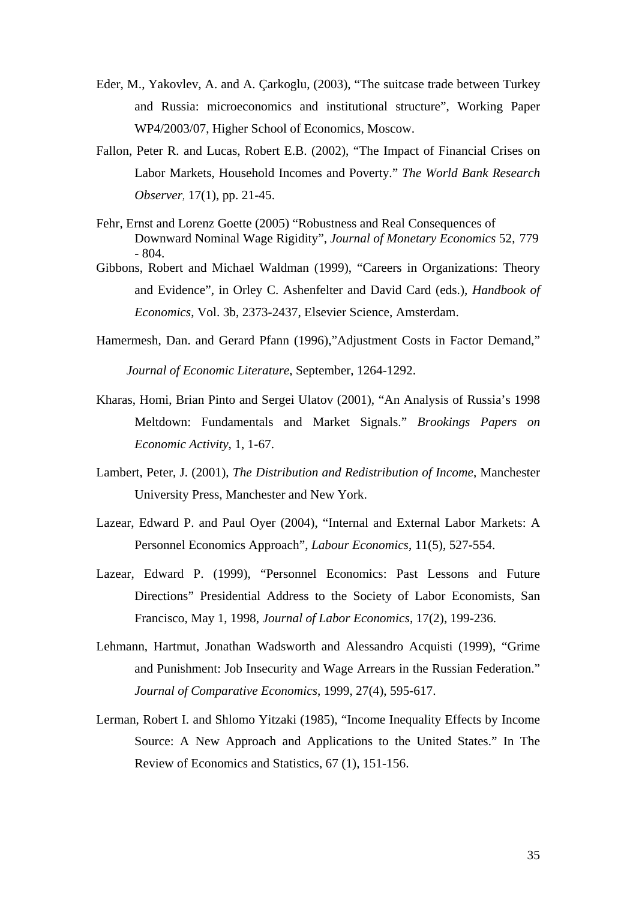Eder, M., Yakovlev, A. and A. Çarkoglu, (2003), "The suitcase trade between Turkey and Russia: microeconomics and institutional structure", Working Paper WP4/2003/07, Higher School of Economics, Moscow.

Fallon, Peter R. and Lucas, Robert E.B. (2002), "The Impact of Financial Crises on Labor Markets, Household Incomes and Poverty." *The World Bank Research Observer,* 17(1), pp. 21-45.

Fehr, Ernst and Lorenz Goette (2005) "Robustness and Real Consequences of Downward Nominal Wage Rigidity", *Journal of Monetary Economics* 52, 779 - 804.

Gibbons, Robert and Michael Waldman (1999), "Careers in Organizations: Theory and Evidence", in Orley C. Ashenfelter and David Card (eds.), *Handbook of Economics*, Vol. 3b, 2373-2437, Elsevier Science, Amsterdam.

Hamermesh, Dan. and Gerard Pfann (1996),"Adjustment Costs in Factor Demand," *Journal of Economic Literature*, September, 1264-1292.

Kharas, Homi, Brian Pinto and Sergei Ulatov (2001), "An Analysis of Russia's 1998 Meltdown: Fundamentals and Market Signals." *Brookings Papers on Economic Activity*, 1, 1-67.

Lambert, Peter, J. (2001), *The Distribution and Redistribution of Income*, Manchester University Press, Manchester and New York.

Lazear, Edward P. and Paul Oyer (2004), "Internal and External Labor Markets: A Personnel Economics Approach", *Labour Economics*, 11(5), 527-554.

Lazear, Edward P. (1999), "Personnel Economics: Past Lessons and Future Directions" Presidential Address to the Society of Labor Economists, San Francisco, May 1, 1998, *Journal of Labor Economics*, 17(2), 199-236.

Lehmann, Hartmut, Jonathan Wadsworth and Alessandro Acquisti (1999), "Grime and Punishment: Job Insecurity and Wage Arrears in the Russian Federation." *Journal of Comparative Economics*, 1999, 27(4), 595-617.

Lerman, Robert I. and Shlomo Yitzaki (1985), "Income Inequality Effects by Income Source: A New Approach and Applications to the United States." In The Review of Economics and Statistics, 67 (1), 151-156.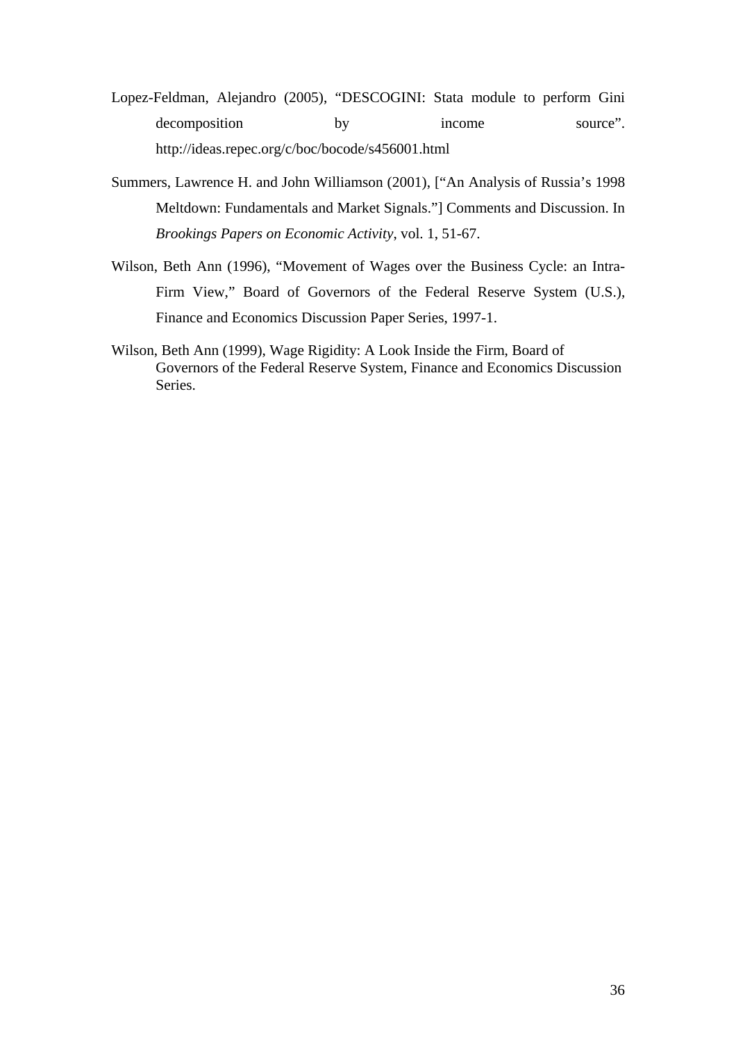Lopez-Feldman, Alejandro (2005), "DESCOGINI: Stata module to perform Gini decomposition by income source". http://ideas.repec.org/c/boc/bocode/s456001.html

Summers, Lawrence H. and John Williamson (2001), ["An Analysis of Russia's 1998 Meltdown: Fundamentals and Market Signals."] Comments and Discussion. In *Brookings Papers on Economic Activity*, vol. 1, 51-67.

Wilson, Beth Ann (1996), "Movement of Wages over the Business Cycle: an Intra-Firm View," Board of Governors of the Federal Reserve System (U.S.), Finance and Economics Discussion Paper Series, 1997-1.

Wilson, Beth Ann (1999), Wage Rigidity: A Look Inside the Firm, Board of Governors of the Federal Reserve System, Finance and Economics Discussion Series.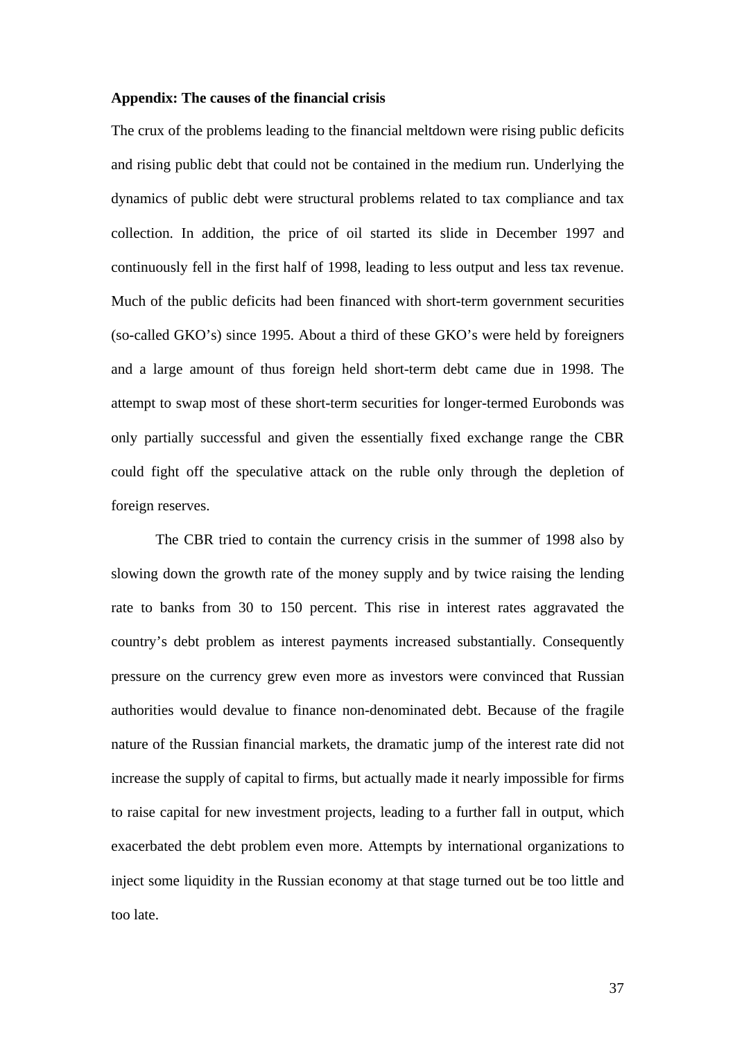**Appendix: The causes of the financial crisis**

The crux of the problems leading to the financial meltdown were rising public deficits and rising public debt that could not be contained in the medium run. Underlying the dynamics of public debt were structural problems related to tax compliance and tax collection. In addition, the price of oil started its slide in December 1997 and continuously fell in the first half of 1998, leading to less output and less tax revenue. Much of the public deficits had been financed with short-term government securities (so-called GKO's) since 1995. About a third of these GKO's were held by foreigners and a large amount of thus foreign held short-term debt came due in 1998. The attempt to swap most of these short-term securities for longer-termed Eurobonds was only partially successful and given the essentially fixed exchange range the CBR could fight off the speculative attack on the ruble only through the depletion of foreign reserves.

The CBR tried to contain the currency crisis in the summer of 1998 also by slowing down the growth rate of the money supply and by twice raising the lending rate to banks from 30 to 150 percent. This rise in interest rates aggravated the country's debt problem as interest payments increased substantially. Consequently pressure on the currency grew even more as investors were convinced that Russian authorities would devalue to finance non-denominated debt. Because of the fragile nature of the Russian financial markets, the dramatic jump of the interest rate did not increase the supply of capital to firms, but actually made it nearly impossible for firms to raise capital for new investment projects, leading to a further fall in output, which exacerbated the debt problem even more. Attempts by international organizations to inject some liquidity in the Russian economy at that stage turned out be too little and too late.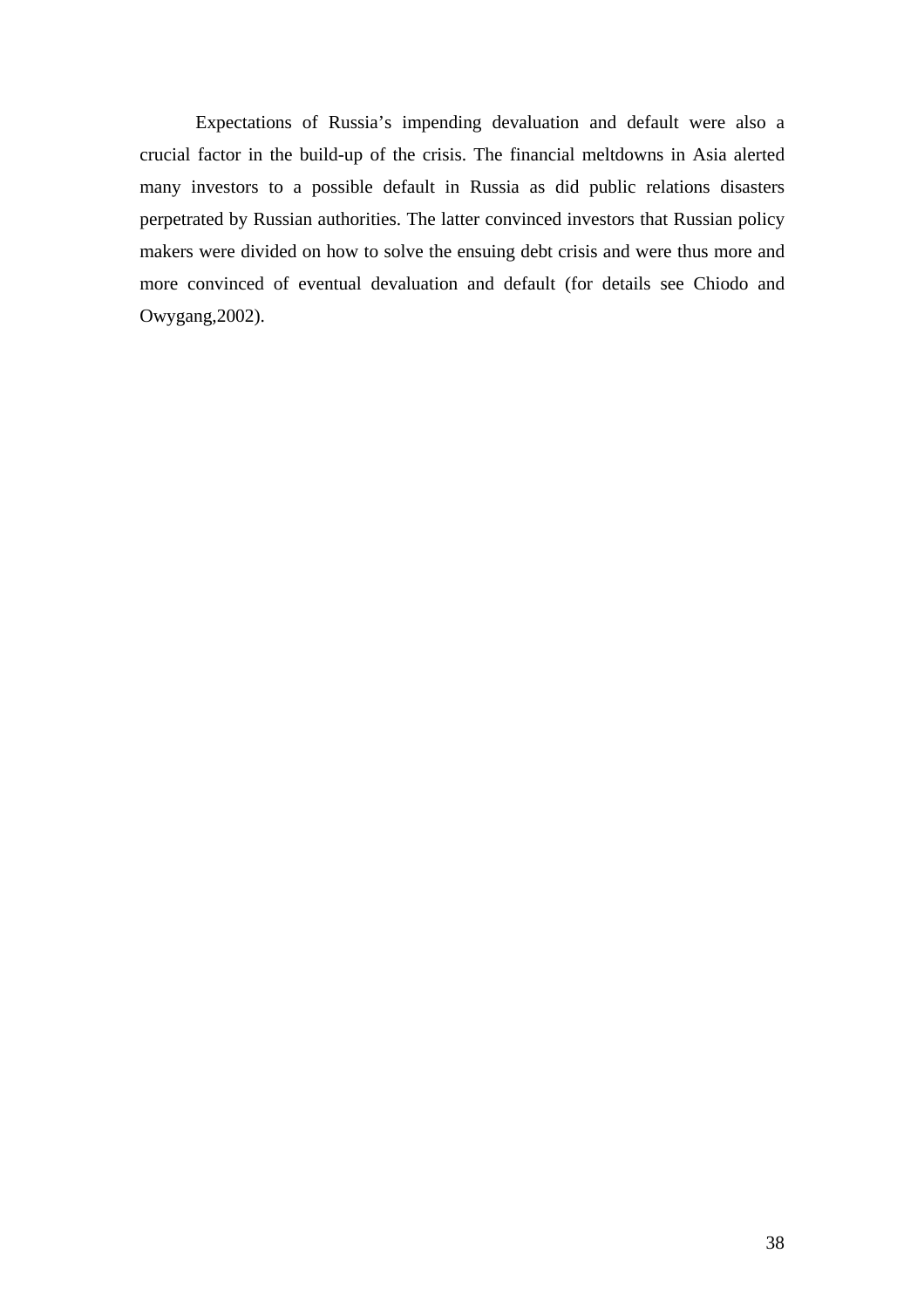Expectations of Russia's impending devaluation and default were also a crucial factor in the build-up of the crisis. The financial meltdowns in Asia alerted many investors to a possible default in Russia as did public relations disasters perpetrated by Russian authorities. The latter convinced investors that Russian policy makers were divided on how to solve the ensuing debt crisis and were thus more and more convinced of eventual devaluation and default (for details see Chiodo and Owygang,2002).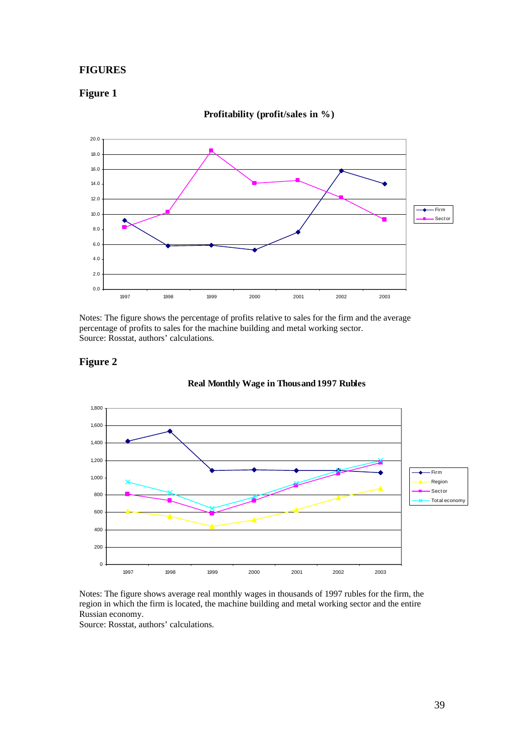## FIGURES

### Figure 1

**Profitability (profit/sales in %)**

Notes: The figure shows the percentage of profits relative to sales for the firm and the average percentage of profits to sales for the machine building and metal working sector.
Source: Rosstat, authors' calculations.

### Figure 2

**Real Monthly Wage in Thousand 1997 Rubles**

Notes: The figure shows average real monthly wages in thousands of 1997 rubles for the firm, the region in which the firm is located, the machine building and metal working sector and the entire Russian economy.
Source: Rosstat, authors' calculations.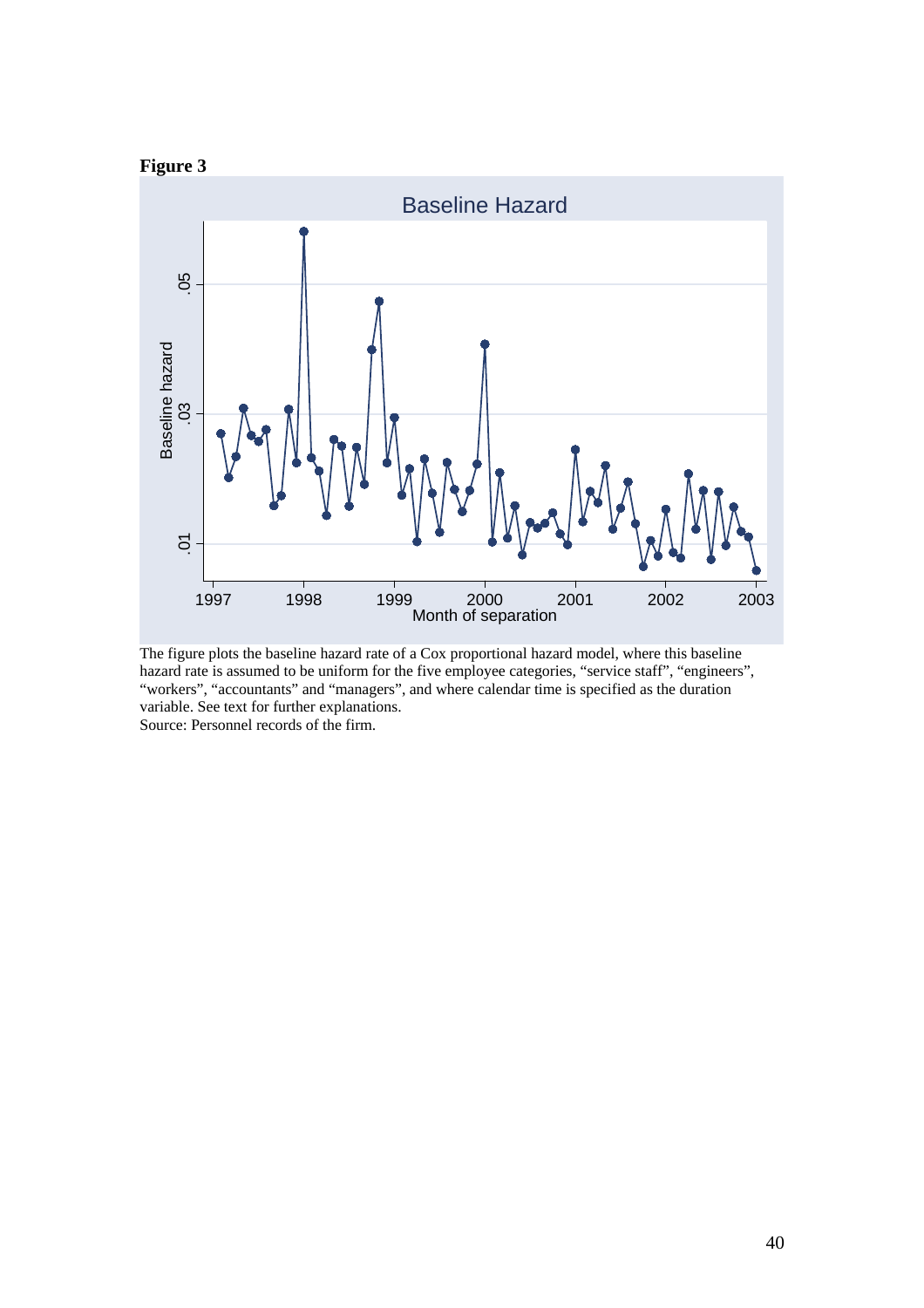**Figure 3**

The figure plots the baseline hazard rate of a Cox proportional hazard model, where this baseline hazard rate is assumed to be uniform for the five employee categories, "service staff", "engineers", "workers", "accountants" and "managers", and where calendar time is specified as the duration variable. See text for further explanations.
Source: Personnel records of the firm.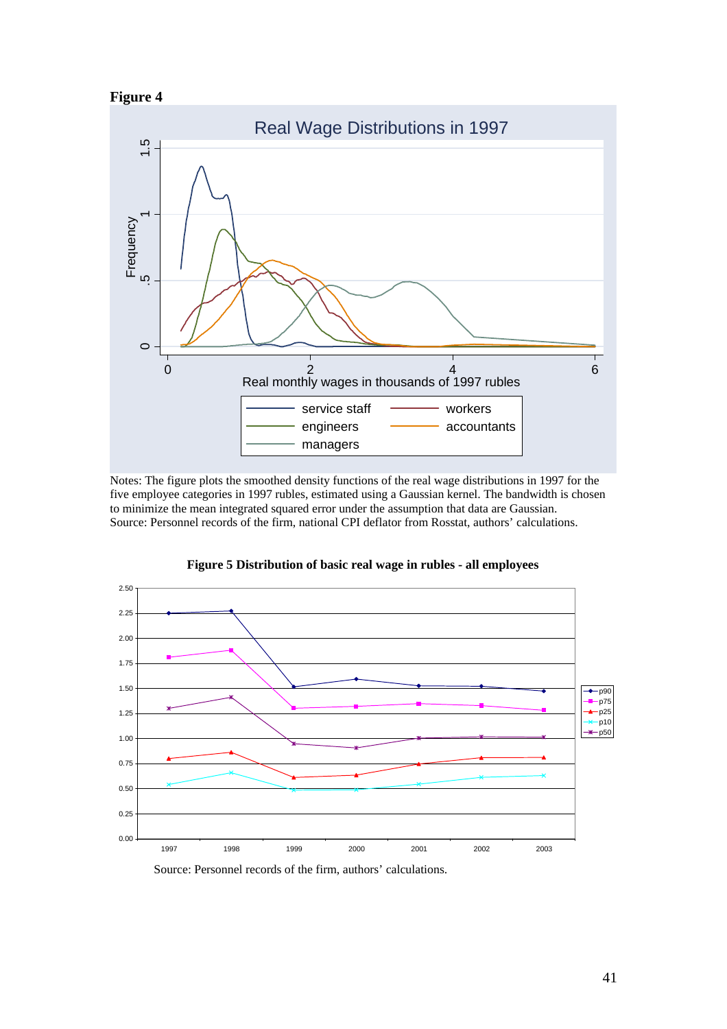**Figure 4**

Notes: The figure plots the smoothed density functions of the real wage distributions in 1997 for the five employee categories in 1997 rubles, estimated using a Gaussian kernel. The bandwidth is chosen to minimize the mean integrated squared error under the assumption that data are Gaussian.
Source: Personnel records of the firm, national CPI deflator from Rosstat, authors' calculations.

**Figure 5 Distribution of basic real wage in rubles - all employees**

Source: Personnel records of the firm, authors' calculations.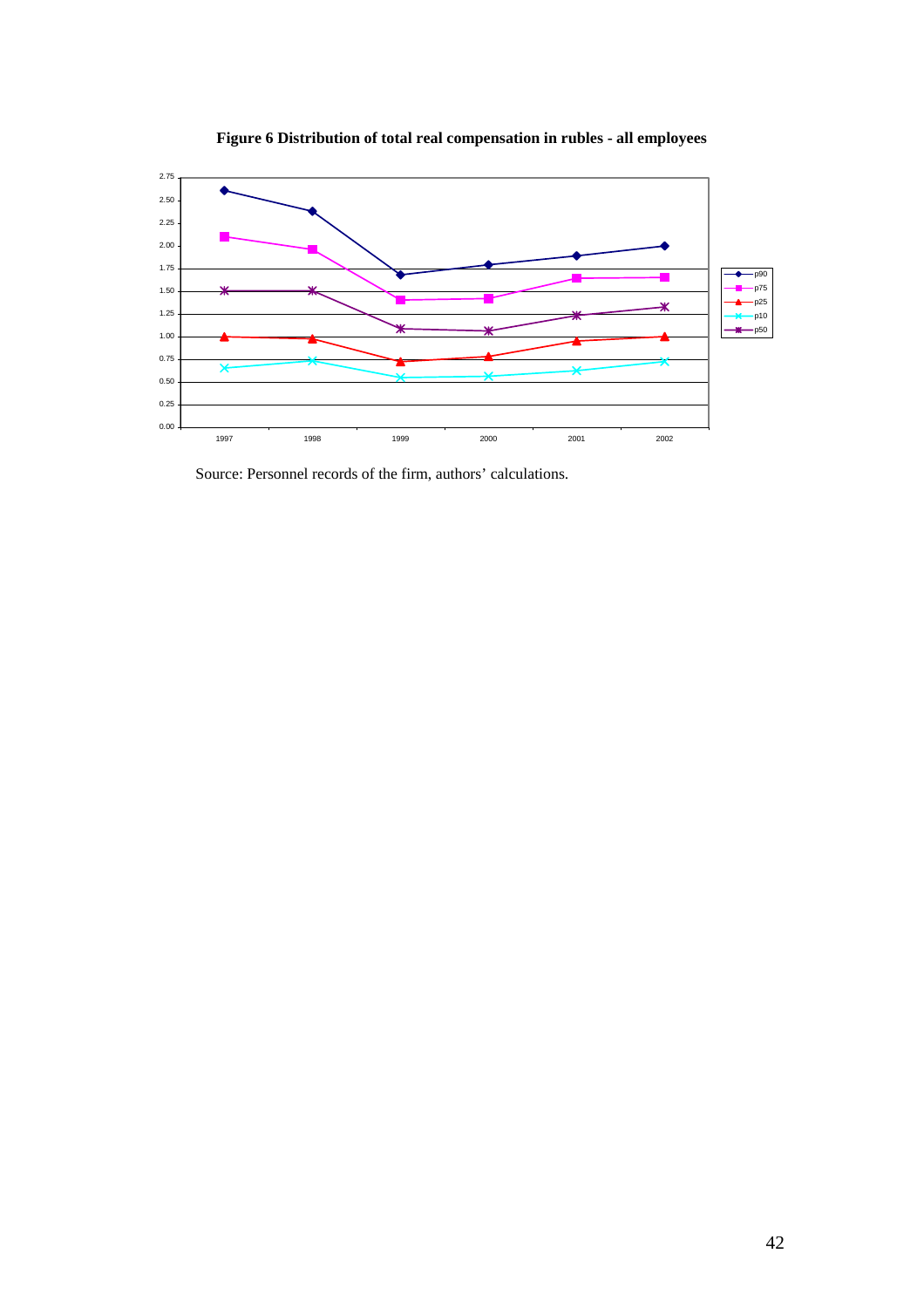**Figure 6 Distribution of total real compensation in rubles - all employees**

Source: Personnel records of the firm, authors' calculations.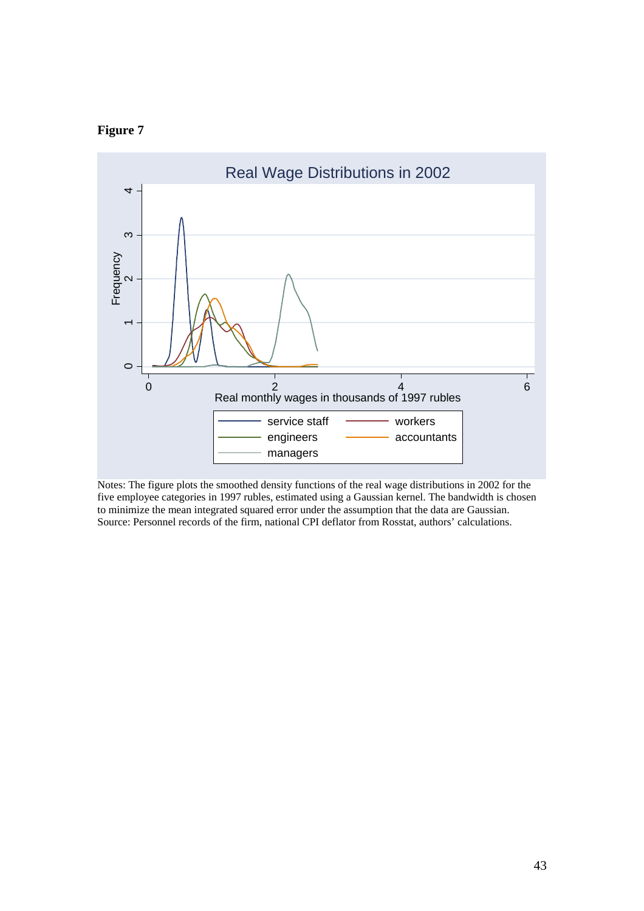**Figure 7**

Notes: The figure plots the smoothed density functions of the real wage distributions in 2002 for the five employee categories in 1997 rubles, estimated using a Gaussian kernel. The bandwidth is chosen to minimize the mean integrated squared error under the assumption that the data are Gaussian. Source: Personnel records of the firm, national CPI deflator from Rosstat, authors' calculations.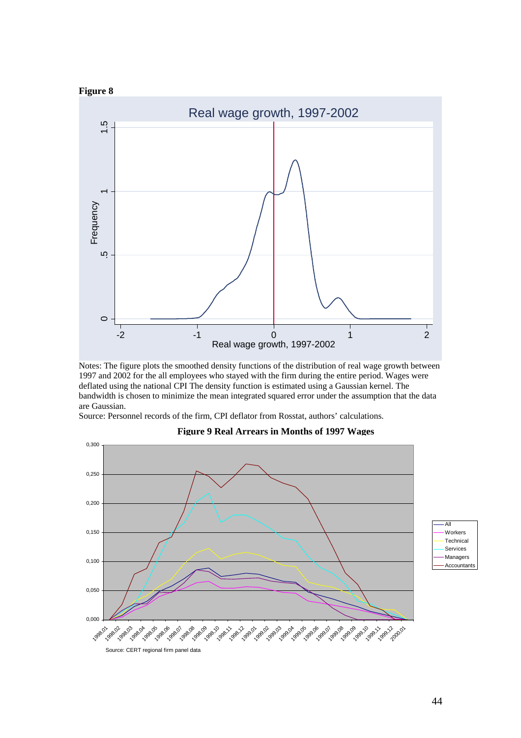**Figure 8**

Notes: The figure plots the smoothed density functions of the distribution of real wage growth between 1997 and 2002 for the all employees who stayed with the firm during the entire period. Wages were deflated using the national CPI The density function is estimated using a Gaussian kernel. The bandwidth is chosen to minimize the mean integrated squared error under the assumption that the data are Gaussian.

Source: Personnel records of the firm, CPI deflator from Rosstat, authors' calculations.

**Figure 9 Real Arrears in Months of 1997 Wages**

Source: CERT regional firm panel data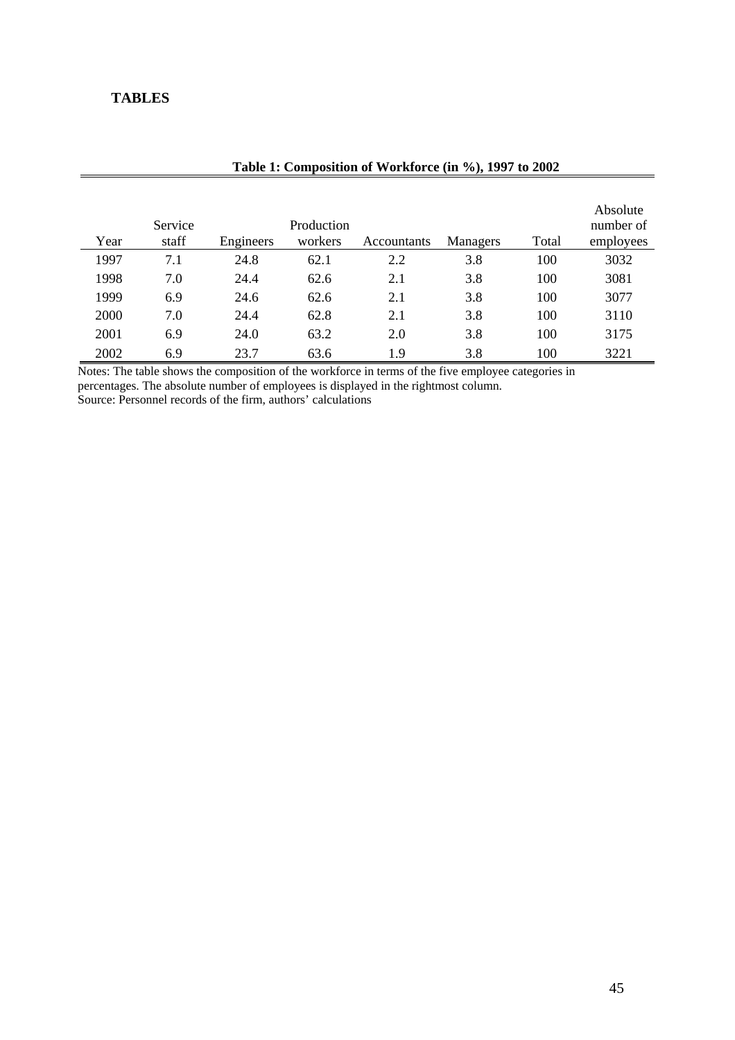## TABLES

**Table 1: Composition of Workforce (in %), 1997 to 2002**

| Year | Service staff | Engineers | Production workers | Accountants | Managers | Total | Absolute number of employees |
|---|---|---|---|---|---|---|---|
| 1997 | 7.1 | 24.8 | 62.1 | 2.2 | 3.8 | 100 | 3032 |
| 1998 | 7.0 | 24.4 | 62.6 | 2.1 | 3.8 | 100 | 3081 |
| 1999 | 6.9 | 24.6 | 62.6 | 2.1 | 3.8 | 100 | 3077 |
| 2000 | 7.0 | 24.4 | 62.8 | 2.1 | 3.8 | 100 | 3110 |
| 2001 | 6.9 | 24.0 | 63.2 | 2.0 | 3.8 | 100 | 3175 |
| 2002 | 6.9 | 23.7 | 63.6 | 1.9 | 3.8 | 100 | 3221 |

Notes: The table shows the composition of the workforce in terms of the five employee categories in percentages. The absolute number of employees is displayed in the rightmost column.
Source: Personnel records of the firm, authors' calculations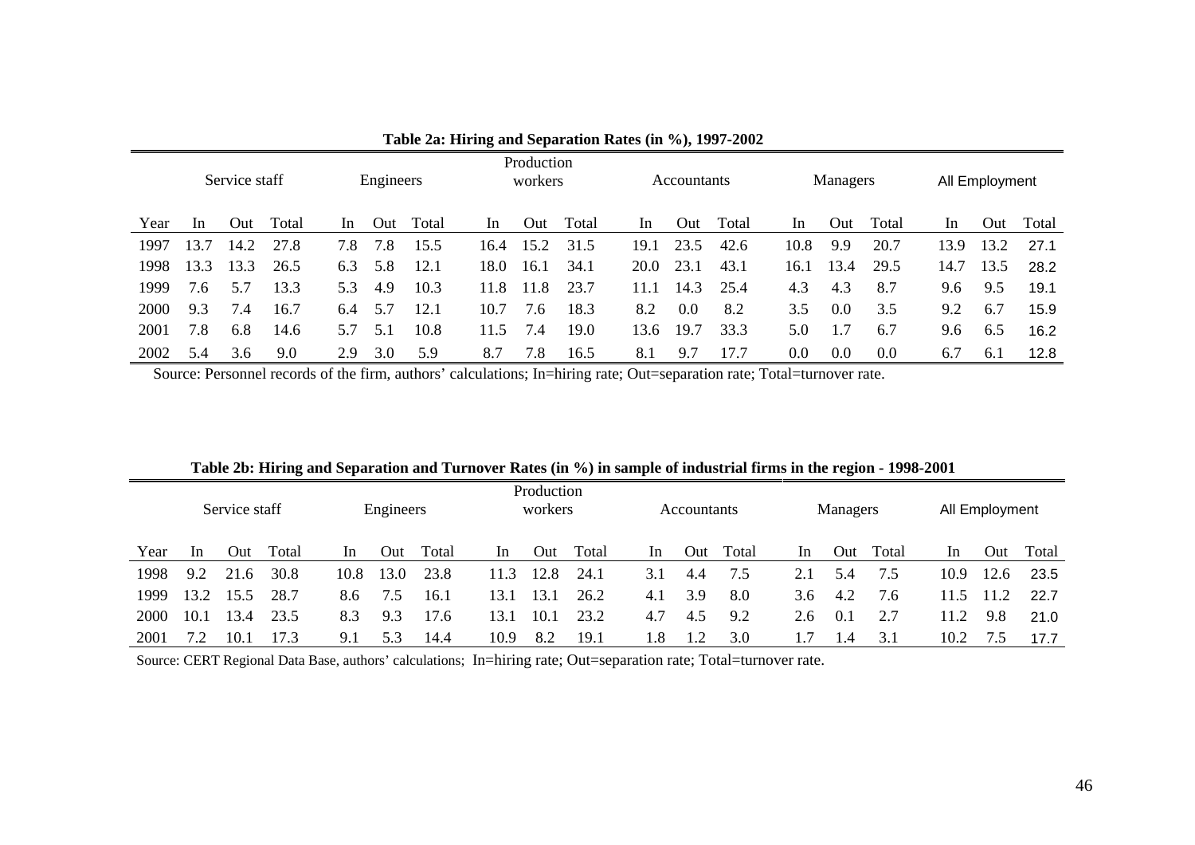**Table 2a: Hiring and Separation Rates (in %), 1997-2002**

| | Service staff | | | Engineers | | | Production workers | | | Accountants | | | Managers | | | All Employment | | |
|---|---|---|---|---|---|---|---|---|---|---|---|---|---|---|---|---|---|---|
| Year | In | Out | Total | In | Out | Total | In | Out | Total | In | Out | Total | In | Out | Total | In | Out | Total |
| 1997 | 13.7 | 14.2 | 27.8 | 7.8 | 7.8 | 15.5 | 16.4 | 15.2 | 31.5 | 19.1 | 23.5 | 42.6 | 10.8 | 9.9 | 20.7 | 13.9 | 13.2 | 27.1 |
| 1998 | 13.3 | 13.3 | 26.5 | 6.3 | 5.8 | 12.1 | 18.0 | 16.1 | 34.1 | 20.0 | 23.1 | 43.1 | 16.1 | 13.4 | 29.5 | 14.7 | 13.5 | 28.2 |
| 1999 | 7.6 | 5.7 | 13.3 | 5.3 | 4.9 | 10.3 | 11.8 | 11.8 | 23.7 | 11.1 | 14.3 | 25.4 | 4.3 | 4.3 | 8.7 | 9.6 | 9.5 | 19.1 |
| 2000 | 9.3 | 7.4 | 16.7 | 6.4 | 5.7 | 12.1 | 10.7 | 7.6 | 18.3 | 8.2 | 0.0 | 8.2 | 3.5 | 0.0 | 3.5 | 9.2 | 6.7 | 15.9 |
| 2001 | 7.8 | 6.8 | 14.6 | 5.7 | 5.1 | 10.8 | 11.5 | 7.4 | 19.0 | 13.6 | 19.7 | 33.3 | 5.0 | 1.7 | 6.7 | 9.6 | 6.5 | 16.2 |
| 2002 | 5.4 | 3.6 | 9.0 | 2.9 | 3.0 | 5.9 | 8.7 | 7.8 | 16.5 | 8.1 | 9.7 | 17.7 | 0.0 | 0.0 | 0.0 | 6.7 | 6.1 | 12.8 |

Source: Personnel records of the firm, authors' calculations; In=hiring rate; Out=separation rate; Total=turnover rate.

**Table 2b: Hiring and Separation and Turnover Rates (in %) in sample of industrial firms in the region - 1998-2001**

| | Service staff | | | Engineers | | | Production workers | | | Accountants | | | Managers | | | All Employment | | |
|---|---|---|---|---|---|---|---|---|---|---|---|---|---|---|---|---|---|---|
| Year | In | Out | Total | In | Out | Total | In | Out | Total | In | Out | Total | In | Out | Total | In | Out | Total |
| 1998 | 9.2 | 21.6 | 30.8 | 10.8 | 13.0 | 23.8 | 11.3 | 12.8 | 24.1 | 3.1 | 4.4 | 7.5 | 2.1 | 5.4 | 7.5 | 10.9 | 12.6 | 23.5 |
| 1999 | 13.2 | 15.5 | 28.7 | 8.6 | 7.5 | 16.1 | 13.1 | 13.1 | 26.2 | 4.1 | 3.9 | 8.0 | 3.6 | 4.2 | 7.6 | 11.5 | 11.2 | 22.7 |
| 2000 | 10.1 | 13.4 | 23.5 | 8.3 | 9.3 | 17.6 | 13.1 | 10.1 | 23.2 | 4.7 | 4.5 | 9.2 | 2.6 | 0.1 | 2.7 | 11.2 | 9.8 | 21.0 |
| 2001 | 7.2 | 10.1 | 17.3 | 9.1 | 5.3 | 14.4 | 10.9 | 8.2 | 19.1 | 1.8 | 1.2 | 3.0 | 1.7 | 1.4 | 3.1 | 10.2 | 7.5 | 17.7 |

Source: CERT Regional Data Base, authors' calculations; In=hiring rate; Out=separation rate; Total=turnover rate.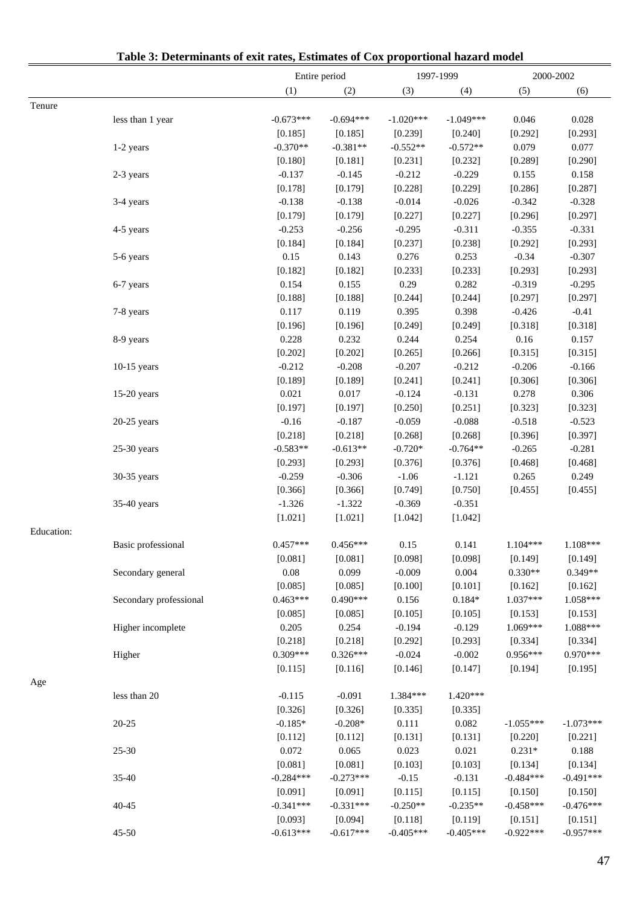**Table 3: Determinants of exit rates, Estimates of Cox proportional hazard model**

| | | Entire period | | 1997-1999 | | 2000-2002 | |
|---|---|---|---|---|---|---|---|
| | | (1) | (2) | (3) | (4) | (5) | (6) |
| Tenure | | | | | | | |
| | less than 1 year | -0.673*** | -0.694*** | -1.020*** | -1.049*** | 0.046 | 0.028 |
| | | [0.185] | [0.185] | [0.239] | [0.240] | [0.292] | [0.293] |
| | 1-2 years | -0.370** | -0.381** | -0.552** | -0.572** | 0.079 | 0.077 |
| | | [0.180] | [0.181] | [0.231] | [0.232] | [0.289] | [0.290] |
| | 2-3 years | -0.137 | -0.145 | -0.212 | -0.229 | 0.155 | 0.158 |
| | | [0.178] | [0.179] | [0.228] | [0.229] | [0.286] | [0.287] |
| | 3-4 years | -0.138 | -0.138 | -0.014 | -0.026 | -0.342 | -0.328 |
| | | [0.179] | [0.179] | [0.227] | [0.227] | [0.296] | [0.297] |
| | 4-5 years | -0.253 | -0.256 | -0.295 | -0.311 | -0.355 | -0.331 |
| | | [0.184] | [0.184] | [0.237] | [0.238] | [0.292] | [0.293] |
| | 5-6 years | 0.15 | 0.143 | 0.276 | 0.253 | -0.34 | -0.307 |
| | | [0.182] | [0.182] | [0.233] | [0.233] | [0.293] | [0.293] |
| | 6-7 years | 0.154 | 0.155 | 0.29 | 0.282 | -0.319 | -0.295 |
| | | [0.188] | [0.188] | [0.244] | [0.244] | [0.297] | [0.297] |
| | 7-8 years | 0.117 | 0.119 | 0.395 | 0.398 | -0.426 | -0.41 |
| | | [0.196] | [0.196] | [0.249] | [0.249] | [0.318] | [0.318] |
| | 8-9 years | 0.228 | 0.232 | 0.244 | 0.254 | 0.16 | 0.157 |
| | | [0.202] | [0.202] | [0.265] | [0.266] | [0.315] | [0.315] |
| | 10-15 years | -0.212 | -0.208 | -0.207 | -0.212 | -0.206 | -0.166 |
| | | [0.189] | [0.189] | [0.241] | [0.241] | [0.306] | [0.306] |
| | 15-20 years | 0.021 | 0.017 | -0.124 | -0.131 | 0.278 | 0.306 |
| | | [0.197] | [0.197] | [0.250] | [0.251] | [0.323] | [0.323] |
| | 20-25 years | -0.16 | -0.187 | -0.059 | -0.088 | -0.518 | -0.523 |
| | | [0.218] | [0.218] | [0.268] | [0.268] | [0.396] | [0.397] |
| | 25-30 years | -0.583** | -0.613** | -0.720* | -0.764** | -0.265 | -0.281 |
| | | [0.293] | [0.293] | [0.376] | [0.376] | [0.468] | [0.468] |
| | 30-35 years | -0.259 | -0.306 | -1.06 | -1.121 | 0.265 | 0.249 |
| | | [0.366] | [0.366] | [0.749] | [0.750] | [0.455] | [0.455] |
| | 35-40 years | -1.326 | -1.322 | -0.369 | -0.351 | | |
| | | [1.021] | [1.021] | [1.042] | [1.042] | | |
| Education: | | | | | | | |
| | Basic professional | 0.457*** | 0.456*** | 0.15 | 0.141 | 1.104*** | 1.108*** |
| | | [0.081] | [0.081] | [0.098] | [0.098] | [0.149] | [0.149] |
| | Secondary general | 0.08 | 0.099 | -0.009 | 0.004 | 0.330** | 0.349** |
| | | [0.085] | [0.085] | [0.100] | [0.101] | [0.162] | [0.162] |
| | Secondary professional | 0.463*** | 0.490*** | 0.156 | 0.184* | 1.037*** | 1.058*** |
| | | [0.085] | [0.085] | [0.105] | [0.105] | [0.153] | [0.153] |
| | Higher incomplete | 0.205 | 0.254 | -0.194 | -0.129 | 1.069*** | 1.088*** |
| | | [0.218] | [0.218] | [0.292] | [0.293] | [0.334] | [0.334] |
| | Higher | 0.309*** | 0.326*** | -0.024 | -0.002 | 0.956*** | 0.970*** |
| | | [0.115] | [0.116] | [0.146] | [0.147] | [0.194] | [0.195] |
| Age | | | | | | | |
| | less than 20 | -0.115 | -0.091 | 1.384*** | 1.420*** | | |
| | | [0.326] | [0.326] | [0.335] | [0.335] | | |
| | 20-25 | -0.185* | -0.208* | 0.111 | 0.082 | -1.055*** | -1.073*** |
| | | [0.112] | [0.112] | [0.131] | [0.131] | [0.220] | [0.221] |
| | 25-30 | 0.072 | 0.065 | 0.023 | 0.021 | 0.231* | 0.188 |
| | | [0.081] | [0.081] | [0.103] | [0.103] | [0.134] | [0.134] |
| | 35-40 | -0.284*** | -0.273*** | -0.15 | -0.131 | -0.484*** | -0.491*** |
| | | [0.091] | [0.091] | [0.115] | [0.115] | [0.150] | [0.150] |
| | 40-45 | -0.341*** | -0.331*** | -0.250** | -0.235** | -0.458*** | -0.476*** |
| | | [0.093] | [0.094] | [0.118] | [0.119] | [0.151] | [0.151] |
| | 45-50 | -0.613*** | -0.617*** | -0.405*** | -0.405*** | -0.922*** | -0.957*** |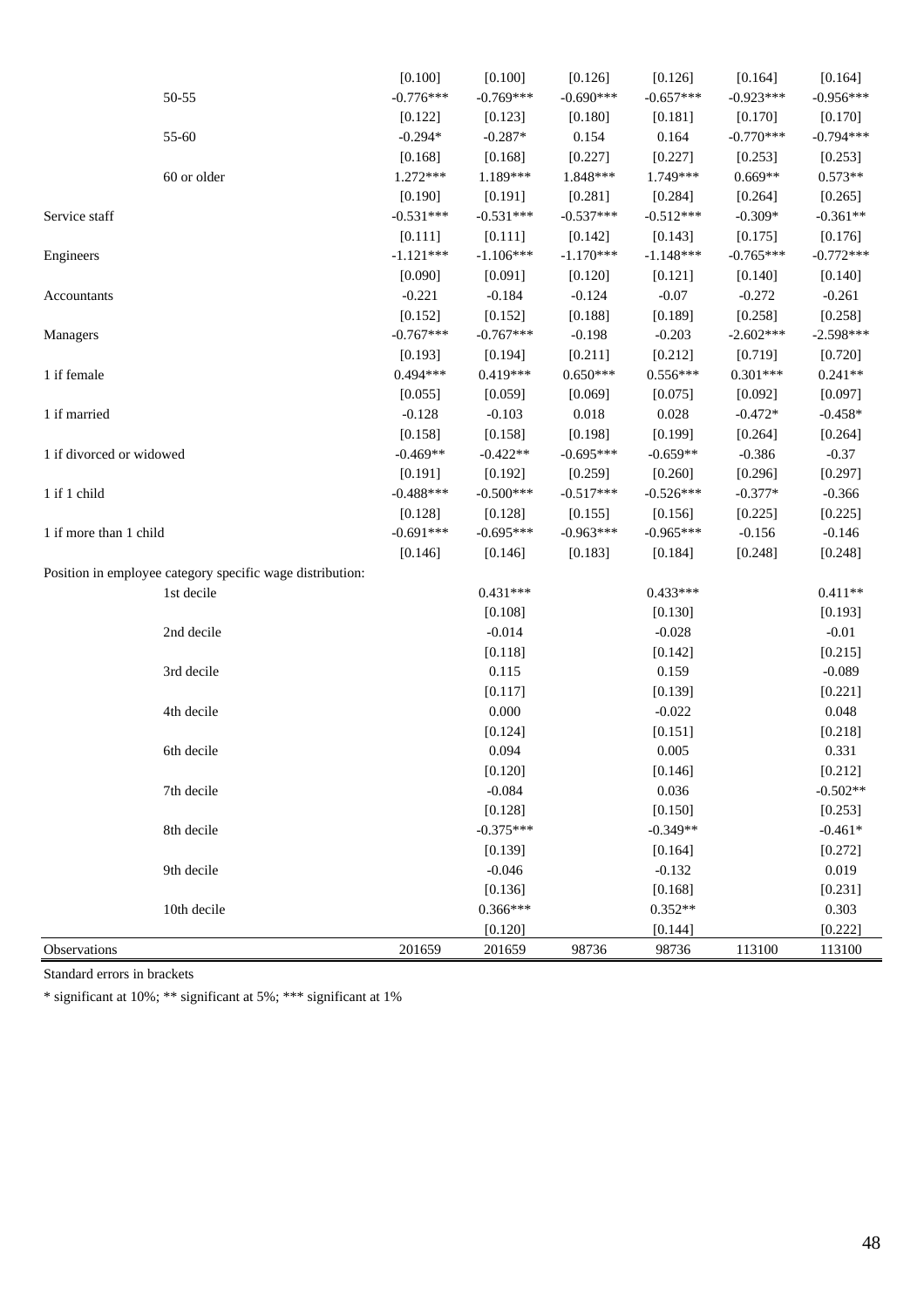| | (1) | (2) | (3) | (4) | (5) | (6) |
|---|---|---|---|---|---|---|
| | [0.100] | [0.100] | [0.126] | [0.126] | [0.164] | [0.164] |
| 50-55 | -0.776*** | -0.769*** | -0.690*** | -0.657*** | -0.923*** | -0.956*** |
| | [0.122] | [0.123] | [0.180] | [0.181] | [0.170] | [0.170] |
| 55-60 | -0.294* | -0.287* | 0.154 | 0.164 | -0.770*** | -0.794*** |
| | [0.168] | [0.168] | [0.227] | [0.227] | [0.253] | [0.253] |
| 60 or older | 1.272*** | 1.189*** | 1.848*** | 1.749*** | 0.669** | 0.573** |
| | [0.190] | [0.191] | [0.281] | [0.284] | [0.264] | [0.265] |
| Service staff | -0.531*** | -0.531*** | -0.537*** | -0.512*** | -0.309* | -0.361** |
| | [0.111] | [0.111] | [0.142] | [0.143] | [0.175] | [0.176] |
| Engineers | -1.121*** | -1.106*** | -1.170*** | -1.148*** | -0.765*** | -0.772*** |
| | [0.090] | [0.091] | [0.120] | [0.121] | [0.140] | [0.140] |
| Accountants | -0.221 | -0.184 | -0.124 | -0.07 | -0.272 | -0.261 |
| | [0.152] | [0.152] | [0.188] | [0.189] | [0.258] | [0.258] |
| Managers | -0.767*** | -0.767*** | -0.198 | -0.203 | -2.602*** | -2.598*** |
| | [0.193] | [0.194] | [0.211] | [0.212] | [0.719] | [0.720] |
| 1 if female | 0.494*** | 0.419*** | 0.650*** | 0.556*** | 0.301*** | 0.241** |
| | [0.055] | [0.059] | [0.069] | [0.075] | [0.092] | [0.097] |
| 1 if married | -0.128 | -0.103 | 0.018 | 0.028 | -0.472* | -0.458* |
| | [0.158] | [0.158] | [0.198] | [0.199] | [0.264] | [0.264] |
| 1 if divorced or widowed | -0.469** | -0.422** | -0.695*** | -0.659** | -0.386 | -0.37 |
| | [0.191] | [0.192] | [0.259] | [0.260] | [0.296] | [0.297] |
| 1 if 1 child | -0.488*** | -0.500*** | -0.517*** | -0.526*** | -0.377* | -0.366 |
| | [0.128] | [0.128] | [0.155] | [0.156] | [0.225] | [0.225] |
| 1 if more than 1 child | -0.691*** | -0.695*** | -0.963*** | -0.965*** | -0.156 | -0.146 |
| | [0.146] | [0.146] | [0.183] | [0.184] | [0.248] | [0.248] |
| Position in employee category specific wage distribution: | | | | | | |
| 1st decile | | 0.431*** | | 0.433*** | | 0.411** |
| | | [0.108] | | [0.130] | | [0.193] |
| 2nd decile | | -0.014 | | -0.028 | | -0.01 |
| | | [0.118] | | [0.142] | | [0.215] |
| 3rd decile | | 0.115 | | 0.159 | | -0.089 |
| | | [0.117] | | [0.139] | | [0.221] |
| 4th decile | | 0.000 | | -0.022 | | 0.048 |
| | | [0.124] | | [0.151] | | [0.218] |
| 6th decile | | 0.094 | | 0.005 | | 0.331 |
| | | [0.120] | | [0.146] | | [0.212] |
| 7th decile | | -0.084 | | 0.036 | | -0.502** |
| | | [0.128] | | [0.150] | | [0.253] |
| 8th decile | | -0.375*** | | -0.349** | | -0.461* |
| | | [0.139] | | [0.164] | | [0.272] |
| 9th decile | | -0.046 | | -0.132 | | 0.019 |
| | | [0.136] | | [0.168] | | [0.231] |
| 10th decile | | 0.366*** | | 0.352** | | 0.303 |
| | | [0.120] | | [0.144] | | [0.222] |
| Observations | 201659 | 201659 | 98736 | 98736 | 113100 | 113100 |

Standard errors in brackets

* significant at 10%; ** significant at 5%; *** significant at 1%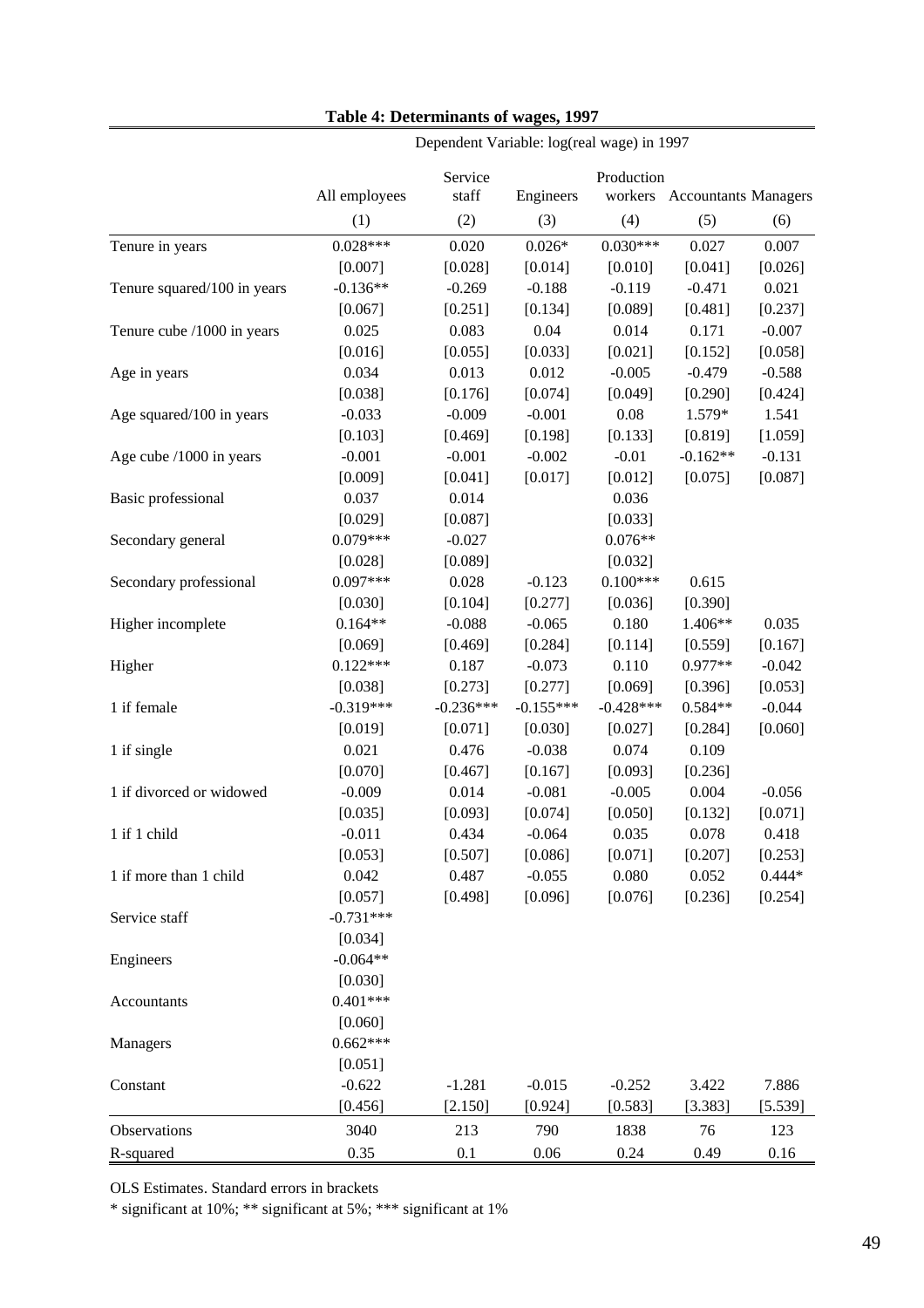**Table 4: Determinants of wages, 1997**

| | Dependent Variable: log(real wage) in 1997 | | | | | |
|---|---|---|---|---|---|---|
| | All employees | Service staff | Engineers | Production workers | Accountants | Managers |
| | (1) | (2) | (3) | (4) | (5) | (6) |
| Tenure in years | 0.028*** | 0.020 | 0.026* | 0.030*** | 0.027 | 0.007 |
| | [0.007] | [0.028] | [0.014] | [0.010] | [0.041] | [0.026] |
| Tenure squared/100 in years | -0.136** | -0.269 | -0.188 | -0.119 | -0.471 | 0.021 |
| | [0.067] | [0.251] | [0.134] | [0.089] | [0.481] | [0.237] |
| Tenure cube /1000 in years | 0.025 | 0.083 | 0.04 | 0.014 | 0.171 | -0.007 |
| | [0.016] | [0.055] | [0.033] | [0.021] | [0.152] | [0.058] |
| Age in years | 0.034 | 0.013 | 0.012 | -0.005 | -0.479 | -0.588 |
| | [0.038] | [0.176] | [0.074] | [0.049] | [0.290] | [0.424] |
| Age squared/100 in years | -0.033 | -0.009 | -0.001 | 0.08 | 1.579* | 1.541 |
| | [0.103] | [0.469] | [0.198] | [0.133] | [0.819] | [1.059] |
| Age cube /1000 in years | -0.001 | -0.001 | -0.002 | -0.01 | -0.162** | -0.131 |
| | [0.009] | [0.041] | [0.017] | [0.012] | [0.075] | [0.087] |
| Basic professional | 0.037 | 0.014 | | 0.036 | | |
| | [0.029] | [0.087] | | [0.033] | | |
| Secondary general | 0.079*** | -0.027 | | 0.076** | | |
| | [0.028] | [0.089] | | [0.032] | | |
| Secondary professional | 0.097*** | 0.028 | -0.123 | 0.100*** | 0.615 | |
| | [0.030] | [0.104] | [0.277] | [0.036] | [0.390] | |
| Higher incomplete | 0.164** | -0.088 | -0.065 | 0.180 | 1.406** | 0.035 |
| | [0.069] | [0.469] | [0.284] | [0.114] | [0.559] | [0.167] |
| Higher | 0.122*** | 0.187 | -0.073 | 0.110 | 0.977** | -0.042 |
| | [0.038] | [0.273] | [0.277] | [0.069] | [0.396] | [0.053] |
| 1 if female | -0.319*** | -0.236*** | -0.155*** | -0.428*** | 0.584** | -0.044 |
| | [0.019] | [0.071] | [0.030] | [0.027] | [0.284] | [0.060] |
| 1 if single | 0.021 | 0.476 | -0.038 | 0.074 | 0.109 | |
| | [0.070] | [0.467] | [0.167] | [0.093] | [0.236] | |
| 1 if divorced or widowed | -0.009 | 0.014 | -0.081 | -0.005 | 0.004 | -0.056 |
| | [0.035] | [0.093] | [0.074] | [0.050] | [0.132] | [0.071] |
| 1 if 1 child | -0.011 | 0.434 | -0.064 | 0.035 | 0.078 | 0.418 |
| | [0.053] | [0.507] | [0.086] | [0.071] | [0.207] | [0.253] |
| 1 if more than 1 child | 0.042 | 0.487 | -0.055 | 0.080 | 0.052 | 0.444* |
| | [0.057] | [0.498] | [0.096] | [0.076] | [0.236] | [0.254] |
| Service staff | -0.731*** | | | | | |
| | [0.034] | | | | | |
| Engineers | -0.064** | | | | | |
| | [0.030] | | | | | |
| Accountants | 0.401*** | | | | | |
| | [0.060] | | | | | |
| Managers | 0.662*** | | | | | |
| | [0.051] | | | | | |
| Constant | -0.622 | -1.281 | -0.015 | -0.252 | 3.422 | 7.886 |
| | [0.456] | [2.150] | [0.924] | [0.583] | [3.383] | [5.539] |
| Observations | 3040 | 213 | 790 | 1838 | 76 | 123 |
| R-squared | 0.35 | 0.1 | 0.06 | 0.24 | 0.49 | 0.16 |

OLS Estimates. Standard errors in brackets

* significant at 10%; ** significant at 5%; *** significant at 1%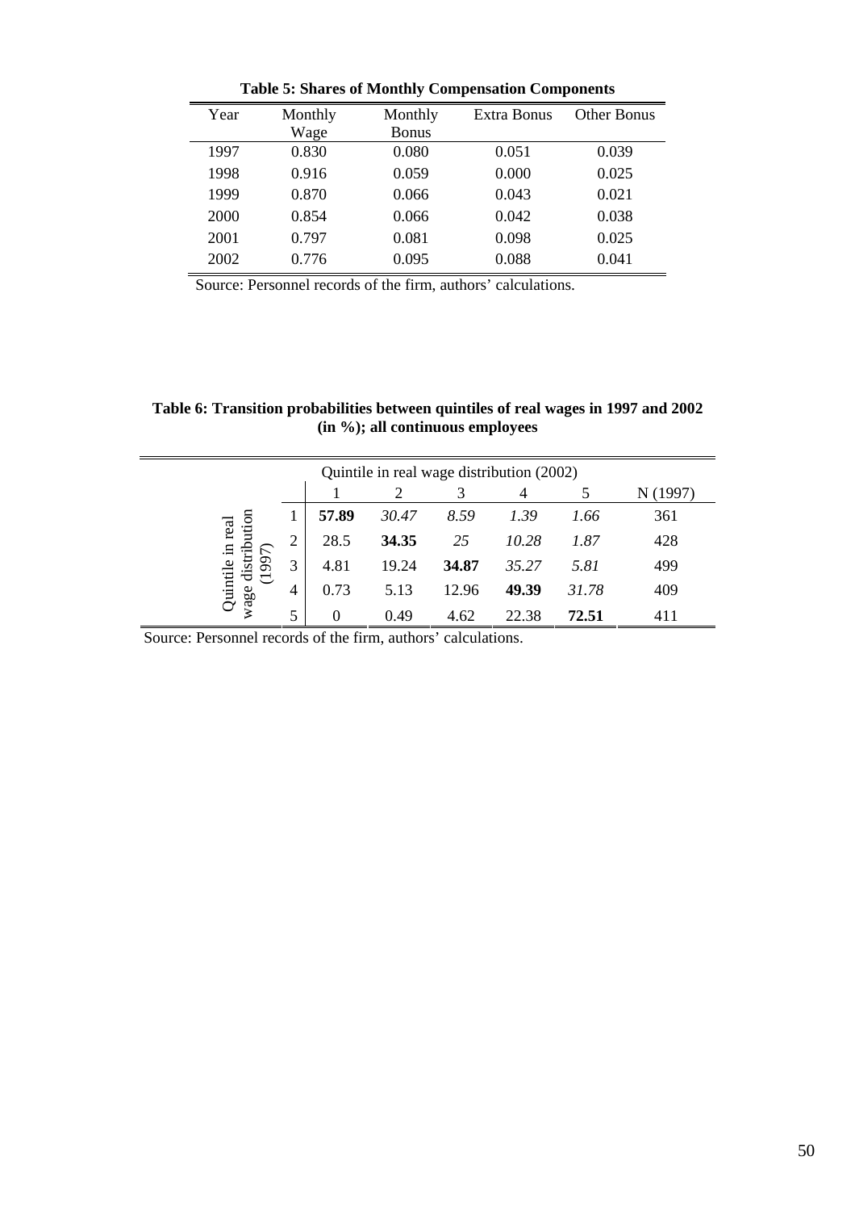**Table 5: Shares of Monthly Compensation Components**

| Year | Monthly Wage | Monthly Bonus | Extra Bonus | Other Bonus |
|---|---|---|---|---|
| 1997 | 0.830 | 0.080 | 0.051 | 0.039 |
| 1998 | 0.916 | 0.059 | 0.000 | 0.025 |
| 1999 | 0.870 | 0.066 | 0.043 | 0.021 |
| 2000 | 0.854 | 0.066 | 0.042 | 0.038 |
| 2001 | 0.797 | 0.081 | 0.098 | 0.025 |
| 2002 | 0.776 | 0.095 | 0.088 | 0.041 |

Source: Personnel records of the firm, authors' calculations.

**Table 6: Transition probabilities between quintiles of real wages in 1997 and 2002 (in %); all continuous employees**

| | | Quintile in real wage distribution (2002) | | | | | |
|---|---|---|---|---|---|---|---|
| | | 1 | 2 | 3 | 4 | 5 | N (1997) |
| Quintile in real wage distribution (1997) | 1 | **57.89** | *30.47* | *8.59* | *1.39* | *1.66* | 361 |
| | 2 | 28.5 | **34.35** | *25* | *10.28* | *1.87* | 428 |
| | 3 | 4.81 | 19.24 | **34.87** | *35.27* | *5.81* | 499 |
| | 4 | 0.73 | 5.13 | 12.96 | **49.39** | *31.78* | 409 |
| | 5 | 0 | 0.49 | 4.62 | 22.38 | **72.51** | 411 |

Source: Personnel records of the firm, authors' calculations.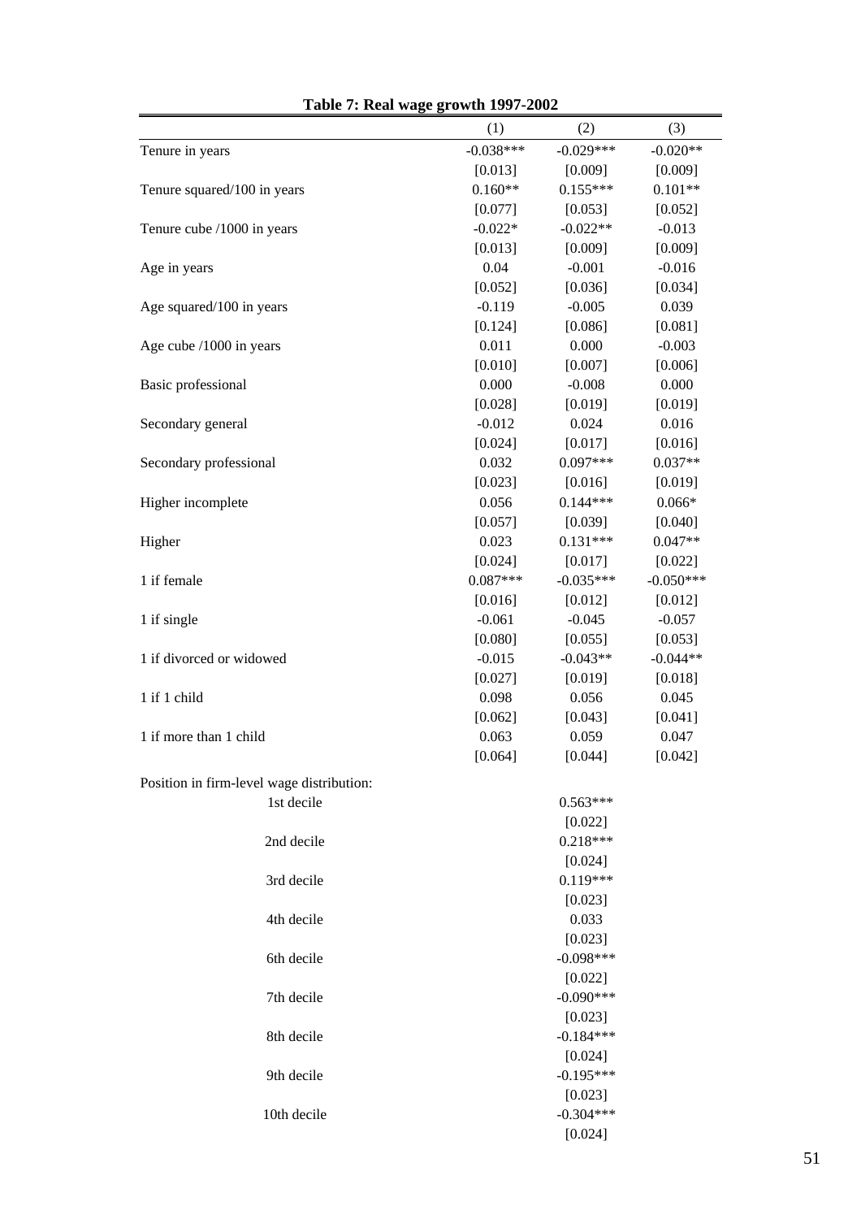**Table 7: Real wage growth 1997-2002**

| | (1) | (2) | (3) |
|---|---|---|---|
| Tenure in years | -0.038*** | -0.029*** | -0.020** |
| | [0.013] | [0.009] | [0.009] |
| Tenure squared/100 in years | 0.160** | 0.155*** | 0.101** |
| | [0.077] | [0.053] | [0.052] |
| Tenure cube /1000 in years | -0.022* | -0.022** | -0.013 |
| | [0.013] | [0.009] | [0.009] |
| Age in years | 0.04 | -0.001 | -0.016 |
| | [0.052] | [0.036] | [0.034] |
| Age squared/100 in years | -0.119 | -0.005 | 0.039 |
| | [0.124] | [0.086] | [0.081] |
| Age cube /1000 in years | 0.011 | 0.000 | -0.003 |
| | [0.010] | [0.007] | [0.006] |
| Basic professional | 0.000 | -0.008 | 0.000 |
| | [0.028] | [0.019] | [0.019] |
| Secondary general | -0.012 | 0.024 | 0.016 |
| | [0.024] | [0.017] | [0.016] |
| Secondary professional | 0.032 | 0.097*** | 0.037** |
| | [0.023] | [0.016] | [0.019] |
| Higher incomplete | 0.056 | 0.144*** | 0.066* |
| | [0.057] | [0.039] | [0.040] |
| Higher | 0.023 | 0.131*** | 0.047** |
| | [0.024] | [0.017] | [0.022] |
| 1 if female | 0.087*** | -0.035*** | -0.050*** |
| | [0.016] | [0.012] | [0.012] |
| 1 if single | -0.061 | -0.045 | -0.057 |
| | [0.080] | [0.055] | [0.053] |
| 1 if divorced or widowed | -0.015 | -0.043** | -0.044** |
| | [0.027] | [0.019] | [0.018] |
| 1 if 1 child | 0.098 | 0.056 | 0.045 |
| | [0.062] | [0.043] | [0.041] |
| 1 if more than 1 child | 0.063 | 0.059 | 0.047 |
| | [0.064] | [0.044] | [0.042] |
| Position in firm-level wage distribution: | | | |
| 1st decile | | 0.563*** | |
| | | [0.022] | |
| 2nd decile | | 0.218*** | |
| | | [0.024] | |
| 3rd decile | | 0.119*** | |
| | | [0.023] | |
| 4th decile | | 0.033 | |
| | | [0.023] | |
| 6th decile | | -0.098*** | |
| | | [0.022] | |
| 7th decile | | -0.090*** | |
| | | [0.023] | |
| 8th decile | | -0.184*** | |
| | | [0.024] | |
| 9th decile | | -0.195*** | |
| | | [0.023] | |
| 10th decile | | -0.304*** | |
| | | [0.024] | |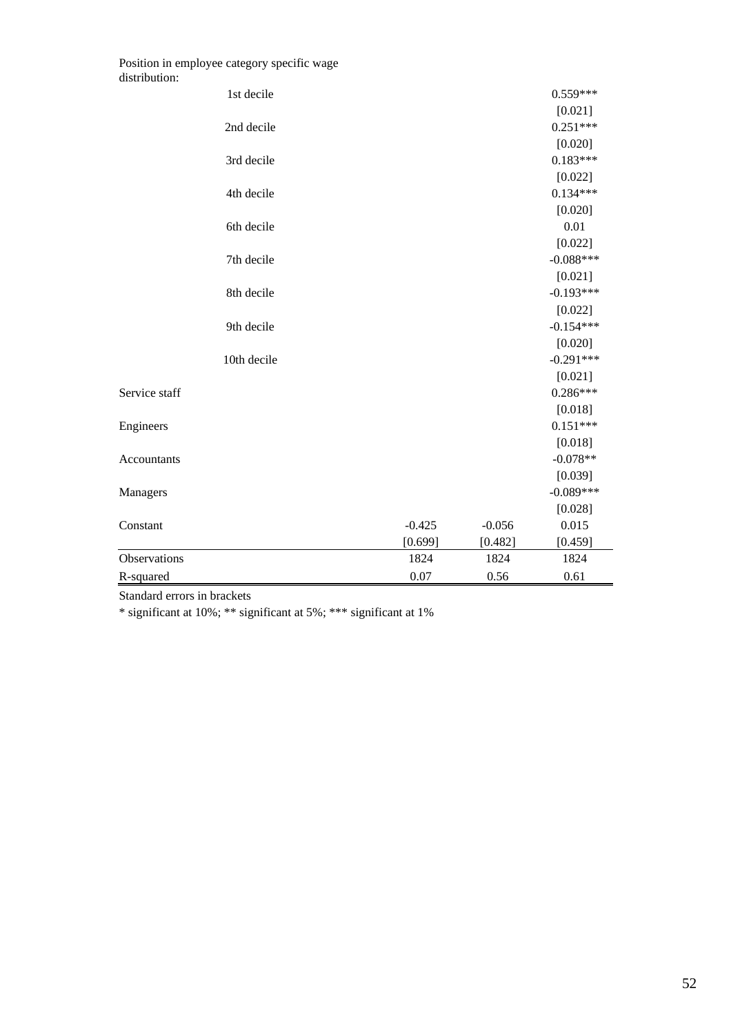| | (1) | (2) | (3) |
|---|---|---|---|
| Position in employee category specific wage distribution: | | | |
| 1st decile | | | 0.559*** |
| | | | [0.021] |
| 2nd decile | | | 0.251*** |
| | | | [0.020] |
| 3rd decile | | | 0.183*** |
| | | | [0.022] |
| 4th decile | | | 0.134*** |
| | | | [0.020] |
| 6th decile | | | 0.01 |
| | | | [0.022] |
| 7th decile | | | -0.088*** |
| | | | [0.021] |
| 8th decile | | | -0.193*** |
| | | | [0.022] |
| 9th decile | | | -0.154*** |
| | | | [0.020] |
| 10th decile | | | -0.291*** |
| | | | [0.021] |
| Service staff | | | 0.286*** |
| | | | [0.018] |
| Engineers | | | 0.151*** |
| | | | [0.018] |
| Accountants | | | -0.078** |
| | | | [0.039] |
| Managers | | | -0.089*** |
| | | | [0.028] |
| Constant | -0.425 | -0.056 | 0.015 |
| | [0.699] | [0.482] | [0.459] |
| Observations | 1824 | 1824 | 1824 |
| R-squared | 0.07 | 0.56 | 0.61 |

Standard errors in brackets

* significant at 10%; ** significant at 5%; *** significant at 1%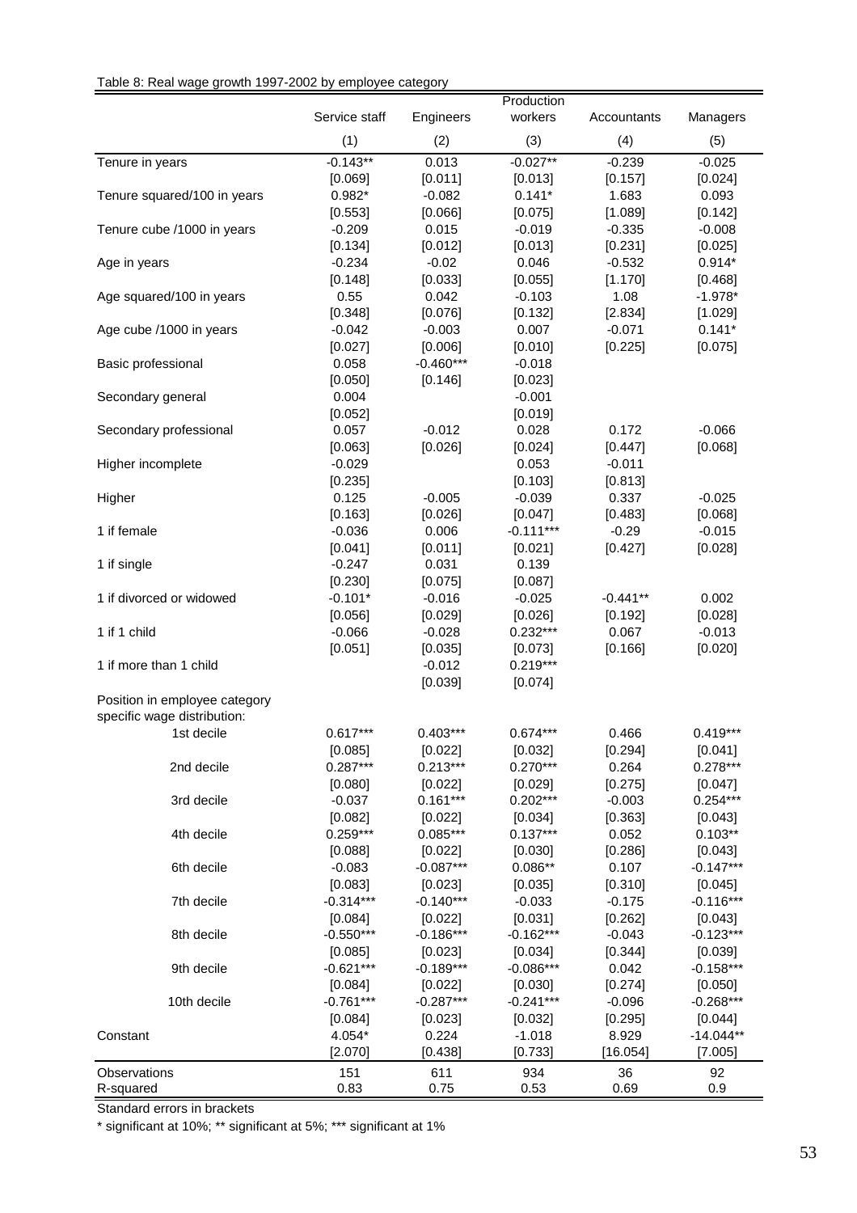Table 8: Real wage growth 1997-2002 by employee category

| | Service staff | Engineers | Production workers | Accountants | Managers |
|---|---|---|---|---|---|
| | (1) | (2) | (3) | (4) | (5) |
| Tenure in years | -0.143** | 0.013 | -0.027** | -0.239 | -0.025 |
| | [0.069] | [0.011] | [0.013] | [0.157] | [0.024] |
| Tenure squared/100 in years | 0.982* | -0.082 | 0.141* | 1.683 | 0.093 |
| | [0.553] | [0.066] | [0.075] | [1.089] | [0.142] |
| Tenure cube /1000 in years | -0.209 | 0.015 | -0.019 | -0.335 | -0.008 |
| | [0.134] | [0.012] | [0.013] | [0.231] | [0.025] |
| Age in years | -0.234 | -0.02 | 0.046 | -0.532 | 0.914* |
| | [0.148] | [0.033] | [0.055] | [1.170] | [0.468] |
| Age squared/100 in years | 0.55 | 0.042 | -0.103 | 1.08 | -1.978* |
| | [0.348] | [0.076] | [0.132] | [2.834] | [1.029] |
| Age cube /1000 in years | -0.042 | -0.003 | 0.007 | -0.071 | 0.141* |
| | [0.027] | [0.006] | [0.010] | [0.225] | [0.075] |
| Basic professional | 0.058 | -0.460*** | -0.018 | | |
| | [0.050] | [0.146] | [0.023] | | |
| Secondary general | 0.004 | | -0.001 | | |
| | [0.052] | | [0.019] | | |
| Secondary professional | 0.057 | -0.012 | 0.028 | 0.172 | -0.066 |
| | [0.063] | [0.026] | [0.024] | [0.447] | [0.068] |
| Higher incomplete | -0.029 | | 0.053 | -0.011 | |
| | [0.235] | | [0.103] | [0.813] | |
| Higher | 0.125 | -0.005 | -0.039 | 0.337 | -0.025 |
| | [0.163] | [0.026] | [0.047] | [0.483] | [0.068] |
| 1 if female | -0.036 | 0.006 | -0.111*** | -0.29 | -0.015 |
| | [0.041] | [0.011] | [0.021] | [0.427] | [0.028] |
| 1 if single | -0.247 | 0.031 | 0.139 | | |
| | [0.230] | [0.075] | [0.087] | | |
| 1 if divorced or widowed | -0.101* | -0.016 | -0.025 | -0.441** | 0.002 |
| | [0.056] | [0.029] | [0.026] | [0.192] | [0.028] |
| 1 if 1 child | -0.066 | -0.028 | 0.232*** | 0.067 | -0.013 |
| | [0.051] | [0.035] | [0.073] | [0.166] | [0.020] |
| 1 if more than 1 child | | -0.012 | 0.219*** | | |
| | | [0.039] | [0.074] | | |
| Position in employee category specific wage distribution: | | | | | |
| 1st decile | 0.617*** | 0.403*** | 0.674*** | 0.466 | 0.419*** |
| | [0.085] | [0.022] | [0.032] | [0.294] | [0.041] |
| 2nd decile | 0.287*** | 0.213*** | 0.270*** | 0.264 | 0.278*** |
| | [0.080] | [0.022] | [0.029] | [0.275] | [0.047] |
| 3rd decile | -0.037 | 0.161*** | 0.202*** | -0.003 | 0.254*** |
| | [0.082] | [0.022] | [0.034] | [0.363] | [0.043] |
| 4th decile | 0.259*** | 0.085*** | 0.137*** | 0.052 | 0.103** |
| | [0.088] | [0.022] | [0.030] | [0.286] | [0.043] |
| 6th decile | -0.083 | -0.087*** | 0.086** | 0.107 | -0.147*** |
| | [0.083] | [0.023] | [0.035] | [0.310] | [0.045] |
| 7th decile | -0.314*** | -0.140*** | -0.033 | -0.175 | -0.116*** |
| | [0.084] | [0.022] | [0.031] | [0.262] | [0.043] |
| 8th decile | -0.550*** | -0.186*** | -0.162*** | -0.043 | -0.123*** |
| | [0.085] | [0.023] | [0.034] | [0.344] | [0.039] |
| 9th decile | -0.621*** | -0.189*** | -0.086*** | 0.042 | -0.158*** |
| | [0.084] | [0.022] | [0.030] | [0.274] | [0.050] |
| 10th decile | -0.761*** | -0.287*** | -0.241*** | -0.096 | -0.268*** |
| | [0.084] | [0.023] | [0.032] | [0.295] | [0.044] |
| Constant | 4.054* | 0.224 | -1.018 | 8.929 | -14.044** |
| | [2.070] | [0.438] | [0.733] | [16.054] | [7.005] |
| Observations | 151 | 611 | 934 | 36 | 92 |
| R-squared | 0.83 | 0.75 | 0.53 | 0.69 | 0.9 |

Standard errors in brackets

* significant at 10%; ** significant at 5%; *** significant at 1%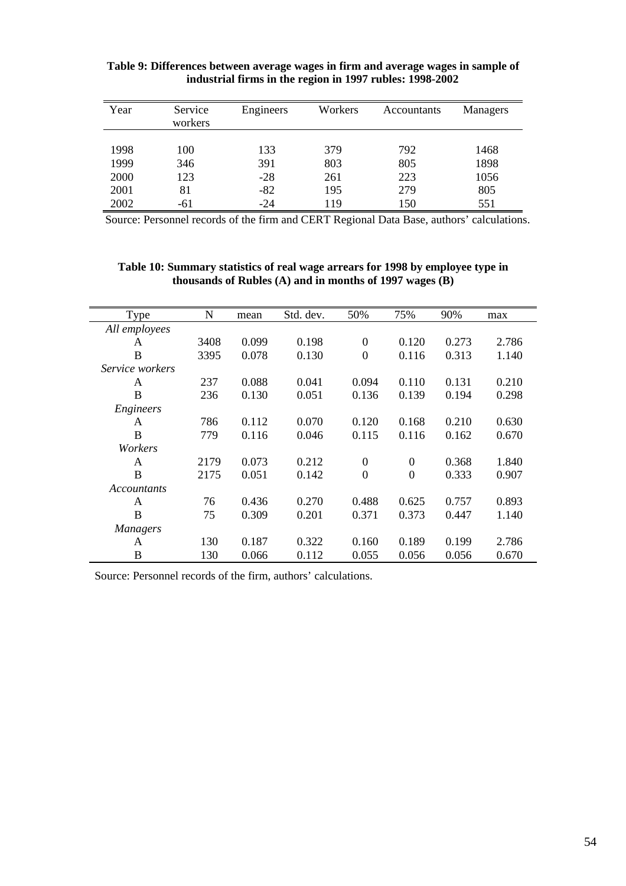**Table 9: Differences between average wages in firm and average wages in sample of industrial firms in the region in 1997 rubles: 1998-2002**

| Year | Service workers | Engineers | Workers | Accountants | Managers |
|---|---|---|---|---|---|
| 1998 | 100 | 133 | 379 | 792 | 1468 |
| 1999 | 346 | 391 | 803 | 805 | 1898 |
| 2000 | 123 | -28 | 261 | 223 | 1056 |
| 2001 | 81 | -82 | 195 | 279 | 805 |
| 2002 | -61 | -24 | 119 | 150 | 551 |

Source: Personnel records of the firm and CERT Regional Data Base, authors' calculations.

**Table 10: Summary statistics of real wage arrears for 1998 by employee type in thousands of Rubles (A) and in months of 1997 wages (B)**

| Type | N | mean | Std. dev. | 50% | 75% | 90% | max |
|---|---|---|---|---|---|---|---|
| *All employees* | | | | | | | |
| A | 3408 | 0.099 | 0.198 | 0 | 0.120 | 0.273 | 2.786 |
| B | 3395 | 0.078 | 0.130 | 0 | 0.116 | 0.313 | 1.140 |
| *Service workers* | | | | | | | |
| A | 237 | 0.088 | 0.041 | 0.094 | 0.110 | 0.131 | 0.210 |
| B | 236 | 0.130 | 0.051 | 0.136 | 0.139 | 0.194 | 0.298 |
| *Engineers* | | | | | | | |
| A | 786 | 0.112 | 0.070 | 0.120 | 0.168 | 0.210 | 0.630 |
| B | 779 | 0.116 | 0.046 | 0.115 | 0.116 | 0.162 | 0.670 |
| *Workers* | | | | | | | |
| A | 2179 | 0.073 | 0.212 | 0 | 0 | 0.368 | 1.840 |
| B | 2175 | 0.051 | 0.142 | 0 | 0 | 0.333 | 0.907 |
| *Accountants* | | | | | | | |
| A | 76 | 0.436 | 0.270 | 0.488 | 0.625 | 0.757 | 0.893 |
| B | 75 | 0.309 | 0.201 | 0.371 | 0.373 | 0.447 | 1.140 |
| *Managers* | | | | | | | |
| A | 130 | 0.187 | 0.322 | 0.160 | 0.189 | 0.199 | 2.786 |
| B | 130 | 0.066 | 0.112 | 0.055 | 0.056 | 0.056 | 0.670 |

Source: Personnel records of the firm, authors' calculations.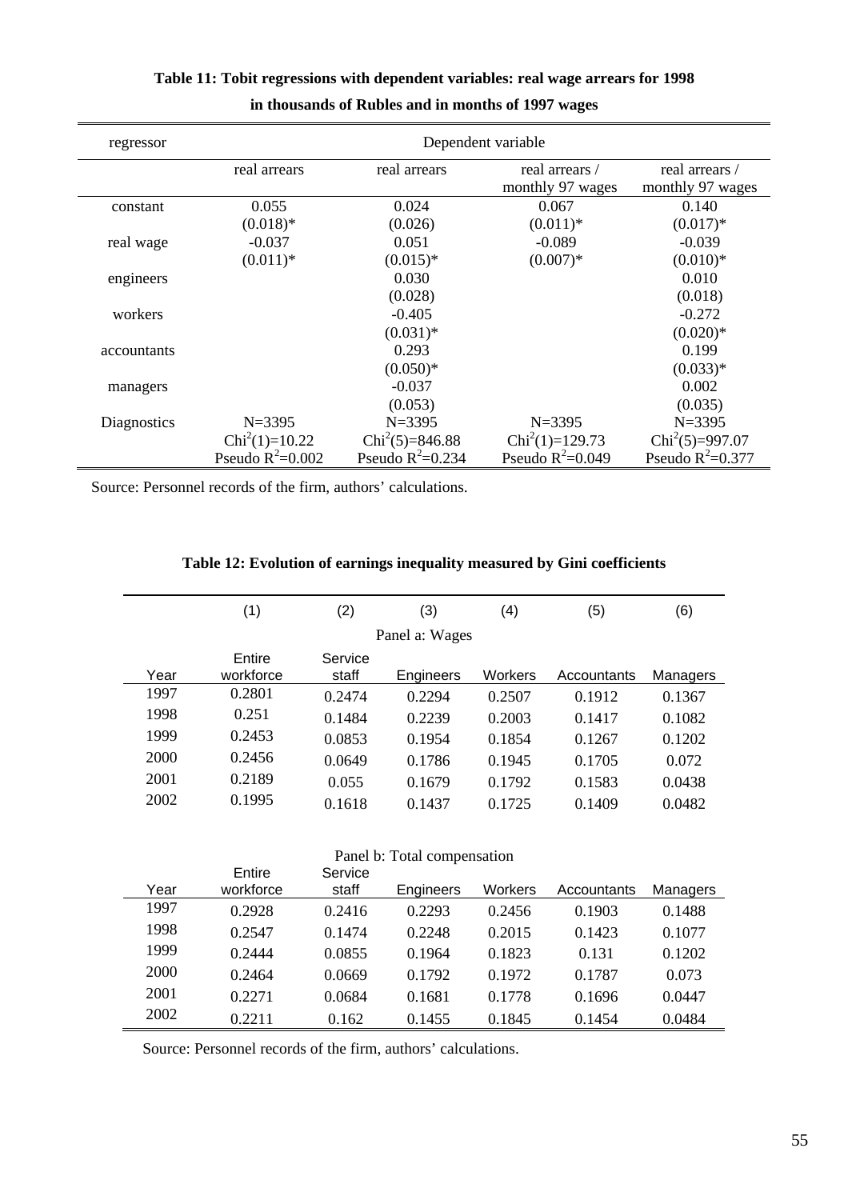**Table 11: Tobit regressions with dependent variables: real wage arrears for 1998 in thousands of Rubles and in months of 1997 wages**

| regressor | Dependent variable | | | |
|---|---|---|---|---|
| | real arrears | real arrears | real arrears / monthly 97 wages | real arrears / monthly 97 wages |
| constant | 0.055 | 0.024 | 0.067 | 0.140 |
| | (0.018)* | (0.026) | (0.011)* | (0.017)* |
| real wage | -0.037 | 0.051 | -0.089 | -0.039 |
| | (0.011)* | (0.015)* | (0.007)* | (0.010)* |
| engineers | | 0.030 | | 0.010 |
| | | (0.028) | | (0.018) |
| workers | | -0.405 | | -0.272 |
| | | (0.031)* | | (0.020)* |
| accountants | | 0.293 | | 0.199 |
| | | (0.050)* | | (0.033)* |
| managers | | -0.037 | | 0.002 |
| | | (0.053) | | (0.035) |
| Diagnostics | N=3395 | N=3395 | N=3395 | N=3395 |
| | $Chi^2(1)$=10.22 | $Chi^2(5)$=846.88 | $Chi^2(1)$=129.73 | $Chi^2(5)$=997.07 |
| | Pseudo $R^2$=0.002 | Pseudo $R^2$=0.234 | Pseudo $R^2$=0.049 | Pseudo $R^2$=0.377 |

Source: Personnel records of the firm, authors' calculations.

**Table 12: Evolution of earnings inequality measured by Gini coefficients**

| | (1) | (2) | (3) | (4) | (5) | (6) |
|---|---|---|---|---|---|---|
| | | | Panel a: Wages | | | |
| Year | Entire workforce | Service staff | Engineers | Workers | Accountants | Managers |
| 1997 | 0.2801 | 0.2474 | 0.2294 | 0.2507 | 0.1912 | 0.1367 |
| 1998 | 0.251 | 0.1484 | 0.2239 | 0.2003 | 0.1417 | 0.1082 |
| 1999 | 0.2453 | 0.0853 | 0.1954 | 0.1854 | 0.1267 | 0.1202 |
| 2000 | 0.2456 | 0.0649 | 0.1786 | 0.1945 | 0.1705 | 0.072 |
| 2001 | 0.2189 | 0.055 | 0.1679 | 0.1792 | 0.1583 | 0.0438 |
| 2002 | 0.1995 | 0.1618 | 0.1437 | 0.1725 | 0.1409 | 0.0482 |
| | | | Panel b: Total compensation | | | |
| Year | Entire workforce | Service staff | Engineers | Workers | Accountants | Managers |
| 1997 | 0.2928 | 0.2416 | 0.2293 | 0.2456 | 0.1903 | 0.1488 |
| 1998 | 0.2547 | 0.1474 | 0.2248 | 0.2015 | 0.1423 | 0.1077 |
| 1999 | 0.2444 | 0.0855 | 0.1964 | 0.1823 | 0.131 | 0.1202 |
| 2000 | 0.2464 | 0.0669 | 0.1792 | 0.1972 | 0.1787 | 0.073 |
| 2001 | 0.2271 | 0.0684 | 0.1681 | 0.1778 | 0.1696 | 0.0447 |
| 2002 | 0.2211 | 0.162 | 0.1455 | 0.1845 | 0.1454 | 0.0484 |

Source: Personnel records of the firm, authors' calculations.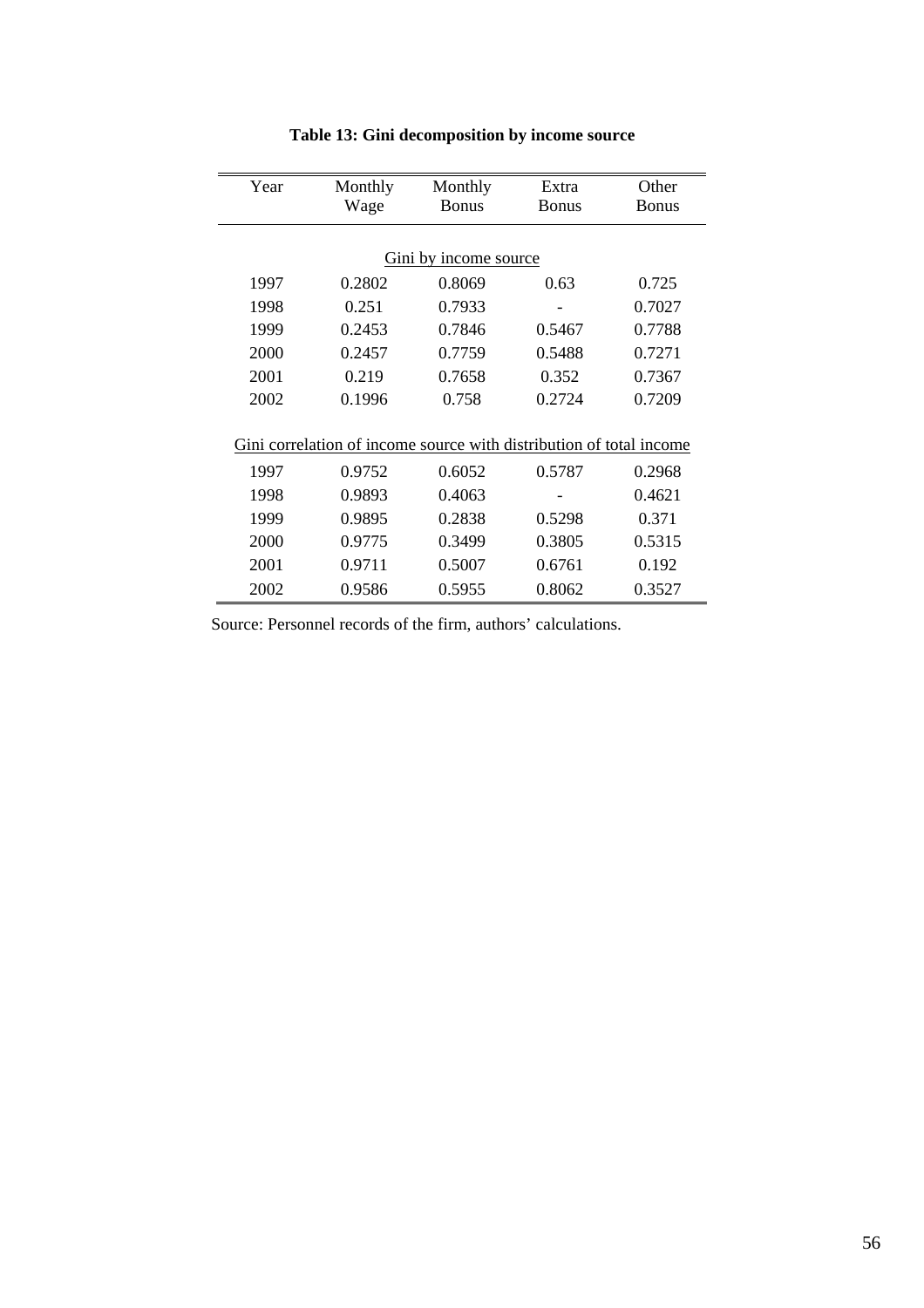**Table 13: Gini decomposition by income source**

| Year | Monthly Wage | Monthly Bonus | Extra Bonus | Other Bonus |
|---|---|---|---|---|
| | | Gini by income source | | |
| 1997 | 0.2802 | 0.8069 | 0.63 | 0.725 |
| 1998 | 0.251 | 0.7933 | - | 0.7027 |
| 1999 | 0.2453 | 0.7846 | 0.5467 | 0.7788 |
| 2000 | 0.2457 | 0.7759 | 0.5488 | 0.7271 |
| 2001 | 0.219 | 0.7658 | 0.352 | 0.7367 |
| 2002 | 0.1996 | 0.758 | 0.2724 | 0.7209 |
| | Gini correlation of income source with distribution of total income | | | |
| 1997 | 0.9752 | 0.6052 | 0.5787 | 0.2968 |
| 1998 | 0.9893 | 0.4063 | - | 0.4621 |
| 1999 | 0.9895 | 0.2838 | 0.5298 | 0.371 |
| 2000 | 0.9775 | 0.3499 | 0.3805 | 0.5315 |
| 2001 | 0.9711 | 0.5007 | 0.6761 | 0.192 |
| 2002 | 0.9586 | 0.5955 | 0.8062 | 0.3527 |

Source: Personnel records of the firm, authors' calculations.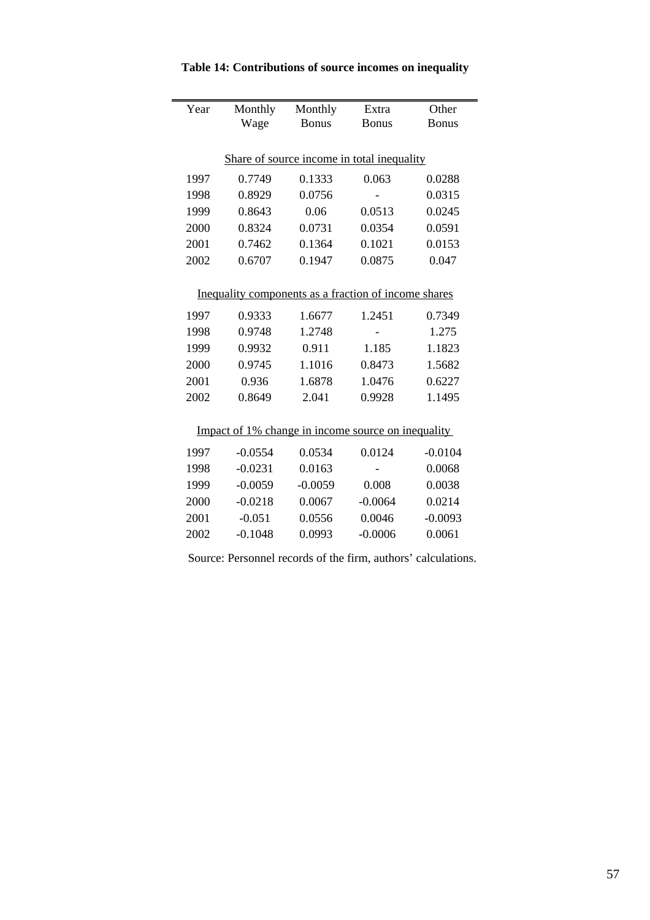**Table 14: Contributions of source incomes on inequality**

| Year | Monthly Wage | Monthly Bonus | Extra Bonus | Other Bonus |
|---|---|---|---|---|
| Share of source income in total inequality | | | | |
| 1997 | 0.7749 | 0.1333 | 0.063 | 0.0288 |
| 1998 | 0.8929 | 0.0756 | - | 0.0315 |
| 1999 | 0.8643 | 0.06 | 0.0513 | 0.0245 |
| 2000 | 0.8324 | 0.0731 | 0.0354 | 0.0591 |
| 2001 | 0.7462 | 0.1364 | 0.1021 | 0.0153 |
| 2002 | 0.6707 | 0.1947 | 0.0875 | 0.047 |
| Inequality components as a fraction of income shares | | | | |
| 1997 | 0.9333 | 1.6677 | 1.2451 | 0.7349 |
| 1998 | 0.9748 | 1.2748 | - | 1.275 |
| 1999 | 0.9932 | 0.911 | 1.185 | 1.1823 |
| 2000 | 0.9745 | 1.1016 | 0.8473 | 1.5682 |
| 2001 | 0.936 | 1.6878 | 1.0476 | 0.6227 |
| 2002 | 0.8649 | 2.041 | 0.9928 | 1.1495 |
| Impact of 1% change in income source on inequality | | | | |
| 1997 | -0.0554 | 0.0534 | 0.0124 | -0.0104 |
| 1998 | -0.0231 | 0.0163 | - | 0.0068 |
| 1999 | -0.0059 | -0.0059 | 0.008 | 0.0038 |
| 2000 | -0.0218 | 0.0067 | -0.0064 | 0.0214 |
| 2001 | -0.051 | 0.0556 | 0.0046 | -0.0093 |
| 2002 | -0.1048 | 0.0993 | -0.0006 | 0.0061 |

Source: Personnel records of the firm, authors' calculations.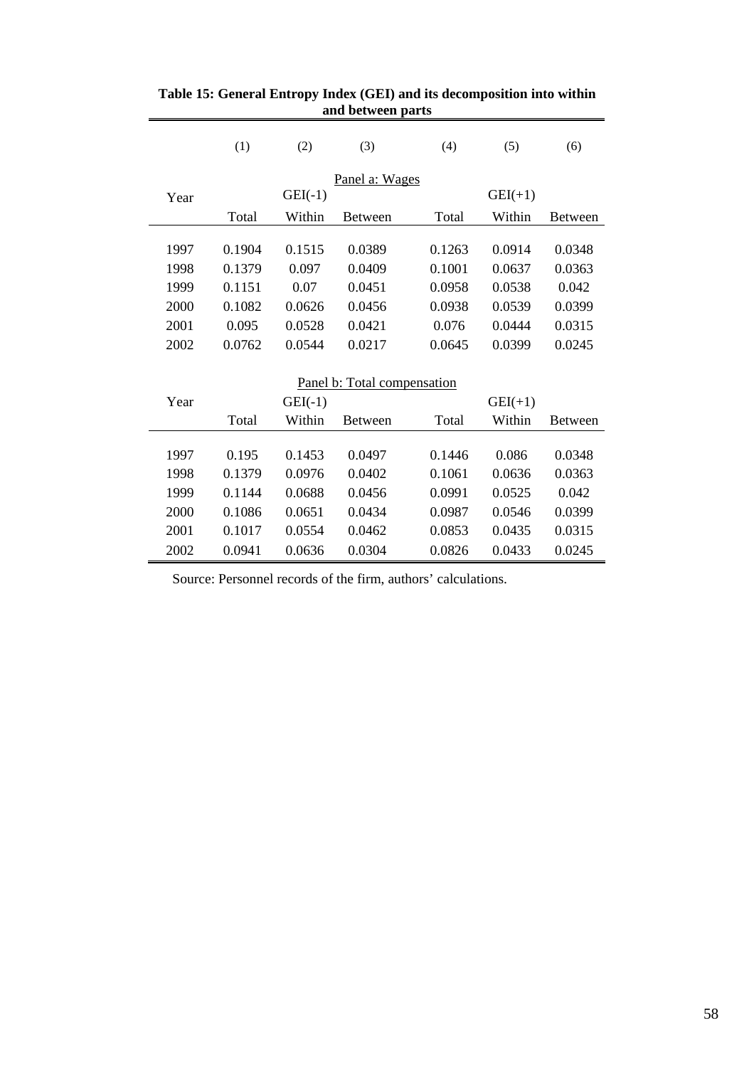**Table 15: General Entropy Index (GEI) and its decomposition into within and between parts**

| | (1) | (2) | (3) | (4) | (5) | (6) |
|---|---|---|---|---|---|---|
| | | | Panel a: Wages | | | |
| Year | | GEI(-1) | | | GEI(+1) | |
| | Total | Within | Between | Total | Within | Between |
| 1997 | 0.1904 | 0.1515 | 0.0389 | 0.1263 | 0.0914 | 0.0348 |
| 1998 | 0.1379 | 0.097 | 0.0409 | 0.1001 | 0.0637 | 0.0363 |
| 1999 | 0.1151 | 0.07 | 0.0451 | 0.0958 | 0.0538 | 0.042 |
| 2000 | 0.1082 | 0.0626 | 0.0456 | 0.0938 | 0.0539 | 0.0399 |
| 2001 | 0.095 | 0.0528 | 0.0421 | 0.076 | 0.0444 | 0.0315 |
| 2002 | 0.0762 | 0.0544 | 0.0217 | 0.0645 | 0.0399 | 0.0245 |
| | | | Panel b: Total compensation | | | |
| Year | | GEI(-1) | | | GEI(+1) | |
| | Total | Within | Between | Total | Within | Between |
| 1997 | 0.195 | 0.1453 | 0.0497 | 0.1446 | 0.086 | 0.0348 |
| 1998 | 0.1379 | 0.0976 | 0.0402 | 0.1061 | 0.0636 | 0.0363 |
| 1999 | 0.1144 | 0.0688 | 0.0456 | 0.0991 | 0.0525 | 0.042 |
| 2000 | 0.1086 | 0.0651 | 0.0434 | 0.0987 | 0.0546 | 0.0399 |
| 2001 | 0.1017 | 0.0554 | 0.0462 | 0.0853 | 0.0435 | 0.0315 |
| 2002 | 0.0941 | 0.0636 | 0.0304 | 0.0826 | 0.0433 | 0.0245 |

Source: Personnel records of the firm, authors' calculations.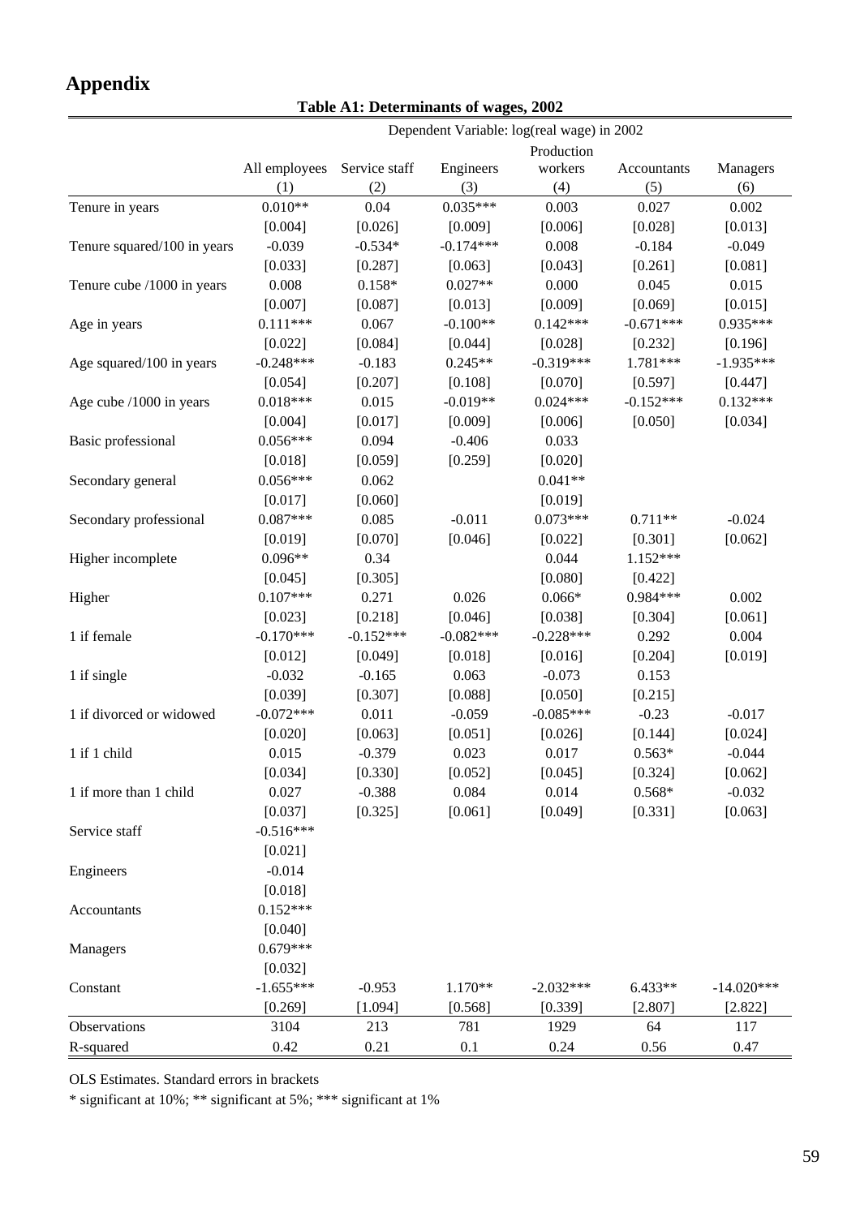# Appendix

**Table A1: Determinants of wages, 2002**

| | Dependent Variable: log(real wage) in 2002 | | | | | |
|---|---|---|---|---|---|---|
| | All employees | Service staff | Engineers | Production workers | Accountants | Managers |
| | (1) | (2) | (3) | (4) | (5) | (6) |
| Tenure in years | 0.010** | 0.04 | 0.035*** | 0.003 | 0.027 | 0.002 |
| | [0.004] | [0.026] | [0.009] | [0.006] | [0.028] | [0.013] |
| Tenure squared/100 in years | -0.039 | -0.534* | -0.174*** | 0.008 | -0.184 | -0.049 |
| | [0.033] | [0.287] | [0.063] | [0.043] | [0.261] | [0.081] |
| Tenure cube /1000 in years | 0.008 | 0.158* | 0.027** | 0.000 | 0.045 | 0.015 |
| | [0.007] | [0.087] | [0.013] | [0.009] | [0.069] | [0.015] |
| Age in years | 0.111*** | 0.067 | -0.100** | 0.142*** | -0.671*** | 0.935*** |
| | [0.022] | [0.084] | [0.044] | [0.028] | [0.232] | [0.196] |
| Age squared/100 in years | -0.248*** | -0.183 | 0.245** | -0.319*** | 1.781*** | -1.935*** |
| | [0.054] | [0.207] | [0.108] | [0.070] | [0.597] | [0.447] |
| Age cube /1000 in years | 0.018*** | 0.015 | -0.019** | 0.024*** | -0.152*** | 0.132*** |
| | [0.004] | [0.017] | [0.009] | [0.006] | [0.050] | [0.034] |
| Basic professional | 0.056*** | 0.094 | -0.406 | 0.033 | | |
| | [0.018] | [0.059] | [0.259] | [0.020] | | |
| Secondary general | 0.056*** | 0.062 | | 0.041** | | |
| | [0.017] | [0.060] | | [0.019] | | |
| Secondary professional | 0.087*** | 0.085 | -0.011 | 0.073*** | 0.711** | -0.024 |
| | [0.019] | [0.070] | [0.046] | [0.022] | [0.301] | [0.062] |
| Higher incomplete | 0.096** | 0.34 | | 0.044 | 1.152*** | |
| | [0.045] | [0.305] | | [0.080] | [0.422] | |
| Higher | 0.107*** | 0.271 | 0.026 | 0.066* | 0.984*** | 0.002 |
| | [0.023] | [0.218] | [0.046] | [0.038] | [0.304] | [0.061] |
| 1 if female | -0.170*** | -0.152*** | -0.082*** | -0.228*** | 0.292 | 0.004 |
| | [0.012] | [0.049] | [0.018] | [0.016] | [0.204] | [0.019] |
| 1 if single | -0.032 | -0.165 | 0.063 | -0.073 | 0.153 | |
| | [0.039] | [0.307] | [0.088] | [0.050] | [0.215] | |
| 1 if divorced or widowed | -0.072*** | 0.011 | -0.059 | -0.085*** | -0.23 | -0.017 |
| | [0.020] | [0.063] | [0.051] | [0.026] | [0.144] | [0.024] |
| 1 if 1 child | 0.015 | -0.379 | 0.023 | 0.017 | 0.563* | -0.044 |
| | [0.034] | [0.330] | [0.052] | [0.045] | [0.324] | [0.062] |
| 1 if more than 1 child | 0.027 | -0.388 | 0.084 | 0.014 | 0.568* | -0.032 |
| | [0.037] | [0.325] | [0.061] | [0.049] | [0.331] | [0.063] |
| Service staff | -0.516*** | | | | | |
| | [0.021] | | | | | |
| Engineers | -0.014 | | | | | |
| | [0.018] | | | | | |
| Accountants | 0.152*** | | | | | |
| | [0.040] | | | | | |
| Managers | 0.679*** | | | | | |
| | [0.032] | | | | | |
| Constant | -1.655*** | -0.953 | 1.170** | -2.032*** | 6.433** | -14.020*** |
| | [0.269] | [1.094] | [0.568] | [0.339] | [2.807] | [2.822] |
| Observations | 3104 | 213 | 781 | 1929 | 64 | 117 |
| R-squared | 0.42 | 0.21 | 0.1 | 0.24 | 0.56 | 0.47 |

OLS Estimates. Standard errors in brackets

* significant at 10%; ** significant at 5%; *** significant at 1%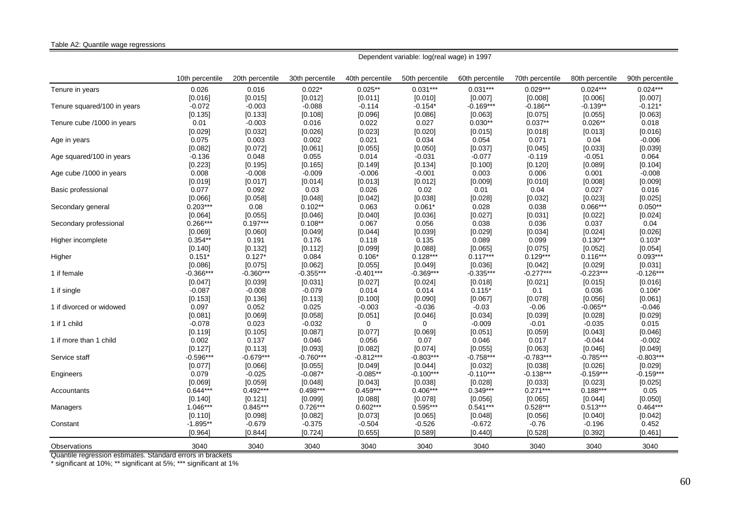Table A2: Quantile wage regressions

| | Dependent variable: log(real wage) in 1997 | | | | | | | | |
|---|---|---|---|---|---|---|---|---|---|
| | 10th percentile | 20th percentile | 30th percentile | 40th percentile | 50th percentile | 60th percentile | 70th percentile | 80th percentile | 90th percentile |
| Tenure in years | 0.026 | 0.016 | 0.022* | 0.025** | 0.031*** | 0.031*** | 0.029*** | 0.024*** | 0.024*** |
| | [0.016] | [0.015] | [0.012] | [0.011] | [0.010] | [0.007] | [0.008] | [0.006] | [0.007] |
| Tenure squared/100 in years | -0.072 | -0.003 | -0.088 | -0.114 | -0.154* | -0.169*** | -0.186** | -0.139** | -0.121* |
| | [0.135] | [0.133] | [0.108] | [0.096] | [0.086] | [0.063] | [0.075] | [0.055] | [0.063] |
| Tenure cube /1000 in years | 0.01 | -0.003 | 0.016 | 0.022 | 0.027 | 0.030** | 0.037** | 0.026** | 0.018 |
| | [0.029] | [0.032] | [0.026] | [0.023] | [0.020] | [0.015] | [0.018] | [0.013] | [0.016] |
| Age in years | 0.075 | 0.003 | 0.002 | 0.021 | 0.034 | 0.054 | 0.071 | 0.04 | -0.006 |
| | [0.082] | [0.072] | [0.061] | [0.055] | [0.050] | [0.037] | [0.045] | [0.033] | [0.039] |
| Age squared/100 in years | -0.136 | 0.048 | 0.055 | 0.014 | -0.031 | -0.077 | -0.119 | -0.051 | 0.064 |
| | [0.223] | [0.195] | [0.165] | [0.149] | [0.134] | [0.100] | [0.120] | [0.089] | [0.104] |
| Age cube /1000 in years | 0.008 | -0.008 | -0.009 | -0.006 | -0.001 | 0.003 | 0.006 | 0.001 | -0.008 |
| | [0.019] | [0.017] | [0.014] | [0.013] | [0.012] | [0.009] | [0.010] | [0.008] | [0.009] |
| Basic professional | 0.077 | 0.092 | 0.03 | 0.026 | 0.02 | 0.01 | 0.04 | 0.027 | 0.016 |
| | [0.066] | [0.058] | [0.048] | [0.042] | [0.038] | [0.028] | [0.032] | [0.023] | [0.025] |
| Secondary general | 0.203*** | 0.08 | 0.102** | 0.063 | 0.061* | 0.028 | 0.038 | 0.066*** | 0.050** |
| | [0.064] | [0.055] | [0.046] | [0.040] | [0.036] | [0.027] | [0.031] | [0.022] | [0.024] |
| Secondary professional | 0.266*** | 0.197*** | 0.108** | 0.067 | 0.056 | 0.038 | 0.036 | 0.037 | 0.04 |
| | [0.069] | [0.060] | [0.049] | [0.044] | [0.039] | [0.029] | [0.034] | [0.024] | [0.026] |
| Higher incomplete | 0.354** | 0.191 | 0.176 | 0.118 | 0.135 | 0.089 | 0.099 | 0.130** | 0.103* |
| | [0.140] | [0.132] | [0.112] | [0.099] | [0.088] | [0.065] | [0.075] | [0.052] | [0.054] |
| Higher | 0.151* | 0.127* | 0.084 | 0.106* | 0.128*** | 0.117*** | 0.129*** | 0.116*** | 0.093*** |
| | [0.086] | [0.075] | [0.062] | [0.055] | [0.049] | [0.036] | [0.042] | [0.029] | [0.031] |
| 1 if female | -0.366*** | -0.360*** | -0.355*** | -0.401*** | -0.369*** | -0.335*** | -0.277*** | -0.223*** | -0.126*** |
| | [0.047] | [0.039] | [0.031] | [0.027] | [0.024] | [0.018] | [0.021] | [0.015] | [0.016] |
| 1 if single | -0.087 | -0.008 | -0.079 | 0.014 | 0.014 | 0.115* | 0.1 | 0.036 | 0.106* |
| | [0.153] | [0.136] | [0.113] | [0.100] | [0.090] | [0.067] | [0.078] | [0.056] | [0.061] |
| 1 if divorced or widowed | 0.097 | 0.052 | 0.025 | -0.003 | -0.036 | -0.03 | -0.06 | -0.065** | -0.046 |
| | [0.081] | [0.069] | [0.058] | [0.051] | [0.046] | [0.034] | [0.039] | [0.028] | [0.029] |
| 1 if 1 child | -0.078 | 0.023 | -0.032 | 0 | 0 | -0.009 | -0.01 | -0.035 | 0.015 |
| | [0.119] | [0.105] | [0.087] | [0.077] | [0.069] | [0.051] | [0.059] | [0.043] | [0.046] |
| 1 if more than 1 child | 0.002 | 0.137 | 0.046 | 0.056 | 0.07 | 0.046 | 0.017 | -0.044 | -0.002 |
| | [0.127] | [0.113] | [0.093] | [0.082] | [0.074] | [0.055] | [0.063] | [0.046] | [0.049] |
| Service staff | -0.596*** | -0.679*** | -0.760*** | -0.812*** | -0.803*** | -0.758*** | -0.783*** | -0.785*** | -0.803*** |
| | [0.077] | [0.066] | [0.055] | [0.049] | [0.044] | [0.032] | [0.038] | [0.026] | [0.029] |
| Engineers | 0.079 | -0.025 | -0.087* | -0.085** | -0.100*** | -0.110*** | -0.138*** | -0.159*** | -0.159*** |
| | [0.069] | [0.059] | [0.048] | [0.043] | [0.038] | [0.028] | [0.033] | [0.023] | [0.025] |
| Accountants | 0.644*** | 0.492*** | 0.498*** | 0.459*** | 0.406*** | 0.349*** | 0.271*** | 0.188*** | 0.05 |
| | [0.140] | [0.121] | [0.099] | [0.088] | [0.078] | [0.056] | [0.065] | [0.044] | [0.050] |
| Managers | 1.046*** | 0.845*** | 0.726*** | 0.602*** | 0.595*** | 0.541*** | 0.528*** | 0.513*** | 0.464*** |
| | [0.110] | [0.098] | [0.082] | [0.073] | [0.065] | [0.048] | [0.056] | [0.040] | [0.042] |
| Constant | -1.895** | -0.679 | -0.375 | -0.504 | -0.526 | -0.672 | -0.76 | -0.196 | 0.452 |
| | [0.964] | [0.844] | [0.724] | [0.655] | [0.589] | [0.440] | [0.528] | [0.392] | [0.461] |
| Observations | 3040 | 3040 | 3040 | 3040 | 3040 | 3040 | 3040 | 3040 | 3040 |

Quantile regression estimates. Standard errors in brackets

* significant at 10%; ** significant at 5%; *** significant at 1%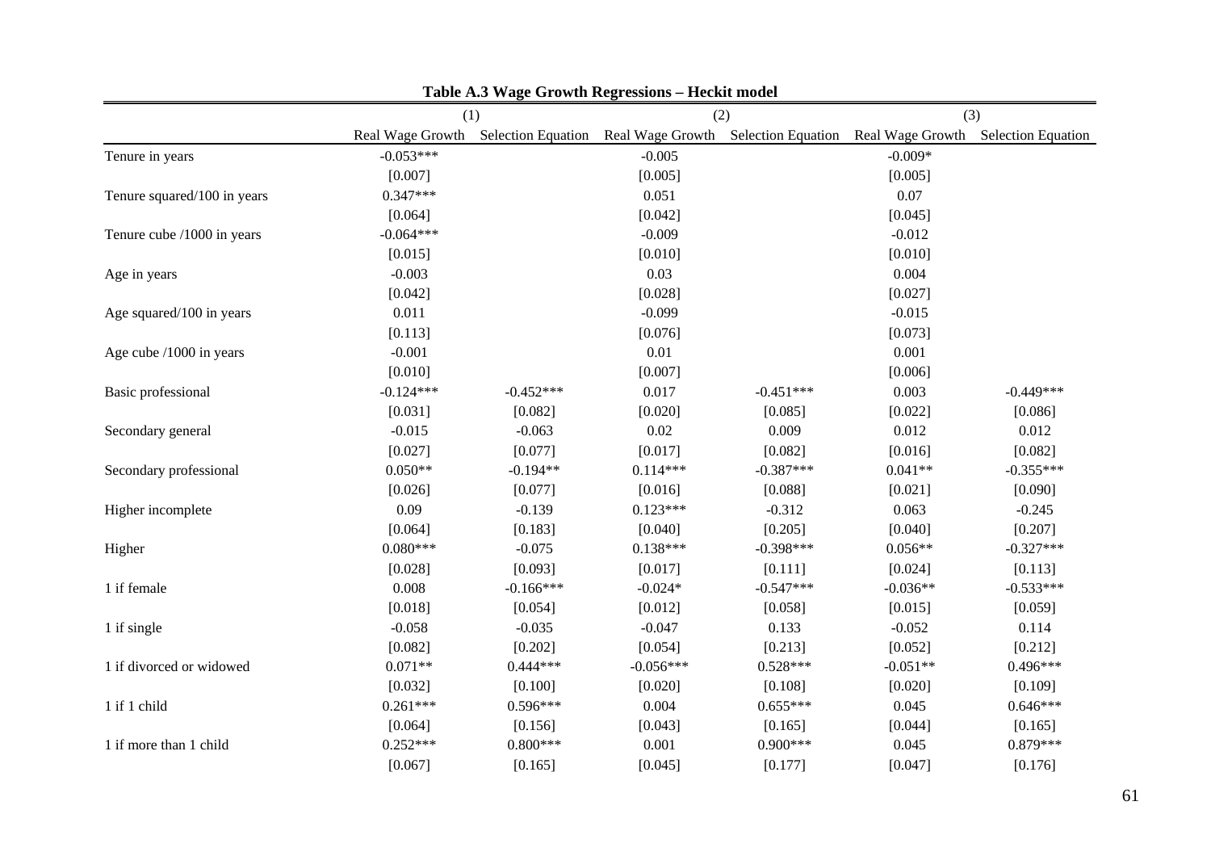**Table A.3 Wage Growth Regressions – Heckit model**

| | (1) | | (2) | | (3) | |
|---|---|---|---|---|---|---|
| | Real Wage Growth | Selection Equation | Real Wage Growth | Selection Equation | Real Wage Growth | Selection Equation |
| Tenure in years | -0.053*** | | -0.005 | | -0.009* | |
| | [0.007] | | [0.005] | | [0.005] | |
| Tenure squared/100 in years | 0.347*** | | 0.051 | | 0.07 | |
| | [0.064] | | [0.042] | | [0.045] | |
| Tenure cube /1000 in years | -0.064*** | | -0.009 | | -0.012 | |
| | [0.015] | | [0.010] | | [0.010] | |
| Age in years | -0.003 | | 0.03 | | 0.004 | |
| | [0.042] | | [0.028] | | [0.027] | |
| Age squared/100 in years | 0.011 | | -0.099 | | -0.015 | |
| | [0.113] | | [0.076] | | [0.073] | |
| Age cube /1000 in years | -0.001 | | 0.01 | | 0.001 | |
| | [0.010] | | [0.007] | | [0.006] | |
| Basic professional | -0.124*** | -0.452*** | 0.017 | -0.451*** | 0.003 | -0.449*** |
| | [0.031] | [0.082] | [0.020] | [0.085] | [0.022] | [0.086] |
| Secondary general | -0.015 | -0.063 | 0.02 | 0.009 | 0.012 | 0.012 |
| | [0.027] | [0.077] | [0.017] | [0.082] | [0.016] | [0.082] |
| Secondary professional | 0.050** | -0.194** | 0.114*** | -0.387*** | 0.041** | -0.355*** |
| | [0.026] | [0.077] | [0.016] | [0.088] | [0.021] | [0.090] |
| Higher incomplete | 0.09 | -0.139 | 0.123*** | -0.312 | 0.063 | -0.245 |
| | [0.064] | [0.183] | [0.040] | [0.205] | [0.040] | [0.207] |
| Higher | 0.080*** | -0.075 | 0.138*** | -0.398*** | 0.056** | -0.327*** |
| | [0.028] | [0.093] | [0.017] | [0.111] | [0.024] | [0.113] |
| 1 if female | 0.008 | -0.166*** | -0.024* | -0.547*** | -0.036** | -0.533*** |
| | [0.018] | [0.054] | [0.012] | [0.058] | [0.015] | [0.059] |
| 1 if single | -0.058 | -0.035 | -0.047 | 0.133 | -0.052 | 0.114 |
| | [0.082] | [0.202] | [0.054] | [0.213] | [0.052] | [0.212] |
| 1 if divorced or widowed | 0.071** | 0.444*** | -0.056*** | 0.528*** | -0.051** | 0.496*** |
| | [0.032] | [0.100] | [0.020] | [0.108] | [0.020] | [0.109] |
| 1 if 1 child | 0.261*** | 0.596*** | 0.004 | 0.655*** | 0.045 | 0.646*** |
| | [0.064] | [0.156] | [0.043] | [0.165] | [0.044] | [0.165] |
| 1 if more than 1 child | 0.252*** | 0.800*** | 0.001 | 0.900*** | 0.045 | 0.879*** |
| | [0.067] | [0.165] | [0.045] | [0.177] | [0.047] | [0.176] |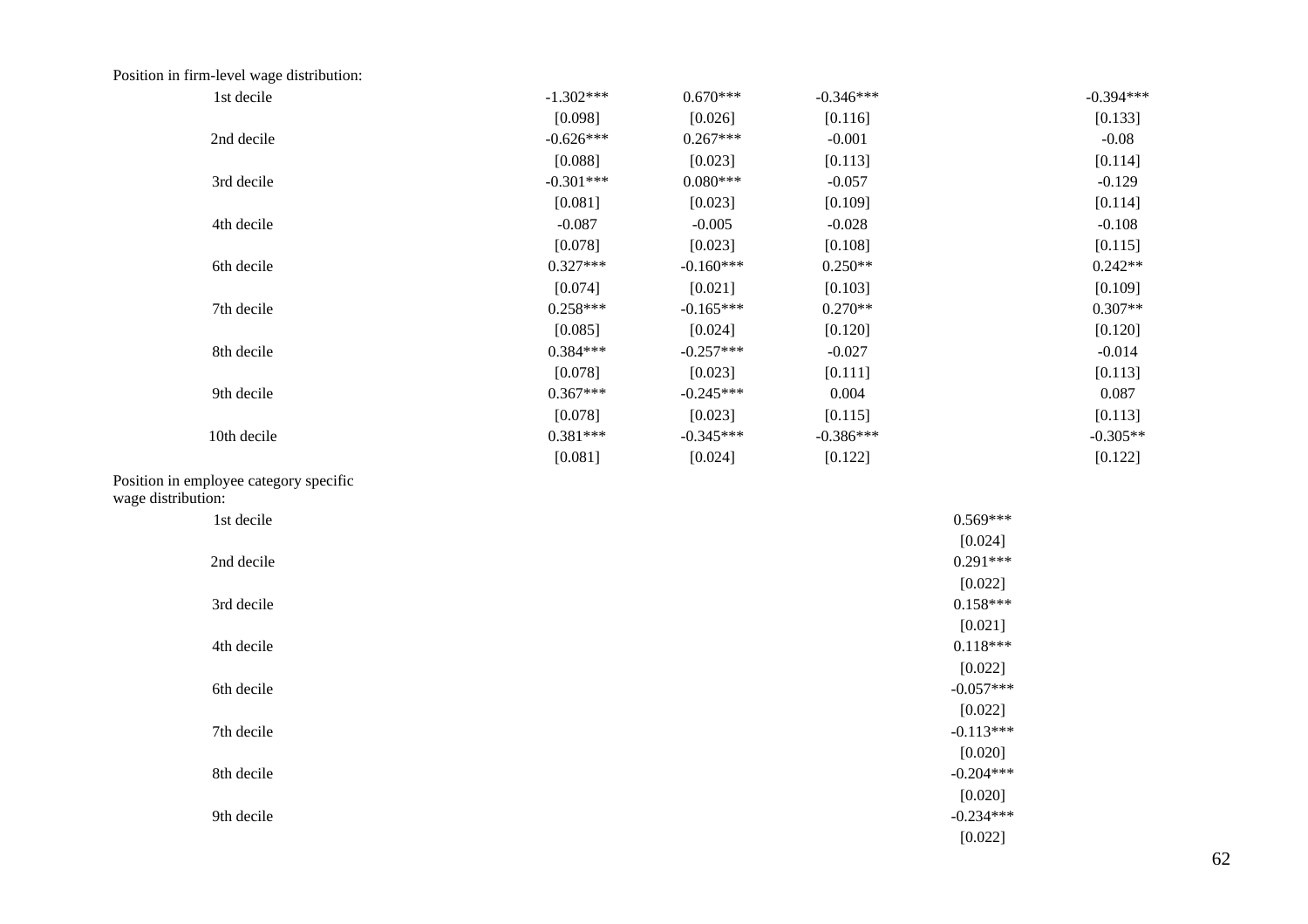| | | | | | |
|---|---|---|---|---|---|
| Position in firm-level wage distribution: | | | | | |
| 1st decile | -1.302*** | 0.670*** | -0.346*** | | -0.394*** |
| | [0.098] | [0.026] | [0.116] | | [0.133] |
| 2nd decile | -0.626*** | 0.267*** | -0.001 | | -0.08 |
| | [0.088] | [0.023] | [0.113] | | [0.114] |
| 3rd decile | -0.301*** | 0.080*** | -0.057 | | -0.129 |
| | [0.081] | [0.023] | [0.109] | | [0.114] |
| 4th decile | -0.087 | -0.005 | -0.028 | | -0.108 |
| | [0.078] | [0.023] | [0.108] | | [0.115] |
| 6th decile | 0.327*** | -0.160*** | 0.250** | | 0.242** |
| | [0.074] | [0.021] | [0.103] | | [0.109] |
| 7th decile | 0.258*** | -0.165*** | 0.270** | | 0.307** |
| | [0.085] | [0.024] | [0.120] | | [0.120] |
| 8th decile | 0.384*** | -0.257*** | -0.027 | | -0.014 |
| | [0.078] | [0.023] | [0.111] | | [0.113] |
| 9th decile | 0.367*** | -0.245*** | 0.004 | | 0.087 |
| | [0.078] | [0.023] | [0.115] | | [0.113] |
| 10th decile | 0.381*** | -0.345*** | -0.386*** | | -0.305** |
| | [0.081] | [0.024] | [0.122] | | [0.122] |
| Position in employee category specific wage distribution: | | | | | |
| 1st decile | | | | 0.569*** | |
| | | | | [0.024] | |
| 2nd decile | | | | 0.291*** | |
| | | | | [0.022] | |
| 3rd decile | | | | 0.158*** | |
| | | | | [0.021] | |
| 4th decile | | | | 0.118*** | |
| | | | | [0.022] | |
| 6th decile | | | | -0.057*** | |
| | | | | [0.022] | |
| 7th decile | | | | -0.113*** | |
| | | | | [0.020] | |
| 8th decile | | | | -0.204*** | |
| | | | | [0.020] | |
| 9th decile | | | | -0.234*** | |
| | | | | [0.022] | |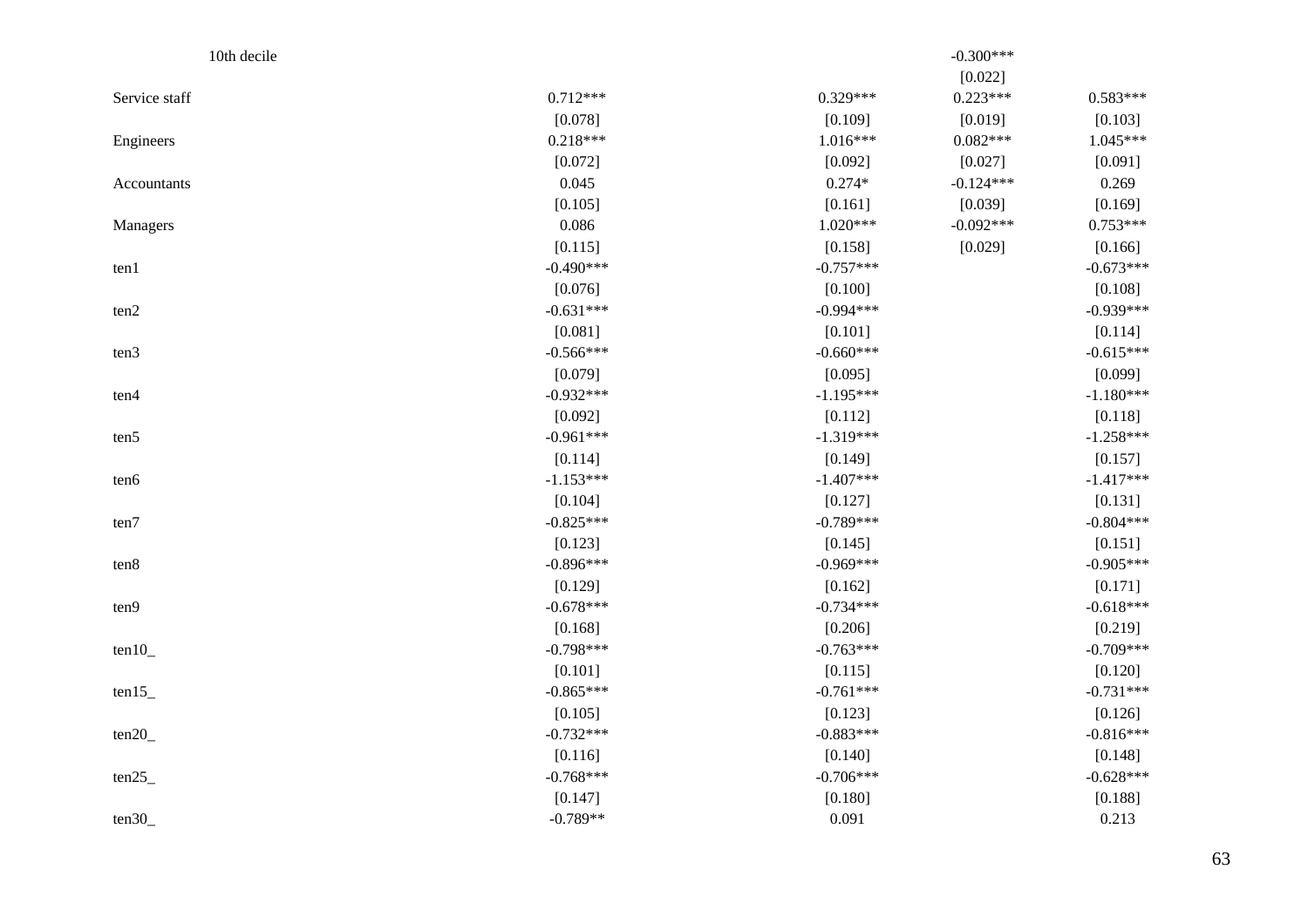| | | | | |
|---|---|---|---|---|
| 10th decile | | | -0.300*** | |
| | | | [0.022] | |
| Service staff | 0.712*** | 0.329*** | 0.223*** | 0.583*** |
| | [0.078] | [0.109] | [0.019] | [0.103] |
| Engineers | 0.218*** | 1.016*** | 0.082*** | 1.045*** |
| | [0.072] | [0.092] | [0.027] | [0.091] |
| Accountants | 0.045 | 0.274* | -0.124*** | 0.269 |
| | [0.105] | [0.161] | [0.039] | [0.169] |
| Managers | 0.086 | 1.020*** | -0.092*** | 0.753*** |
| | [0.115] | [0.158] | [0.029] | [0.166] |
| ten1 | -0.490*** | -0.757*** | | -0.673*** |
| | [0.076] | [0.100] | | [0.108] |
| ten2 | -0.631*** | -0.994*** | | -0.939*** |
| | [0.081] | [0.101] | | [0.114] |
| ten3 | -0.566*** | -0.660*** | | -0.615*** |
| | [0.079] | [0.095] | | [0.099] |
| ten4 | -0.932*** | -1.195*** | | -1.180*** |
| | [0.092] | [0.112] | | [0.118] |
| ten5 | -0.961*** | -1.319*** | | -1.258*** |
| | [0.114] | [0.149] | | [0.157] |
| ten6 | -1.153*** | -1.407*** | | -1.417*** |
| | [0.104] | [0.127] | | [0.131] |
| ten7 | -0.825*** | -0.789*** | | -0.804*** |
| | [0.123] | [0.145] | | [0.151] |
| ten8 | -0.896*** | -0.969*** | | -0.905*** |
| | [0.129] | [0.162] | | [0.171] |
| ten9 | -0.678*** | -0.734*** | | -0.618*** |
| | [0.168] | [0.206] | | [0.219] |
| ten10_ | -0.798*** | -0.763*** | | -0.709*** |
| | [0.101] | [0.115] | | [0.120] |
| ten15_ | -0.865*** | -0.761*** | | -0.731*** |
| | [0.105] | [0.123] | | [0.126] |
| ten20_ | -0.732*** | -0.883*** | | -0.816*** |
| | [0.116] | [0.140] | | [0.148] |
| ten25_ | -0.768*** | -0.706*** | | -0.628*** |
| | [0.147] | [0.180] | | [0.188] |
| ten30_ | -0.789** | 0.091 | | 0.213 |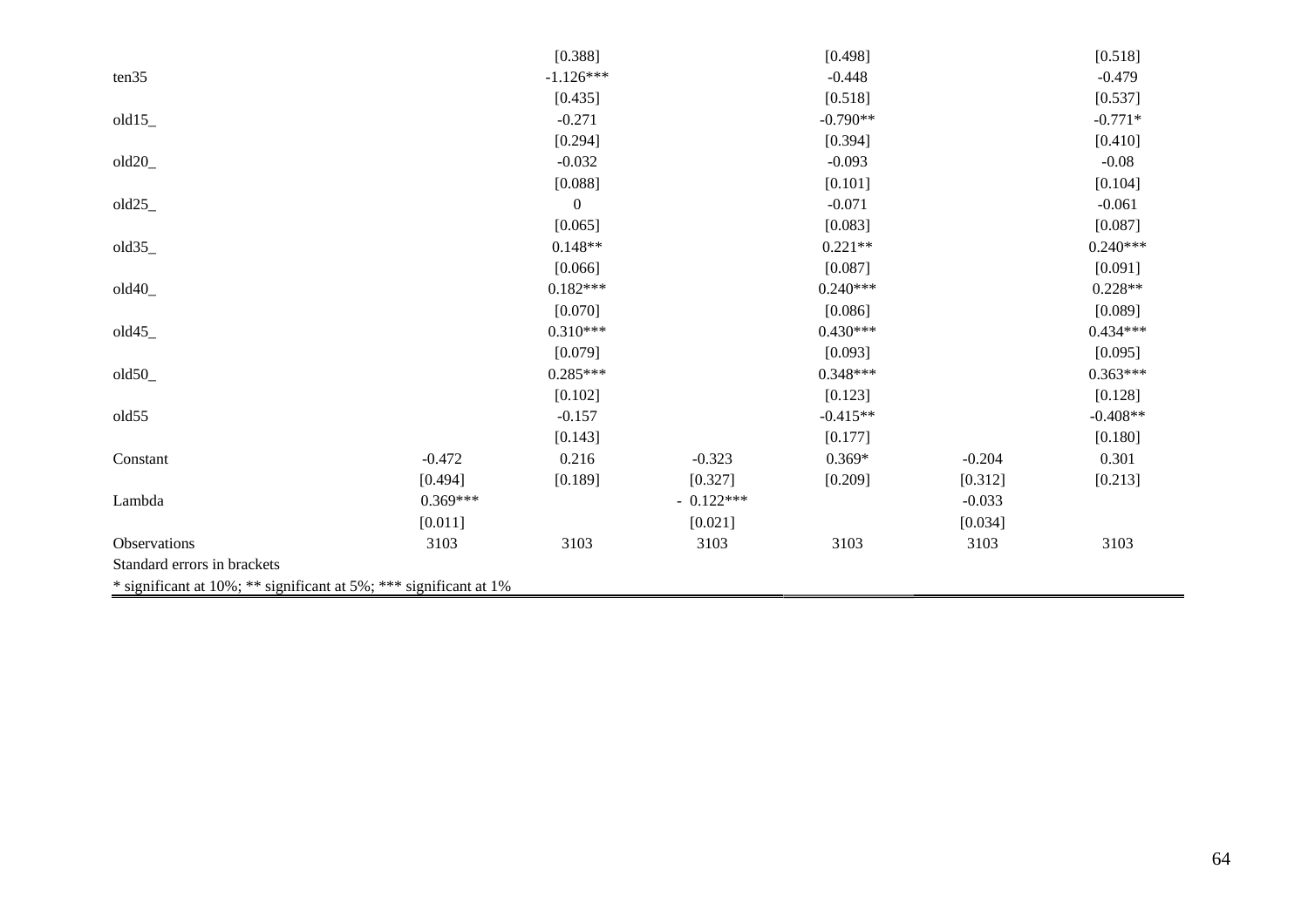| | | | | | | |
|---|---|---|---|---|---|---|
| | | [0.388] | | [0.498] | | [0.518] |
| ten35 | | -1.126*** | | -0.448 | | -0.479 |
| | | [0.435] | | [0.518] | | [0.537] |
| old15_ | | -0.271 | | -0.790** | | -0.771* |
| | | [0.294] | | [0.394] | | [0.410] |
| old20_ | | -0.032 | | -0.093 | | -0.08 |
| | | [0.088] | | [0.101] | | [0.104] |
| old25_ | | 0 | | -0.071 | | -0.061 |
| | | [0.065] | | [0.083] | | [0.087] |
| old35_ | | 0.148** | | 0.221** | | 0.240*** |
| | | [0.066] | | [0.087] | | [0.091] |
| old40_ | | 0.182*** | | 0.240*** | | 0.228** |
| | | [0.070] | | [0.086] | | [0.089] |
| old45_ | | 0.310*** | | 0.430*** | | 0.434*** |
| | | [0.079] | | [0.093] | | [0.095] |
| old50_ | | 0.285*** | | 0.348*** | | 0.363*** |
| | | [0.102] | | [0.123] | | [0.128] |
| old55 | | -0.157 | | -0.415** | | -0.408** |
| | | [0.143] | | [0.177] | | [0.180] |
| Constant | -0.472 | 0.216 | -0.323 | 0.369* | -0.204 | 0.301 |
| | [0.494] | [0.189] | [0.327] | [0.209] | [0.312] | [0.213] |
| Lambda | 0.369*** | | - 0.122*** | | -0.033 | |
| | [0.011] | | [0.021] | | [0.034] | |
| Observations | 3103 | 3103 | 3103 | 3103 | 3103 | 3103 |

Standard errors in brackets

* significant at 10%; ** significant at 5%; *** significant at 1%